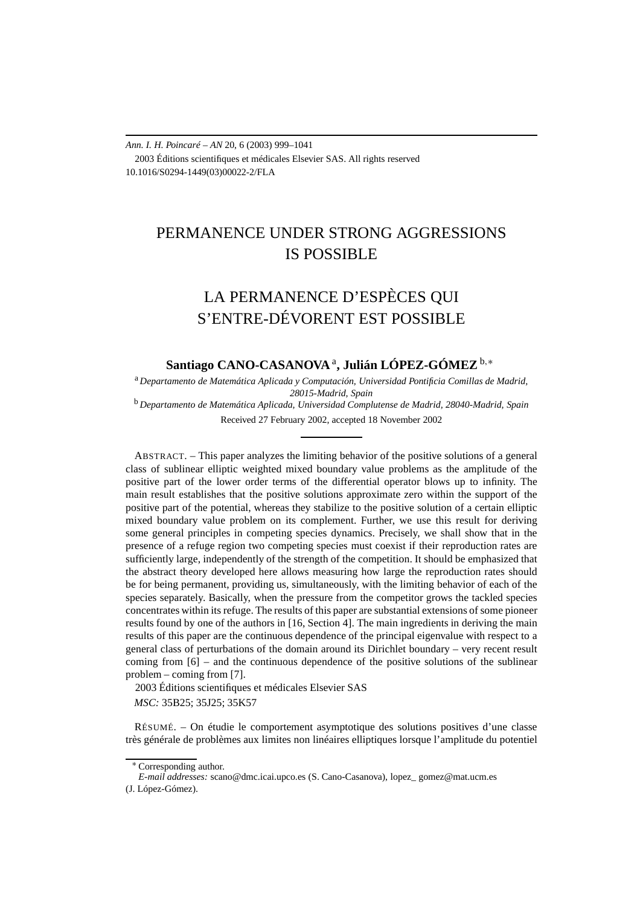# PERMANENCE UNDER STRONG AGGRESSIONS IS POSSIBLE

# LA PERMANENCE D'ESPÈCES QUI S'ENTRE-DÉVORENT EST POSSIBLE

**Santiago CANO-CASANOVA** [a], **Julián LÓPEZ-GÓMEZ** [b,*]

[a] *Departamento de Matemática Aplicada y Computación, Universidad Pontificia Comillas de Madrid, 28015-Madrid, Spain*

[b] *Departamento de Matemática Aplicada, Universidad Complutense de Madrid, 28040-Madrid, Spain*

Received 27 February 2002, accepted 18 November 2002

ABSTRACT. – This paper analyzes the limiting behavior of the positive solutions of a general class of sublinear elliptic weighted mixed boundary value problems as the amplitude of the positive part of the lower order terms of the differential operator blows up to infinity. The main result establishes that the positive solutions approximate zero within the support of the positive part of the potential, whereas they stabilize to the positive solution of a certain elliptic mixed boundary value problem on its complement. Further, we use this result for deriving some general principles in competing species dynamics. Precisely, we shall show that in the presence of a refuge region two competing species must coexist if their reproduction rates are sufficiently large, independently of the strength of the competition. It should be emphasized that the abstract theory developed here allows measuring how large the reproduction rates should be for being permanent, providing us, simultaneously, with the limiting behavior of each of the species separately. Basically, when the pressure from the competitor grows the tackled species concentrates within its refuge. The results of this paper are substantial extensions of some pioneer results found by one of the authors in [16, Section 4]. The main ingredients in deriving the main results of this paper are the continuous dependence of the principal eigenvalue with respect to a general class of perturbations of the domain around its Dirichlet boundary – very recent result coming from [6] – and the continuous dependence of the positive solutions of the sublinear problem – coming from [7].

2003 Éditions scientifiques et médicales Elsevier SAS

*MSC:* 35B25; 35J25; 35K57

RÉSUMÉ. – On étudie le comportement asymptotique des solutions positives d'une classe très générale de problèmes aux limites non linéaires elliptiques lorsque l'amplitude du potentiel

---

[*] Corresponding author.

*E-mail addresses:* scano@dmc.icai.upco.es (S. Cano-Casanova), lopez_ gomez@mat.ucm.es (J. López-Gómez).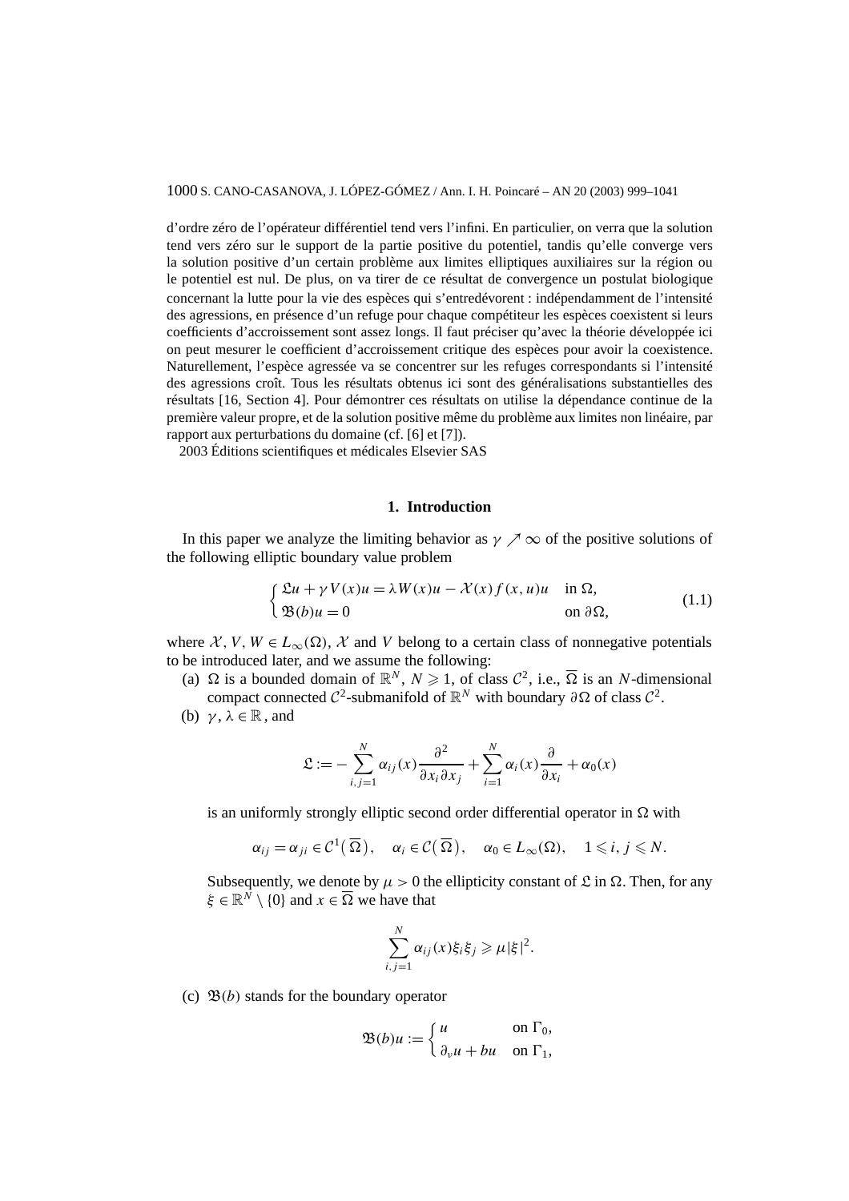d'ordre zéro de l'opérateur différentiel tend vers l'infini. En particulier, on verra que la solution tend vers zéro sur le support de la partie positive du potentiel, tandis qu'elle converge vers la solution positive d'un certain problème aux limites elliptiques auxiliaires sur la région ou le potentiel est nul. De plus, on va tirer de ce résultat de convergence un postulat biologique concernant la lutte pour la vie des espèces qui s'entredévorent : indépendamment de l'intensité des agressions, en présence d'un refuge pour chaque compétiteur les espèces coexistent si leurs coefficients d'accroissement sont assez longs. Il faut préciser qu'avec la théorie développée ici on peut mesurer le coefficient d'accroissement critique des espèces pour avoir la coexistence. Naturellement, l'espèce agressée va se concentrer sur les refuges correspondants si l'intensité des agressions croît. Tous les résultats obtenus ici sont des généralisations substantielles des résultats [16, Section 4]. Pour démontrer ces résultats on utilise la dépendance continue de la première valeur propre, et de la solution positive même du problème aux limites non linéaire, par rapport aux perturbations du domaine (cf. [6] et [7]).
 2003 Éditions scientifiques et médicales Elsevier SAS

## 1. Introduction

In this paper we analyze the limiting behavior as $\gamma \nearrow \infty$ of the positive solutions of the following elliptic boundary value problem

$$\begin{cases} \mathfrak{L}u + \gamma V(x)u = \lambda W(x)u - \mathcal{X}(x) f(x,u)u & \text{in } \Omega, \\ \mathfrak{B}(b)u = 0 & \text{on } \partial\Omega, \end{cases} \tag{1.1}$$

where $\mathcal{X}, V, W \in L_\infty(\Omega)$, $\mathcal{X}$ and $V$ belong to a certain class of nonnegative potentials to be introduced later, and we assume the following:

(a) $\Omega$ is a bounded domain of $\mathbb{R}^N$, $N \geqslant 1$, of class $\mathcal{C}^2$, i.e., $\overline{\Omega}$ is an $N$-dimensional compact connected $\mathcal{C}^2$-submanifold of $\mathbb{R}^N$ with boundary $\partial\Omega$ of class $\mathcal{C}^2$.

(b) $\gamma, \lambda \in \mathbb{R}$, and

$$\mathfrak{L} := -\sum_{i,j=1}^{N} \alpha_{ij}(x) \frac{\partial^2}{\partial x_i \partial x_j} + \sum_{i=1}^{N} \alpha_i(x) \frac{\partial}{\partial x_i} + \alpha_0(x)$$

is an uniformly strongly elliptic second order differential operator in $\Omega$ with

$$\alpha_{ij} = \alpha_{ji} \in \mathcal{C}^1(\overline{\Omega}), \quad \alpha_i \in \mathcal{C}(\overline{\Omega}), \quad \alpha_0 \in L_\infty(\Omega), \quad 1 \leqslant i, j \leqslant N.$$

Subsequently, we denote by $\mu > 0$ the ellipticity constant of $\mathfrak{L}$ in $\Omega$. Then, for any $\xi \in \mathbb{R}^N \setminus \{0\}$ and $x \in \overline{\Omega}$ we have that

$$\sum_{i,j=1}^{N} \alpha_{ij}(x)\xi_i\xi_j \geqslant \mu|\xi|^2.$$

(c) $\mathfrak{B}(b)$ stands for the boundary operator

$$\mathfrak{B}(b)u := \begin{cases} u & \text{on } \Gamma_0, \\ \partial_\nu u + bu & \text{on } \Gamma_1, \end{cases}$$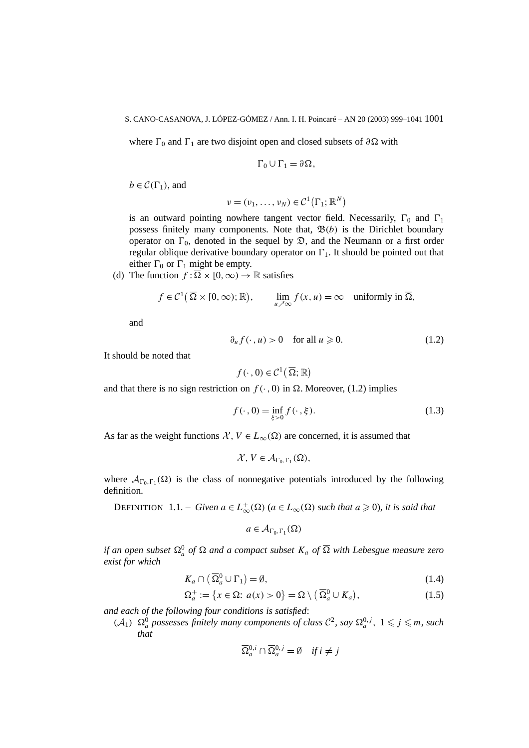where $\Gamma_0$ and $\Gamma_1$ are two disjoint open and closed subsets of $\partial\Omega$ with

$$\Gamma_0 \cup \Gamma_1 = \partial\Omega,$$

$b \in \mathcal{C}(\Gamma_1)$, and

$$\nu = (\nu_1, \ldots, \nu_N) \in \mathcal{C}^1\big(\Gamma_1; \mathbb{R}^N\big)$$

is an outward pointing nowhere tangent vector field. Necessarily, $\Gamma_0$ and $\Gamma_1$ possess finitely many components. Note that, $\mathfrak{B}(b)$ is the Dirichlet boundary operator on $\Gamma_0$, denoted in the sequel by $\mathfrak{D}$, and the Neumann or a first order regular oblique derivative boundary operator on $\Gamma_1$. It should be pointed out that either $\Gamma_0$ or $\Gamma_1$ might be empty.

(d) The function $f : \overline{\Omega} \times [0,\infty) \to \mathbb{R}$ satisfies

$$f \in \mathcal{C}^1\big(\overline{\Omega} \times [0,\infty); \mathbb{R}\big), \qquad \lim_{u \nearrow \infty} f(x,u) = \infty \quad \text{uniformly in } \overline{\Omega},$$

and

$$\partial_u f(\cdot\,,u) > 0 \quad \text{for all } u \geqslant 0. \tag{1.2}$$

It should be noted that

$$f(\cdot\,,0) \in \mathcal{C}^1\big(\overline{\Omega}; \mathbb{R}\big)$$

and that there is no sign restriction on $f(\cdot\,,0)$ in $\Omega$. Moreover, (1.2) implies

$$f(\cdot\,,0) = \inf_{\xi>0} f(\cdot\,,\xi). \tag{1.3}$$

As far as the weight functions $\mathcal{X}, V \in L_\infty(\Omega)$ are concerned, it is assumed that

$$\mathcal{X}, V \in \mathcal{A}_{\Gamma_0,\Gamma_1}(\Omega),$$

where $\mathcal{A}_{\Gamma_0,\Gamma_1}(\Omega)$ is the class of nonnegative potentials introduced by the following definition.

DEFINITION 1.1. – *Given $a \in L^+_\infty(\Omega)$ ($a \in L_\infty(\Omega)$ such that $a \geqslant 0$), it is said that*

$$a \in \mathcal{A}_{\Gamma_0,\Gamma_1}(\Omega)$$

*if an open subset $\Omega^0_a$ of $\Omega$ and a compact subset $K_a$ of $\overline{\Omega}$ with Lebesgue measure zero exist for which*

$$K_a \cap \big(\overline{\Omega}^0_a \cup \Gamma_1\big) = \emptyset, \tag{1.4}$$

$$\Omega^+_a := \big\{x \in \Omega\colon\ a(x) > 0\big\} = \Omega \setminus \big(\overline{\Omega}^0_a \cup K_a\big), \tag{1.5}$$

*and each of the following four conditions is satisfied*:

($\mathcal{A}_1$) *$\Omega^0_a$ possesses finitely many components of class $\mathcal{C}^2$, say $\Omega^{0,j}_a$, $1 \leqslant j \leqslant m$, such that*

$$\overline{\Omega}^{0,i}_a \cap \overline{\Omega}^{0,j}_a = \emptyset \quad \textit{if } i \neq j$$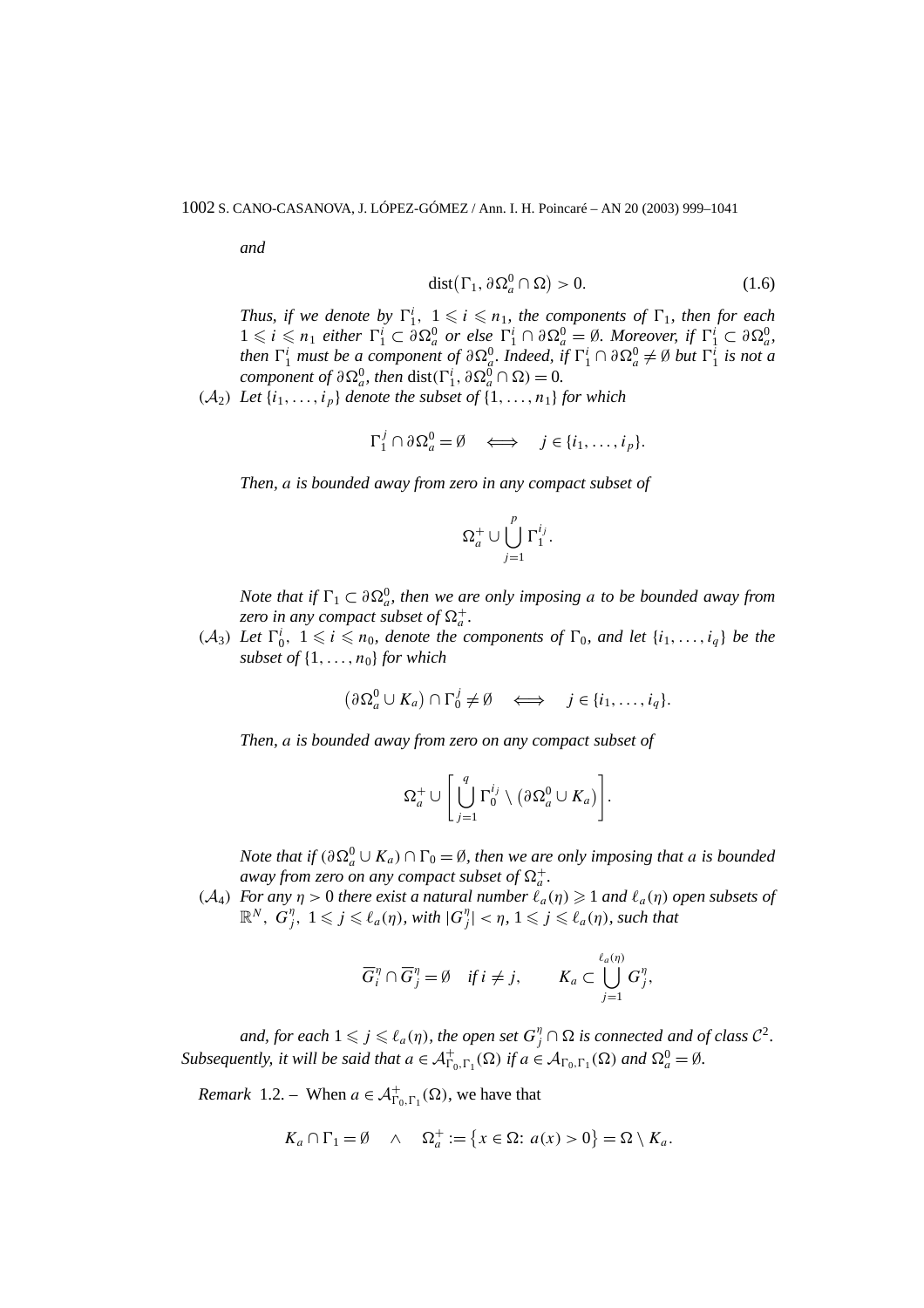*and*

$$\operatorname{dist}\left(\Gamma_1, \partial\Omega_a^0 \cap \Omega\right) > 0. \tag{1.6}$$

*Thus, if we denote by* $\Gamma_1^i$, $1 \leqslant i \leqslant n_1$, *the components of* $\Gamma_1$, *then for each* $1 \leqslant i \leqslant n_1$ *either* $\Gamma_1^i \subset \partial\Omega_a^0$ *or else* $\Gamma_1^i \cap \partial\Omega_a^0 = \emptyset$. *Moreover, if* $\Gamma_1^i \subset \partial\Omega_a^0$, *then* $\Gamma_1^i$ *must be a component of* $\partial\Omega_a^0$. *Indeed, if* $\Gamma_1^i \cap \partial\Omega_a^0 \neq \emptyset$ *but* $\Gamma_1^i$ *is not a component of* $\partial\Omega_a^0$, *then* $\operatorname{dist}(\Gamma_1^i, \partial\Omega_a^0 \cap \Omega) = 0$.

($\mathcal{A}_2$) *Let* $\{i_1, \ldots, i_p\}$ *denote the subset of* $\{1, \ldots, n_1\}$ *for which*

$$\Gamma_1^j \cap \partial\Omega_a^0 = \emptyset \quad \Longleftrightarrow \quad j \in \{i_1, \ldots, i_p\}.$$

*Then,* $a$ *is bounded away from zero in any compact subset of*

$$\Omega_a^+ \cup \bigcup_{j=1}^{p} \Gamma_1^{i_j}.$$

*Note that if* $\Gamma_1 \subset \partial\Omega_a^0$, *then we are only imposing* $a$ *to be bounded away from zero in any compact subset of* $\Omega_a^+$.

($\mathcal{A}_3$) *Let* $\Gamma_0^i$, $1 \leqslant i \leqslant n_0$, *denote the components of* $\Gamma_0$, *and let* $\{i_1, \ldots, i_q\}$ *be the subset of* $\{1, \ldots, n_0\}$ *for which*

$$\left(\partial\Omega_a^0 \cup K_a\right) \cap \Gamma_0^j \neq \emptyset \quad \Longleftrightarrow \quad j \in \{i_1, \ldots, i_q\}.$$

*Then,* $a$ *is bounded away from zero on any compact subset of*

$$\Omega_a^+ \cup \left[\bigcup_{j=1}^{q} \Gamma_0^{i_j} \setminus \left(\partial\Omega_a^0 \cup K_a\right)\right].$$

*Note that if* $(\partial\Omega_a^0 \cup K_a) \cap \Gamma_0 = \emptyset$, *then we are only imposing that* $a$ *is bounded away from zero on any compact subset of* $\Omega_a^+$.

($\mathcal{A}_4$) *For any* $\eta > 0$ *there exist a natural number* $\ell_a(\eta) \geqslant 1$ *and* $\ell_a(\eta)$ *open subsets of* $\mathbb{R}^N$, $G_j^\eta$, $1 \leqslant j \leqslant \ell_a(\eta)$, *with* $|G_j^\eta| < \eta$, $1 \leqslant j \leqslant \ell_a(\eta)$, *such that*

$$\overline{G}_i^\eta \cap \overline{G}_j^\eta = \emptyset \quad \text{if } i \neq j, \qquad K_a \subset \bigcup_{j=1}^{\ell_a(\eta)} G_j^\eta,$$

*and, for each* $1 \leqslant j \leqslant \ell_a(\eta)$, *the open set* $G_j^\eta \cap \Omega$ *is connected and of class* $\mathcal{C}^2$.

*Subsequently, it will be said that* $a \in \mathcal{A}^+_{\Gamma_0,\Gamma_1}(\Omega)$ *if* $a \in \mathcal{A}_{\Gamma_0,\Gamma_1}(\Omega)$ *and* $\Omega_a^0 = \emptyset$.

*Remark* 1.2. – When $a \in \mathcal{A}^+_{\Gamma_0,\Gamma_1}(\Omega)$, we have that

$$K_a \cap \Gamma_1 = \emptyset \quad \wedge \quad \Omega_a^+ := \left\{x \in \Omega\colon a(x) > 0\right\} = \Omega \setminus K_a.$$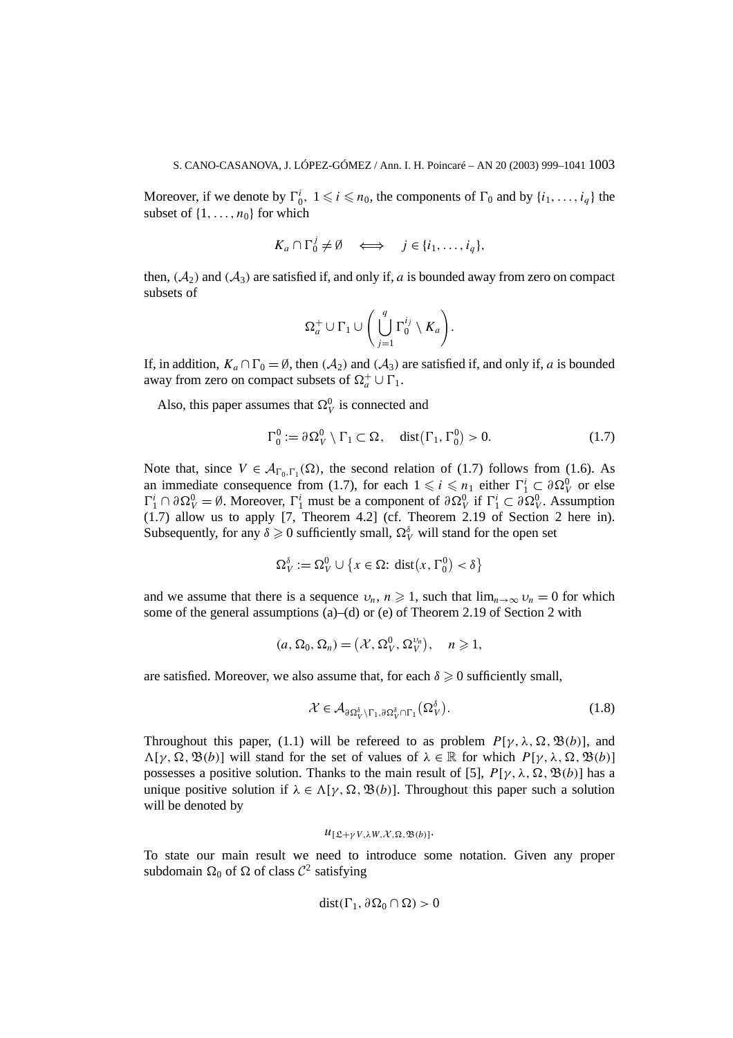Moreover, if we denote by $\Gamma_0^i$, $1 \leqslant i \leqslant n_0$, the components of $\Gamma_0$ and by $\{i_1, \ldots, i_q\}$ the subset of $\{1, \ldots, n_0\}$ for which

$$K_a \cap \Gamma_0^j \neq \emptyset \quad \Longleftrightarrow \quad j \in \{i_1, \ldots, i_q\},$$

then, $(\mathcal{A}_2)$ and $(\mathcal{A}_3)$ are satisfied if, and only if, $a$ is bounded away from zero on compact subsets of

$$\Omega_a^+ \cup \Gamma_1 \cup \left( \bigcup_{j=1}^{q} \Gamma_0^{i_j} \setminus K_a \right).$$

If, in addition, $K_a \cap \Gamma_0 = \emptyset$, then $(\mathcal{A}_2)$ and $(\mathcal{A}_3)$ are satisfied if, and only if, $a$ is bounded away from zero on compact subsets of $\Omega_a^+ \cup \Gamma_1$.

Also, this paper assumes that $\Omega_V^0$ is connected and

$$\Gamma_0^0 := \partial \Omega_V^0 \setminus \Gamma_1 \subset \Omega, \quad \operatorname{dist}(\Gamma_1, \Gamma_0^0) > 0. \tag{1.7}$$

Note that, since $V \in \mathcal{A}_{\Gamma_0, \Gamma_1}(\Omega)$, the second relation of (1.7) follows from (1.6). As an immediate consequence from (1.7), for each $1 \leqslant i \leqslant n_1$ either $\Gamma_1^i \subset \partial \Omega_V^0$ or else $\Gamma_1^i \cap \partial \Omega_V^0 = \emptyset$. Moreover, $\Gamma_1^i$ must be a component of $\partial \Omega_V^0$ if $\Gamma_1^i \subset \partial \Omega_V^0$. Assumption (1.7) allow us to apply [7, Theorem 4.2] (cf. Theorem 2.19 of Section 2 here in). Subsequently, for any $\delta \geqslant 0$ sufficiently small, $\Omega_V^\delta$ will stand for the open set

$$\Omega_V^\delta := \Omega_V^0 \cup \{ x \in \Omega \colon \operatorname{dist}(x, \Gamma_0^0) < \delta \}$$

and we assume that there is a sequence $\upsilon_n$, $n \geqslant 1$, such that $\lim_{n \to \infty} \upsilon_n = 0$ for which some of the general assumptions (a)–(d) or (e) of Theorem 2.19 of Section 2 with

$$(a, \Omega_0, \Omega_n) = (\mathcal{X}, \Omega_V^0, \Omega_V^{\upsilon_n}), \quad n \geqslant 1,$$

are satisfied. Moreover, we also assume that, for each $\delta \geqslant 0$ sufficiently small,

$$\mathcal{X} \in \mathcal{A}_{\partial \Omega_V^\delta \setminus \Gamma_1, \partial \Omega_V^\delta \cap \Gamma_1}(\Omega_V^\delta). \tag{1.8}$$

Throughout this paper, (1.1) will be refereed to as problem $P[\gamma, \lambda, \Omega, \mathfrak{B}(b)]$, and $\Lambda[\gamma, \Omega, \mathfrak{B}(b)]$ will stand for the set of values of $\lambda \in \mathbb{R}$ for which $P[\gamma, \lambda, \Omega, \mathfrak{B}(b)]$ possesses a positive solution. Thanks to the main result of [5], $P[\gamma, \lambda, \Omega, \mathfrak{B}(b)]$ has a unique positive solution if $\lambda \in \Lambda[\gamma, \Omega, \mathfrak{B}(b)]$. Throughout this paper such a solution will be denoted by

$$u_{[\mathfrak{L} + \gamma V, \lambda W, \mathcal{X}, \Omega, \mathfrak{B}(b)]}.$$

To state our main result we need to introduce some notation. Given any proper subdomain $\Omega_0$ of $\Omega$ of class $\mathcal{C}^2$ satisfying

$$\operatorname{dist}(\Gamma_1, \partial \Omega_0 \cap \Omega) > 0$$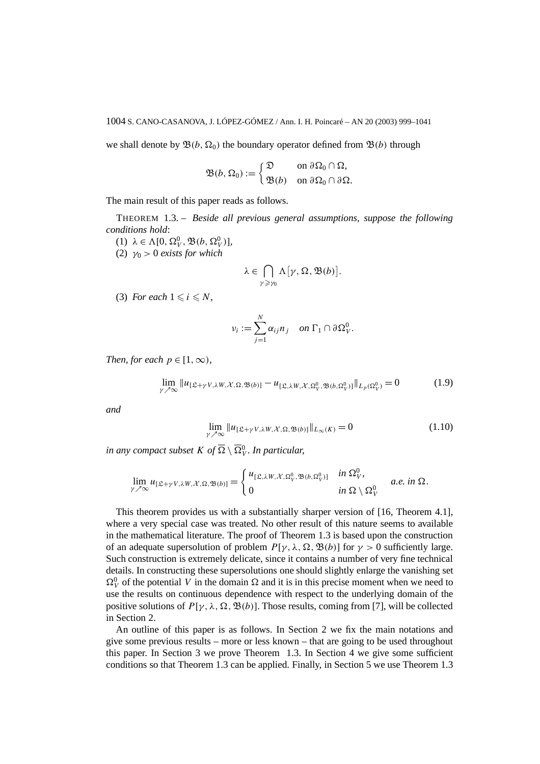we shall denote by $\mathfrak{B}(b,\Omega_0)$ the boundary operator defined from $\mathfrak{B}(b)$ through

$$\mathfrak{B}(b,\Omega_0) := \begin{cases} \mathfrak{D} & \text{on } \partial\Omega_0 \cap \Omega, \\ \mathfrak{B}(b) & \text{on } \partial\Omega_0 \cap \partial\Omega. \end{cases}$$

The main result of this paper reads as follows.

THEOREM 1.3. – *Beside all previous general assumptions, suppose the following conditions hold*:

(1) $\lambda \in \Lambda[0, \Omega_V^0, \mathfrak{B}(b, \Omega_V^0)]$,

(2) $\gamma_0 > 0$ *exists for which*

$$\lambda \in \bigcap_{\gamma \geqslant \gamma_0} \Lambda\bigl[\gamma, \Omega, \mathfrak{B}(b)\bigr].$$

(3) *For each* $1 \leqslant i \leqslant N$,

$$\nu_i := \sum_{j=1}^{N} \alpha_{ij} n_j \quad \text{on } \Gamma_1 \cap \partial\Omega_V^0.$$

*Then, for each* $p \in [1,\infty)$,

$$\lim_{\gamma \nearrow \infty} \|u_{[\mathfrak{L}+\gamma V, \lambda W, \mathcal{X}, \Omega, \mathfrak{B}(b)]} - u_{[\mathfrak{L}, \lambda W, \mathcal{X}, \Omega_V^0, \mathfrak{B}(b,\Omega_V^0)]}\|_{L_p(\Omega_V^0)} = 0 \tag{1.9}$$

*and*

$$\lim_{\gamma \nearrow \infty} \|u_{[\mathfrak{L}+\gamma V, \lambda W, \mathcal{X}, \Omega, \mathfrak{B}(b)]}\|_{L_\infty(K)} = 0 \tag{1.10}$$

*in any compact subset* $K$ *of* $\overline{\Omega} \setminus \overline{\Omega}_V^0$. *In particular,*

$$\lim_{\gamma \nearrow \infty} u_{[\mathfrak{L}+\gamma V, \lambda W, \mathcal{X}, \Omega, \mathfrak{B}(b)]} = \begin{cases} u_{[\mathfrak{L}, \lambda W, \mathcal{X}, \Omega_V^0, \mathfrak{B}(b,\Omega_V^0)]} & \text{in } \Omega_V^0, \\ 0 & \text{in } \Omega \setminus \Omega_V^0 \end{cases} \quad \text{a.e. in } \Omega.$$

This theorem provides us with a substantially sharper version of [16, Theorem 4.1], where a very special case was treated. No other result of this nature seems to available in the mathematical literature. The proof of Theorem 1.3 is based upon the construction of an adequate supersolution of problem $P[\gamma, \lambda, \Omega, \mathfrak{B}(b)]$ for $\gamma > 0$ sufficiently large. Such construction is extremely delicate, since it contains a number of very fine technical details. In constructing these supersolutions one should slightly enlarge the vanishing set $\Omega_V^0$ of the potential $V$ in the domain $\Omega$ and it is in this precise moment when we need to use the results on continuous dependence with respect to the underlying domain of the positive solutions of $P[\gamma, \lambda, \Omega, \mathfrak{B}(b)]$. Those results, coming from [7], will be collected in Section 2.

An outline of this paper is as follows. In Section 2 we fix the main notations and give some previous results – more or less known – that are going to be used throughout this paper. In Section 3 we prove Theorem 1.3. In Section 4 we give some sufficient conditions so that Theorem 1.3 can be applied. Finally, in Section 5 we use Theorem 1.3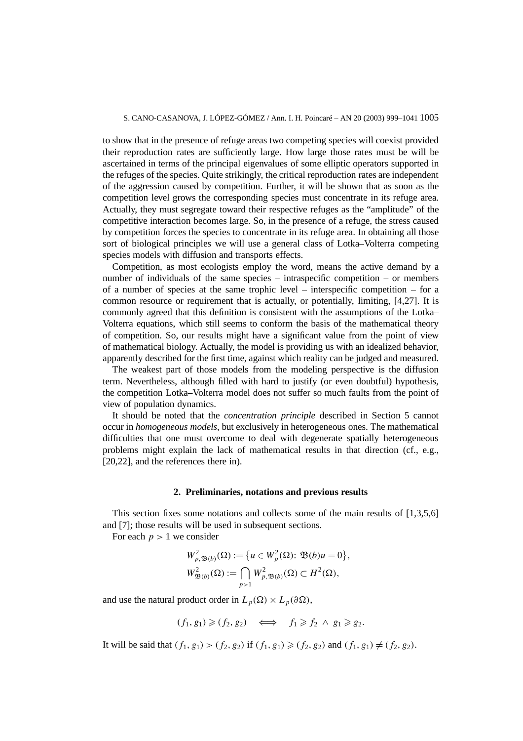to show that in the presence of refuge areas two competing species will coexist provided their reproduction rates are sufficiently large. How large those rates must be will be ascertained in terms of the principal eigenvalues of some elliptic operators supported in the refuges of the species. Quite strikingly, the critical reproduction rates are independent of the aggression caused by competition. Further, it will be shown that as soon as the competition level grows the corresponding species must concentrate in its refuge area. Actually, they must segregate toward their respective refuges as the "amplitude" of the competitive interaction becomes large. So, in the presence of a refuge, the stress caused by competition forces the species to concentrate in its refuge area. In obtaining all those sort of biological principles we will use a general class of Lotka–Volterra competing species models with diffusion and transports effects.

Competition, as most ecologists employ the word, means the active demand by a number of individuals of the same species – intraspecific competition – or members of a number of species at the same trophic level – interspecific competition – for a common resource or requirement that is actually, or potentially, limiting, [4,27]. It is commonly agreed that this definition is consistent with the assumptions of the Lotka–Volterra equations, which still seems to conform the basis of the mathematical theory of competition. So, our results might have a significant value from the point of view of mathematical biology. Actually, the model is providing us with an idealized behavior, apparently described for the first time, against which reality can be judged and measured.

The weakest part of those models from the modeling perspective is the diffusion term. Nevertheless, although filled with hard to justify (or even doubtful) hypothesis, the competition Lotka–Volterra model does not suffer so much faults from the point of view of population dynamics.

It should be noted that the *concentration principle* described in Section 5 cannot occur in *homogeneous models*, but exclusively in heterogeneous ones. The mathematical difficulties that one must overcome to deal with degenerate spatially heterogeneous problems might explain the lack of mathematical results in that direction (cf., e.g., [20,22], and the references there in).

## 2. Preliminaries, notations and previous results

This section fixes some notations and collects some of the main results of [1,3,5,6] and [7]; those results will be used in subsequent sections.

For each $p > 1$ we consider

$$W^2_{p,\mathfrak{B}(b)}(\Omega) := \{u \in W^2_p(\Omega)\colon\ \mathfrak{B}(b)u = 0\},$$
$$W^2_{\mathfrak{B}(b)}(\Omega) := \bigcap_{p>1} W^2_{p,\mathfrak{B}(b)}(\Omega) \subset H^2(\Omega),$$

and use the natural product order in $L_p(\Omega) \times L_p(\partial\Omega)$,

$$(f_1, g_1) \geqslant (f_2, g_2) \quad \Longleftrightarrow \quad f_1 \geqslant f_2 \ \wedge\ g_1 \geqslant g_2.$$

It will be said that $(f_1, g_1) > (f_2, g_2)$ if $(f_1, g_1) \geqslant (f_2, g_2)$ and $(f_1, g_1) \neq (f_2, g_2)$.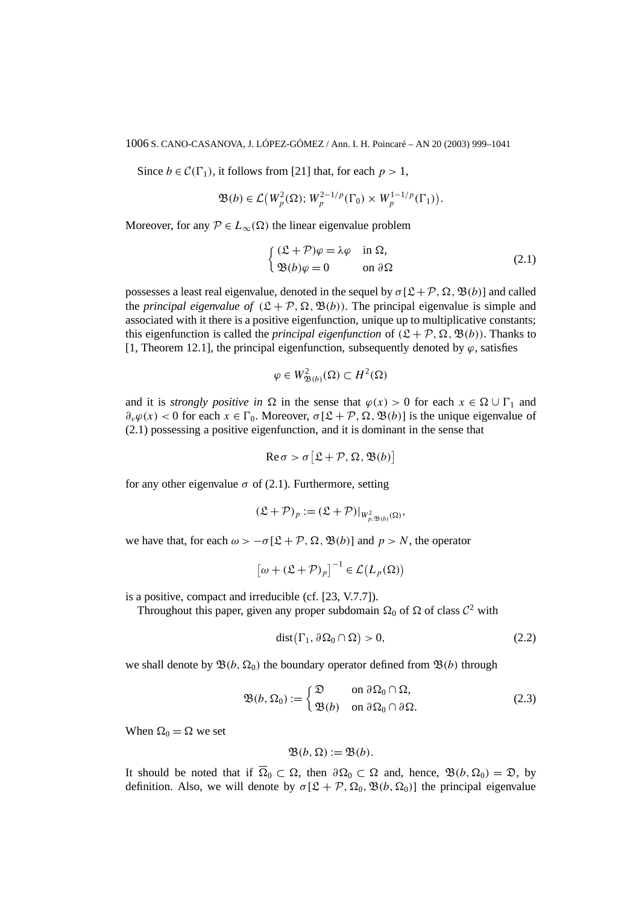Since $b \in \mathcal{C}(\Gamma_1)$, it follows from [21] that, for each $p > 1$,

$$\mathfrak{B}(b) \in \mathcal{L}\big(W_p^2(\Omega); W_p^{2-1/p}(\Gamma_0) \times W_p^{1-1/p}(\Gamma_1)\big).$$

Moreover, for any $\mathcal{P} \in L_\infty(\Omega)$ the linear eigenvalue problem

$$\begin{cases} (\mathfrak{L} + \mathcal{P})\varphi = \lambda\varphi & \text{in } \Omega, \\ \mathfrak{B}(b)\varphi = 0 & \text{on } \partial\Omega \end{cases} \tag{2.1}$$

possesses a least real eigenvalue, denoted in the sequel by $\sigma[\mathfrak{L} + \mathcal{P}, \Omega, \mathfrak{B}(b)]$ and called the *principal eigenvalue of* $(\mathfrak{L} + \mathcal{P}, \Omega, \mathfrak{B}(b))$. The principal eigenvalue is simple and associated with it there is a positive eigenfunction, unique up to multiplicative constants; this eigenfunction is called the *principal eigenfunction* of $(\mathfrak{L} + \mathcal{P}, \Omega, \mathfrak{B}(b))$. Thanks to [1, Theorem 12.1], the principal eigenfunction, subsequently denoted by $\varphi$, satisfies

$$\varphi \in W^2_{\mathfrak{B}(b)}(\Omega) \subset H^2(\Omega)$$

and it is *strongly positive in* $\Omega$ in the sense that $\varphi(x) > 0$ for each $x \in \Omega \cup \Gamma_1$ and $\partial_\nu \varphi(x) < 0$ for each $x \in \Gamma_0$. Moreover, $\sigma[\mathfrak{L} + \mathcal{P}, \Omega, \mathfrak{B}(b)]$ is the unique eigenvalue of (2.1) possessing a positive eigenfunction, and it is dominant in the sense that

$$\operatorname{Re} \sigma > \sigma\big[\mathfrak{L} + \mathcal{P}, \Omega, \mathfrak{B}(b)\big]$$

for any other eigenvalue $\sigma$ of (2.1). Furthermore, setting

$$(\mathfrak{L} + \mathcal{P})_p := (\mathfrak{L} + \mathcal{P})|_{W^2_{p,\mathfrak{B}(b)}(\Omega)},$$

we have that, for each $\omega > -\sigma[\mathfrak{L} + \mathcal{P}, \Omega, \mathfrak{B}(b)]$ and $p > N$, the operator

$$\big[\omega + (\mathfrak{L} + \mathcal{P})_p\big]^{-1} \in \mathcal{L}\big(L_p(\Omega)\big)$$

is a positive, compact and irreducible (cf. [23, V.7.7]).

Throughout this paper, given any proper subdomain $\Omega_0$ of $\Omega$ of class $\mathcal{C}^2$ with

$$\operatorname{dist}\big(\Gamma_1, \partial\Omega_0 \cap \Omega\big) > 0, \tag{2.2}$$

we shall denote by $\mathfrak{B}(b, \Omega_0)$ the boundary operator defined from $\mathfrak{B}(b)$ through

$$\mathfrak{B}(b, \Omega_0) := \begin{cases} \mathfrak{D} & \text{on } \partial\Omega_0 \cap \Omega, \\ \mathfrak{B}(b) & \text{on } \partial\Omega_0 \cap \partial\Omega. \end{cases} \tag{2.3}$$

When $\Omega_0 = \Omega$ we set

$$\mathfrak{B}(b, \Omega) := \mathfrak{B}(b).$$

It should be noted that if $\overline{\Omega}_0 \subset \Omega$, then $\partial\Omega_0 \subset \Omega$ and, hence, $\mathfrak{B}(b, \Omega_0) = \mathfrak{D}$, by definition. Also, we will denote by $\sigma[\mathfrak{L} + \mathcal{P}, \Omega_0, \mathfrak{B}(b, \Omega_0)]$ the principal eigenvalue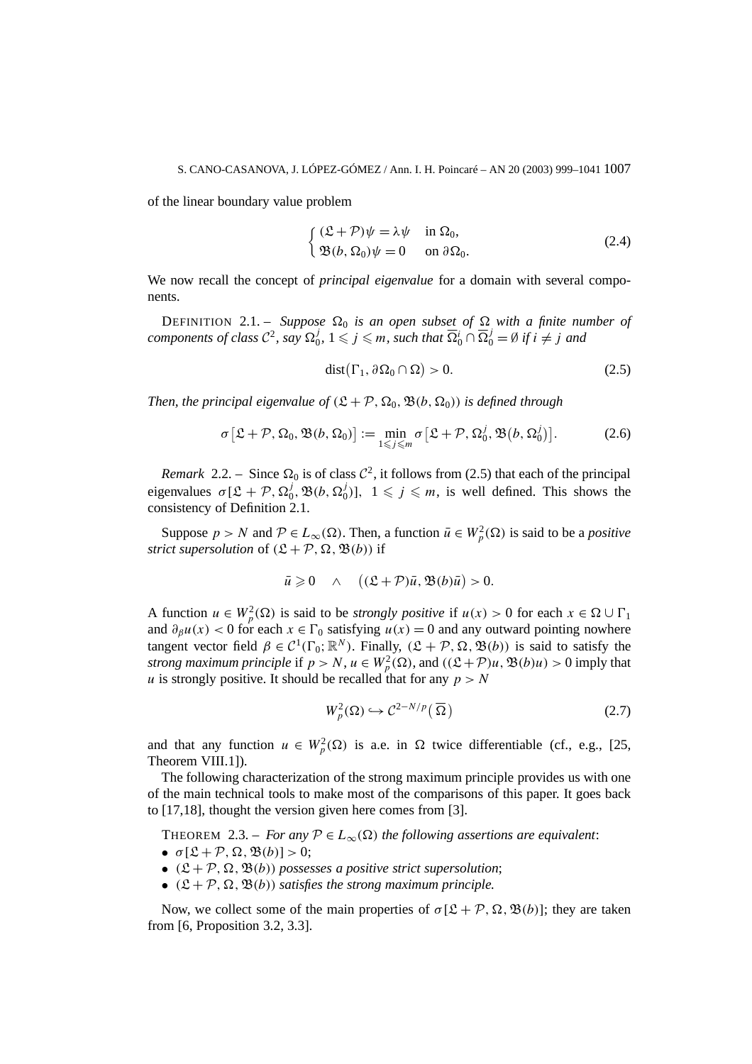of the linear boundary value problem

$$\begin{cases} (\mathfrak{L}+\mathcal{P})\psi = \lambda\psi & \text{in } \Omega_0, \\ \mathfrak{B}(b,\Omega_0)\psi = 0 & \text{on } \partial\Omega_0. \end{cases} \tag{2.4}$$

We now recall the concept of *principal eigenvalue* for a domain with several components.

DEFINITION 2.1. – *Suppose $\Omega_0$ is an open subset of $\Omega$ with a finite number of components of class $\mathcal{C}^2$, say $\Omega_0^j$, $1 \leqslant j \leqslant m$, such that $\overline{\Omega}_0^i \cap \overline{\Omega}_0^j = \emptyset$ if $i \neq j$ and*

$$\operatorname{dist}(\Gamma_1, \partial\Omega_0 \cap \Omega) > 0. \tag{2.5}$$

*Then, the principal eigenvalue of $(\mathfrak{L}+\mathcal{P}, \Omega_0, \mathfrak{B}(b,\Omega_0))$ is defined through*

$$\sigma\left[\mathfrak{L}+\mathcal{P}, \Omega_0, \mathfrak{B}(b,\Omega_0)\right] := \min_{1\leqslant j\leqslant m} \sigma\left[\mathfrak{L}+\mathcal{P}, \Omega_0^j, \mathfrak{B}\left(b,\Omega_0^j\right)\right]. \tag{2.6}$$

*Remark* 2.2. – Since $\Omega_0$ is of class $\mathcal{C}^2$, it follows from (2.5) that each of the principal eigenvalues $\sigma[\mathfrak{L}+\mathcal{P}, \Omega_0^j, \mathfrak{B}(b,\Omega_0^j)]$, $1 \leqslant j \leqslant m$, is well defined. This shows the consistency of Definition 2.1.

Suppose $p > N$ and $\mathcal{P} \in L_\infty(\Omega)$. Then, a function $\bar{u} \in W_p^2(\Omega)$ is said to be a *positive strict supersolution* of $(\mathfrak{L}+\mathcal{P}, \Omega, \mathfrak{B}(b))$ if

$$\bar{u} \geqslant 0 \quad \wedge \quad \left((\mathfrak{L}+\mathcal{P})\bar{u}, \mathfrak{B}(b)\bar{u}\right) > 0.$$

A function $u \in W_p^2(\Omega)$ is said to be *strongly positive* if $u(x) > 0$ for each $x \in \Omega \cup \Gamma_1$ and $\partial_\beta u(x) < 0$ for each $x \in \Gamma_0$ satisfying $u(x) = 0$ and any outward pointing nowhere tangent vector field $\beta \in \mathcal{C}^1(\Gamma_0; \mathbb{R}^N)$. Finally, $(\mathfrak{L}+\mathcal{P}, \Omega, \mathfrak{B}(b))$ is said to satisfy the *strong maximum principle* if $p > N$, $u \in W_p^2(\Omega)$, and $((\mathfrak{L}+\mathcal{P})u, \mathfrak{B}(b)u) > 0$ imply that $u$ is strongly positive. It should be recalled that for any $p > N$

$$W_p^2(\Omega) \hookrightarrow \mathcal{C}^{2-N/p}\left(\overline{\Omega}\right) \tag{2.7}$$

and that any function $u \in W_p^2(\Omega)$ is a.e. in $\Omega$ twice differentiable (cf., e.g., [25, Theorem VIII.1]).

The following characterization of the strong maximum principle provides us with one of the main technical tools to make most of the comparisons of this paper. It goes back to [17,18], thought the version given here comes from [3].

THEOREM 2.3. – *For any $\mathcal{P} \in L_\infty(\Omega)$ the following assertions are equivalent*:

- $\sigma[\mathfrak{L}+\mathcal{P}, \Omega, \mathfrak{B}(b)] > 0$;
- $(\mathfrak{L}+\mathcal{P}, \Omega, \mathfrak{B}(b))$ *possesses a positive strict supersolution*;
- $(\mathfrak{L}+\mathcal{P}, \Omega, \mathfrak{B}(b))$ *satisfies the strong maximum principle.*

Now, we collect some of the main properties of $\sigma[\mathfrak{L}+\mathcal{P}, \Omega, \mathfrak{B}(b)]$; they are taken from [6, Proposition 3.2, 3.3].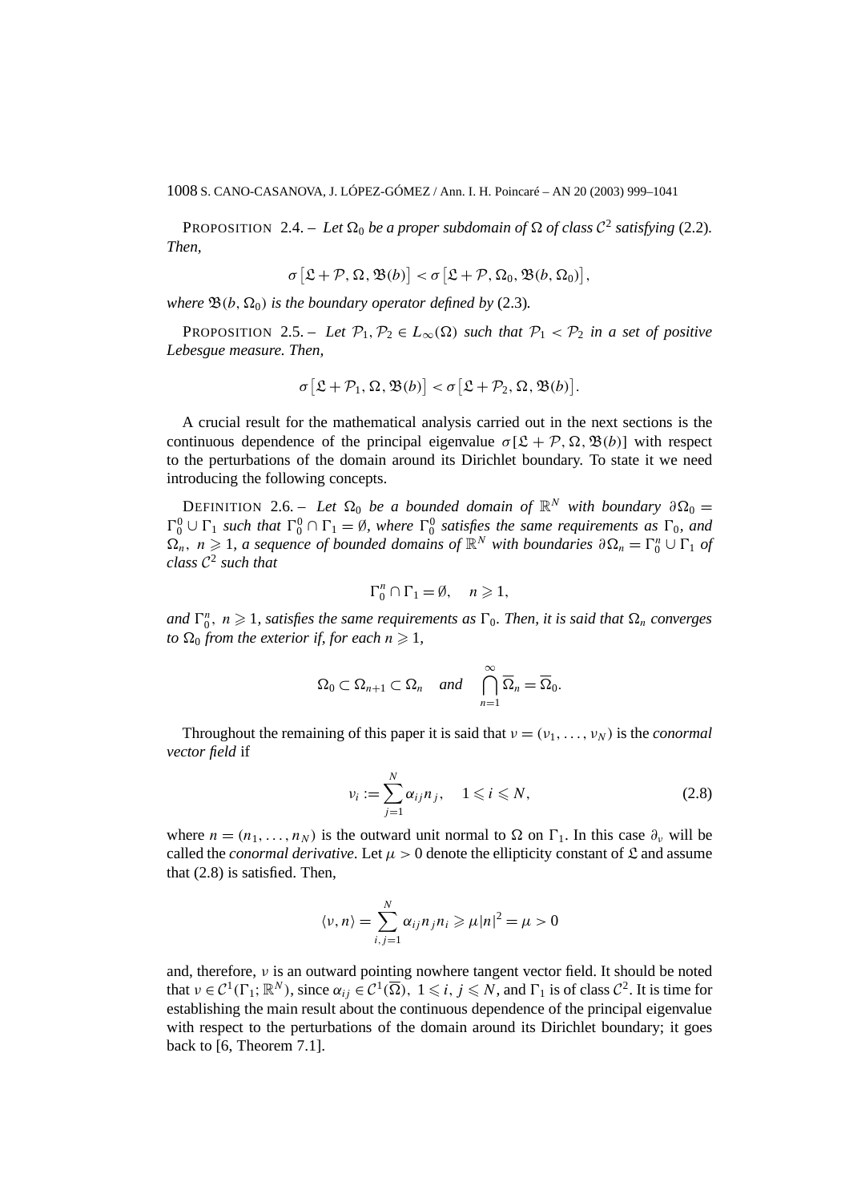PROPOSITION 2.4. – *Let $\Omega_0$ be a proper subdomain of $\Omega$ of class $\mathcal{C}^2$ satisfying* (2.2). *Then,*

$$\sigma\left[\mathfrak{L}+\mathcal{P},\Omega,\mathfrak{B}(b)\right]<\sigma\left[\mathfrak{L}+\mathcal{P},\Omega_0,\mathfrak{B}(b,\Omega_0)\right],$$

*where $\mathfrak{B}(b,\Omega_0)$ is the boundary operator defined by* (2.3).

PROPOSITION 2.5. – *Let $\mathcal{P}_1,\mathcal{P}_2\in L_\infty(\Omega)$ such that $\mathcal{P}_1<\mathcal{P}_2$ in a set of positive Lebesgue measure. Then,*

$$\sigma\left[\mathfrak{L}+\mathcal{P}_1,\Omega,\mathfrak{B}(b)\right]<\sigma\left[\mathfrak{L}+\mathcal{P}_2,\Omega,\mathfrak{B}(b)\right].$$

A crucial result for the mathematical analysis carried out in the next sections is the continuous dependence of the principal eigenvalue $\sigma[\mathfrak{L}+\mathcal{P},\Omega,\mathfrak{B}(b)]$ with respect to the perturbations of the domain around its Dirichlet boundary. To state it we need introducing the following concepts.

DEFINITION 2.6. – *Let $\Omega_0$ be a bounded domain of $\mathbb{R}^N$ with boundary $\partial\Omega_0=\Gamma_0^0\cup\Gamma_1$ such that $\Gamma_0^0\cap\Gamma_1=\emptyset$, where $\Gamma_0^0$ satisfies the same requirements as $\Gamma_0$, and $\Omega_n$, $n\geqslant 1$, a sequence of bounded domains of $\mathbb{R}^N$ with boundaries $\partial\Omega_n=\Gamma_0^n\cup\Gamma_1$ of class $\mathcal{C}^2$ such that*

$$\Gamma_0^n\cap\Gamma_1=\emptyset,\quad n\geqslant 1,$$

*and $\Gamma_0^n$, $n\geqslant 1$, satisfies the same requirements as $\Gamma_0$. Then, it is said that $\Omega_n$ converges to $\Omega_0$ from the exterior if, for each $n\geqslant 1$,*

$$\Omega_0\subset\Omega_{n+1}\subset\Omega_n\quad\textit{and}\quad\bigcap_{n=1}^{\infty}\overline{\Omega}_n=\overline{\Omega}_0.$$

Throughout the remaining of this paper it is said that $\nu=(\nu_1,\ldots,\nu_N)$ is the *conormal vector field* if

$$\nu_i:=\sum_{j=1}^{N}\alpha_{ij}n_j,\quad 1\leqslant i\leqslant N,\tag{2.8}$$

where $n=(n_1,\ldots,n_N)$ is the outward unit normal to $\Omega$ on $\Gamma_1$. In this case $\partial_\nu$ will be called the *conormal derivative*. Let $\mu>0$ denote the ellipticity constant of $\mathfrak{L}$ and assume that (2.8) is satisfied. Then,

$$\langle\nu,n\rangle=\sum_{i,j=1}^{N}\alpha_{ij}n_jn_i\geqslant\mu|n|^2=\mu>0$$

and, therefore, $\nu$ is an outward pointing nowhere tangent vector field. It should be noted that $\nu\in\mathcal{C}^1(\Gamma_1;\mathbb{R}^N)$, since $\alpha_{ij}\in\mathcal{C}^1(\overline{\Omega})$, $1\leqslant i,j\leqslant N$, and $\Gamma_1$ is of class $\mathcal{C}^2$. It is time for establishing the main result about the continuous dependence of the principal eigenvalue with respect to the perturbations of the domain around its Dirichlet boundary; it goes back to [6, Theorem 7.1].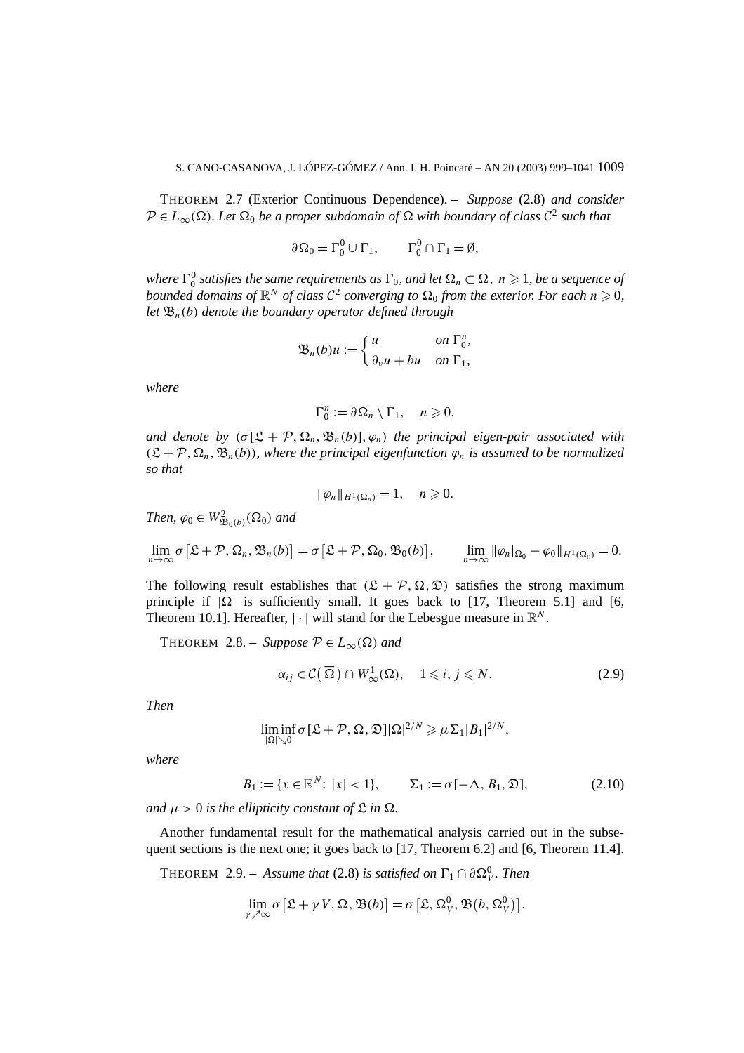THEOREM 2.7 (Exterior Continuous Dependence). – *Suppose* (2.8) *and consider* $\mathcal{P} \in L_\infty(\Omega)$. *Let* $\Omega_0$ *be a proper subdomain of* $\Omega$ *with boundary of class* $\mathcal{C}^2$ *such that*

$$\partial\Omega_0 = \Gamma_0^0 \cup \Gamma_1, \qquad \Gamma_0^0 \cap \Gamma_1 = \emptyset,$$

*where* $\Gamma_0^0$ *satisfies the same requirements as* $\Gamma_0$, *and let* $\Omega_n \subset \Omega$, $n \geqslant 1$, *be a sequence of bounded domains of* $\mathbb{R}^N$ *of class* $\mathcal{C}^2$ *converging to* $\Omega_0$ *from the exterior. For each* $n \geqslant 0$, *let* $\mathfrak{B}_n(b)$ *denote the boundary operator defined through*

$$\mathfrak{B}_n(b)u := \begin{cases} u & \text{on } \Gamma_0^n, \\ \partial_\nu u + bu & \text{on } \Gamma_1, \end{cases}$$

*where*

$$\Gamma_0^n := \partial\Omega_n \setminus \Gamma_1, \quad n \geqslant 0,$$

*and denote by* $(\sigma[\mathfrak{L} + \mathcal{P}, \Omega_n, \mathfrak{B}_n(b)], \varphi_n)$ *the principal eigen-pair associated with* $(\mathfrak{L} + \mathcal{P}, \Omega_n, \mathfrak{B}_n(b))$, *where the principal eigenfunction* $\varphi_n$ *is assumed to be normalized so that*

$$\|\varphi_n\|_{H^1(\Omega_n)} = 1, \quad n \geqslant 0.$$

*Then,* $\varphi_0 \in W^2_{\mathfrak{B}_0(b)}(\Omega_0)$ *and*

$$\lim_{n\to\infty} \sigma\left[\mathfrak{L} + \mathcal{P}, \Omega_n, \mathfrak{B}_n(b)\right] = \sigma\left[\mathfrak{L} + \mathcal{P}, \Omega_0, \mathfrak{B}_0(b)\right], \qquad \lim_{n\to\infty} \|\varphi_n|_{\Omega_0} - \varphi_0\|_{H^1(\Omega_0)} = 0.$$

The following result establishes that $(\mathfrak{L} + \mathcal{P}, \Omega, \mathfrak{D})$ satisfies the strong maximum principle if $|\Omega|$ is sufficiently small. It goes back to [17, Theorem 5.1] and [6, Theorem 10.1]. Hereafter, $|\cdot|$ will stand for the Lebesgue measure in $\mathbb{R}^N$.

THEOREM 2.8. – *Suppose* $\mathcal{P} \in L_\infty(\Omega)$ *and*

$$\alpha_{ij} \in \mathcal{C}(\overline{\Omega}) \cap W^1_\infty(\Omega), \quad 1 \leqslant i, j \leqslant N. \tag{2.9}$$

*Then*

$$\liminf_{|\Omega|\searrow 0} \sigma[\mathfrak{L} + \mathcal{P}, \Omega, \mathfrak{D}]|\Omega|^{2/N} \geqslant \mu\,\Sigma_1 |B_1|^{2/N},$$

*where*

$$B_1 := \{x \in \mathbb{R}^N\colon\ |x| < 1\}, \qquad \Sigma_1 := \sigma[-\Delta, B_1, \mathfrak{D}], \tag{2.10}$$

*and* $\mu > 0$ *is the ellipticity constant of* $\mathfrak{L}$ *in* $\Omega$.

Another fundamental result for the mathematical analysis carried out in the subsequent sections is the next one; it goes back to [17, Theorem 6.2] and [6, Theorem 11.4].

THEOREM 2.9. – *Assume that* (2.8) *is satisfied on* $\Gamma_1 \cap \partial\Omega_V^0$. *Then*

$$\lim_{\gamma\nearrow\infty} \sigma\left[\mathfrak{L} + \gamma V, \Omega, \mathfrak{B}(b)\right] = \sigma\left[\mathfrak{L}, \Omega_V^0, \mathfrak{B}\left(b, \Omega_V^0\right)\right].$$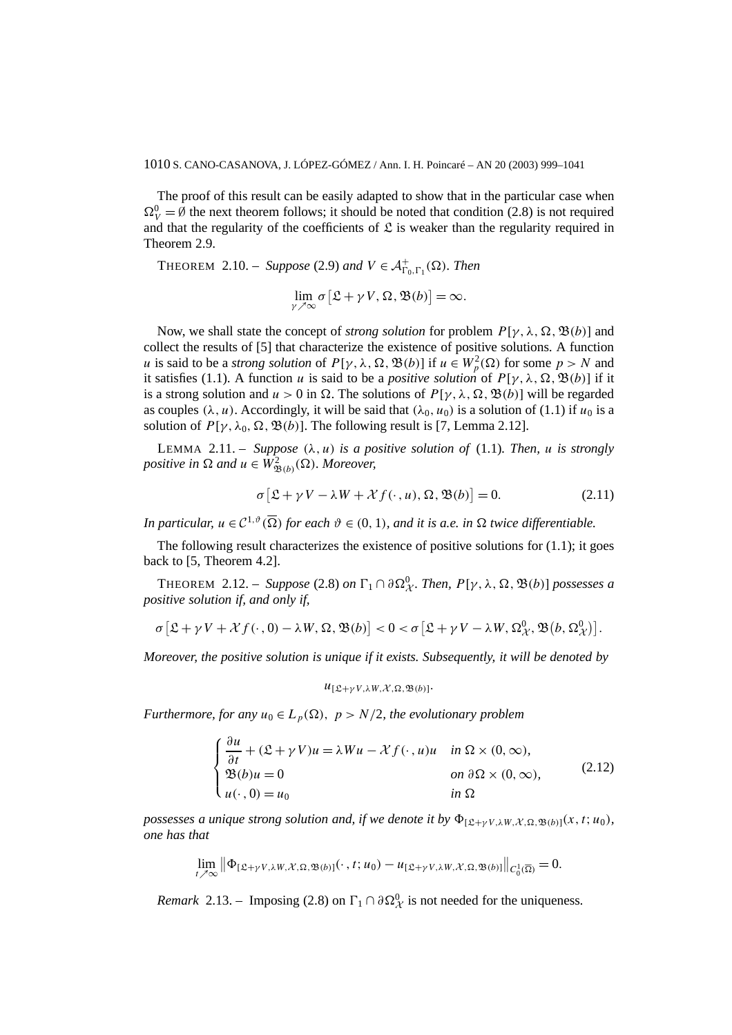The proof of this result can be easily adapted to show that in the particular case when $\Omega_V^0 = \emptyset$ the next theorem follows; it should be noted that condition (2.8) is not required and that the regularity of the coefficients of $\mathfrak{L}$ is weaker than the regularity required in Theorem 2.9.

THEOREM 2.10. – *Suppose* (2.9) *and* $V \in \mathcal{A}^+_{\Gamma_0,\Gamma_1}(\Omega)$. *Then*

$$\lim_{\gamma \nearrow \infty} \sigma\big[\mathfrak{L} + \gamma V, \Omega, \mathfrak{B}(b)\big] = \infty.$$

Now, we shall state the concept of *strong solution* for problem $P[\gamma, \lambda, \Omega, \mathfrak{B}(b)]$ and collect the results of [5] that characterize the existence of positive solutions. A function $u$ is said to be a *strong solution* of $P[\gamma, \lambda, \Omega, \mathfrak{B}(b)]$ if $u \in W_p^2(\Omega)$ for some $p > N$ and it satisfies (1.1). A function $u$ is said to be a *positive solution* of $P[\gamma, \lambda, \Omega, \mathfrak{B}(b)]$ if it is a strong solution and $u > 0$ in $\Omega$. The solutions of $P[\gamma, \lambda, \Omega, \mathfrak{B}(b)]$ will be regarded as couples $(\lambda, u)$. Accordingly, it will be said that $(\lambda_0, u_0)$ is a solution of (1.1) if $u_0$ is a solution of $P[\gamma, \lambda_0, \Omega, \mathfrak{B}(b)]$. The following result is [7, Lemma 2.12].

LEMMA 2.11. – *Suppose* $(\lambda, u)$ *is a positive solution of* (1.1). *Then, $u$ is strongly positive in $\Omega$ and* $u \in W^2_{\mathfrak{B}(b)}(\Omega)$. *Moreover,*

$$\sigma\big[\mathfrak{L} + \gamma V - \lambda W + \mathcal{X} f(\cdot, u), \Omega, \mathfrak{B}(b)\big] = 0. \tag{2.11}$$

*In particular,* $u \in \mathcal{C}^{1,\vartheta}(\overline{\Omega})$ *for each* $\vartheta \in (0,1)$, *and it is a.e. in $\Omega$ twice differentiable.*

The following result characterizes the existence of positive solutions for (1.1); it goes back to [5, Theorem 4.2].

THEOREM 2.12. – *Suppose* (2.8) *on* $\Gamma_1 \cap \partial\Omega^0_{\mathcal{X}}$. *Then,* $P[\gamma, \lambda, \Omega, \mathfrak{B}(b)]$ *possesses a positive solution if, and only if,*

$$\sigma\big[\mathfrak{L} + \gamma V + \mathcal{X} f(\cdot, 0) - \lambda W, \Omega, \mathfrak{B}(b)\big] < 0 < \sigma\big[\mathfrak{L} + \gamma V - \lambda W, \Omega^0_{\mathcal{X}}, \mathfrak{B}\big(b, \Omega^0_{\mathcal{X}}\big)\big].$$

*Moreover, the positive solution is unique if it exists. Subsequently, it will be denoted by*

$$u_{[\mathfrak{L}+\gamma V, \lambda W, \mathcal{X}, \Omega, \mathfrak{B}(b)]}.$$

*Furthermore, for any* $u_0 \in L_p(\Omega)$, $p > N/2$, *the evolutionary problem*

$$\begin{cases} \dfrac{\partial u}{\partial t} + (\mathfrak{L} + \gamma V) u = \lambda W u - \mathcal{X} f(\cdot, u) u & \text{in } \Omega \times (0, \infty), \\ \mathfrak{B}(b) u = 0 & \text{on } \partial\Omega \times (0, \infty), \\ u(\cdot, 0) = u_0 & \text{in } \Omega \end{cases} \tag{2.12}$$

*possesses a unique strong solution and, if we denote it by* $\Phi_{[\mathfrak{L}+\gamma V, \lambda W, \mathcal{X}, \Omega, \mathfrak{B}(b)]}(x, t; u_0)$, *one has that*

$$\lim_{t \nearrow \infty} \big\| \Phi_{[\mathfrak{L}+\gamma V, \lambda W, \mathcal{X}, \Omega, \mathfrak{B}(b)]}(\cdot, t; u_0) - u_{[\mathfrak{L}+\gamma V, \lambda W, \mathcal{X}, \Omega, \mathfrak{B}(b)]} \big\|_{C^1_0(\overline{\Omega})} = 0.$$

*Remark* 2.13. – Imposing (2.8) on $\Gamma_1 \cap \partial\Omega^0_{\mathcal{X}}$ is not needed for the uniqueness.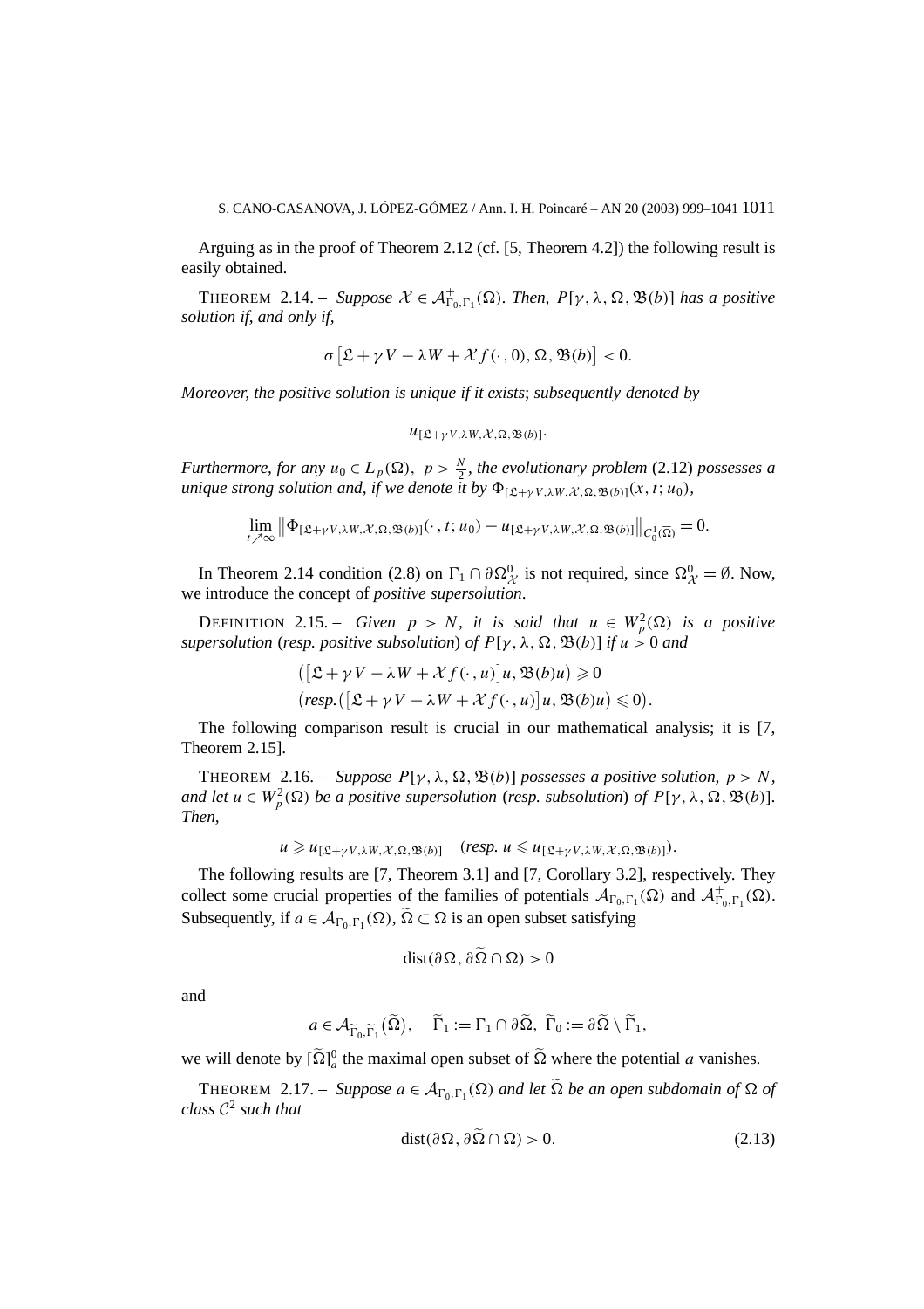Arguing as in the proof of Theorem 2.12 (cf. [5, Theorem 4.2]) the following result is easily obtained.

THEOREM 2.14. – *Suppose $\mathcal{X} \in \mathcal{A}^+_{\Gamma_0,\Gamma_1}(\Omega)$. Then, $P[\gamma, \lambda, \Omega, \mathfrak{B}(b)]$ has a positive solution if, and only if,*

$$\sigma\left[\mathfrak{L} + \gamma V - \lambda W + \mathcal{X} f(\cdot, 0), \Omega, \mathfrak{B}(b)\right] < 0.$$

*Moreover, the positive solution is unique if it exists; subsequently denoted by*

$$u_{[\mathfrak{L}+\gamma V, \lambda W, \mathcal{X}, \Omega, \mathfrak{B}(b)]}.$$

*Furthermore, for any $u_0 \in L_p(\Omega)$, $p > \frac{N}{2}$, the evolutionary problem* (2.12) *possesses a unique strong solution and, if we denote it by $\Phi_{[\mathfrak{L}+\gamma V, \lambda W, \mathcal{X}, \Omega, \mathfrak{B}(b)]}(x, t; u_0)$,*

$$\lim_{t \nearrow \infty} \left\| \Phi_{[\mathfrak{L}+\gamma V, \lambda W, \mathcal{X}, \Omega, \mathfrak{B}(b)]}(\cdot, t; u_0) - u_{[\mathfrak{L}+\gamma V, \lambda W, \mathcal{X}, \Omega, \mathfrak{B}(b)]} \right\|_{C^1_0(\bar{\Omega})} = 0.$$

In Theorem 2.14 condition (2.8) on $\Gamma_1 \cap \partial\Omega^0_{\mathcal{X}}$ is not required, since $\Omega^0_{\mathcal{X}} = \emptyset$. Now, we introduce the concept of *positive supersolution*.

DEFINITION 2.15. – *Given $p > N$, it is said that $u \in W^2_p(\Omega)$ is a positive supersolution* (*resp. positive subsolution*) *of $P[\gamma, \lambda, \Omega, \mathfrak{B}(b)]$ if $u > 0$ and*

$$\left(\left[\mathfrak{L} + \gamma V - \lambda W + \mathcal{X} f(\cdot, u)\right]u, \mathfrak{B}(b)u\right) \geqslant 0$$
$$\left(\text{resp.} \left(\left[\mathfrak{L} + \gamma V - \lambda W + \mathcal{X} f(\cdot, u)\right]u, \mathfrak{B}(b)u\right) \leqslant 0\right).$$

The following comparison result is crucial in our mathematical analysis; it is [7, Theorem 2.15].

THEOREM 2.16. – *Suppose $P[\gamma, \lambda, \Omega, \mathfrak{B}(b)]$ possesses a positive solution, $p > N$, and let $u \in W^2_p(\Omega)$ be a positive supersolution* (*resp. subsolution*) *of $P[\gamma, \lambda, \Omega, \mathfrak{B}(b)]$. Then,*

$$u \geqslant u_{[\mathfrak{L}+\gamma V, \lambda W, \mathcal{X}, \Omega, \mathfrak{B}(b)]} \quad (\text{resp. } u \leqslant u_{[\mathfrak{L}+\gamma V, \lambda W, \mathcal{X}, \Omega, \mathfrak{B}(b)]}).$$

The following results are [7, Theorem 3.1] and [7, Corollary 3.2], respectively. They collect some crucial properties of the families of potentials $\mathcal{A}_{\Gamma_0,\Gamma_1}(\Omega)$ and $\mathcal{A}^+_{\Gamma_0,\Gamma_1}(\Omega)$. Subsequently, if $a \in \mathcal{A}_{\Gamma_0,\Gamma_1}(\Omega)$, $\widetilde{\Omega} \subset \Omega$ is an open subset satisfying

$$\operatorname{dist}(\partial\Omega, \partial\widetilde{\Omega} \cap \Omega) > 0$$

and

$$a \in \mathcal{A}_{\widetilde{\Gamma}_0,\widetilde{\Gamma}_1}(\widetilde{\Omega}), \quad \widetilde{\Gamma}_1 := \Gamma_1 \cap \partial\widetilde{\Omega},\ \widetilde{\Gamma}_0 := \partial\widetilde{\Omega} \setminus \widetilde{\Gamma}_1,$$

we will denote by $[\widetilde{\Omega}]^0_a$ the maximal open subset of $\widetilde{\Omega}$ where the potential $a$ vanishes.

THEOREM 2.17. – *Suppose $a \in \mathcal{A}_{\Gamma_0,\Gamma_1}(\Omega)$ and let $\widetilde{\Omega}$ be an open subdomain of $\Omega$ of class $\mathcal{C}^2$ such that*

$$\operatorname{dist}(\partial\Omega, \partial\widetilde{\Omega} \cap \Omega) > 0. \tag{2.13}$$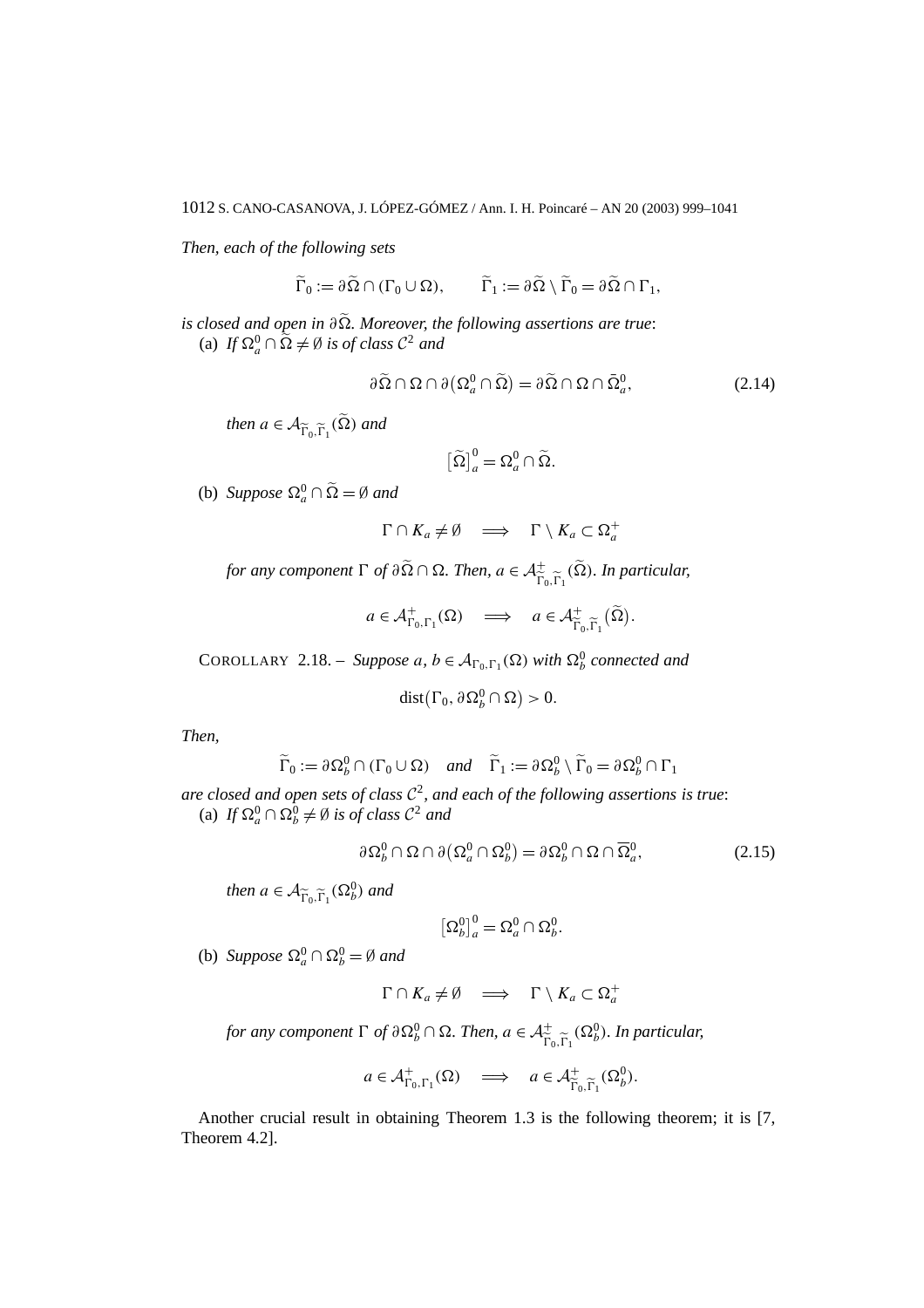*Then, each of the following sets*

$$\widetilde{\Gamma}_0 := \partial\widetilde{\Omega} \cap (\Gamma_0 \cup \Omega), \qquad \widetilde{\Gamma}_1 := \partial\widetilde{\Omega} \setminus \widetilde{\Gamma}_0 = \partial\widetilde{\Omega} \cap \Gamma_1,$$

*is closed and open in $\partial\widetilde{\Omega}$. Moreover, the following assertions are true*:

(a) *If $\Omega_a^0 \cap \widetilde{\Omega} \neq \emptyset$ is of class $\mathcal{C}^2$ and*

$$\partial\widetilde{\Omega} \cap \Omega \cap \partial\big(\Omega_a^0 \cap \widetilde{\Omega}\big) = \partial\widetilde{\Omega} \cap \Omega \cap \bar{\Omega}_a^0, \tag{2.14}$$

*then $a \in \mathcal{A}_{\widetilde{\Gamma}_0,\widetilde{\Gamma}_1}(\widetilde{\Omega})$ and*

$$\big[\widetilde{\Omega}\big]_a^0 = \Omega_a^0 \cap \widetilde{\Omega}.$$

(b) *Suppose $\Omega_a^0 \cap \widetilde{\Omega} = \emptyset$ and*

$$\Gamma \cap K_a \neq \emptyset \quad \Longrightarrow \quad \Gamma \setminus K_a \subset \Omega_a^+$$

*for any component $\Gamma$ of $\partial\widetilde{\Omega} \cap \Omega$. Then, $a \in \mathcal{A}^{\pm}_{\widetilde{\Gamma}_0,\widetilde{\Gamma}_1}(\widetilde{\Omega})$. In particular,*

$$a \in \mathcal{A}^{+}_{\Gamma_0,\Gamma_1}(\Omega) \quad \Longrightarrow \quad a \in \mathcal{A}^{+}_{\widetilde{\Gamma}_0,\widetilde{\Gamma}_1}\big(\widetilde{\Omega}\big).$$

COROLLARY 2.18. – *Suppose $a, b \in \mathcal{A}_{\Gamma_0,\Gamma_1}(\Omega)$ with $\Omega_b^0$ connected and*

$$\operatorname{dist}\big(\Gamma_0, \partial\Omega_b^0 \cap \Omega\big) > 0.$$

*Then,*

$$\widetilde{\Gamma}_0 := \partial\Omega_b^0 \cap (\Gamma_0 \cup \Omega) \quad \textit{and} \quad \widetilde{\Gamma}_1 := \partial\Omega_b^0 \setminus \widetilde{\Gamma}_0 = \partial\Omega_b^0 \cap \Gamma_1$$

*are closed and open sets of class $\mathcal{C}^2$, and each of the following assertions is true*:

(a) *If $\Omega_a^0 \cap \Omega_b^0 \neq \emptyset$ is of class $\mathcal{C}^2$ and*

$$\partial\Omega_b^0 \cap \Omega \cap \partial\big(\Omega_a^0 \cap \Omega_b^0\big) = \partial\Omega_b^0 \cap \Omega \cap \overline{\Omega}_a^0, \tag{2.15}$$

*then $a \in \mathcal{A}_{\widetilde{\Gamma}_0,\widetilde{\Gamma}_1}(\Omega_b^0)$ and*

$$\big[\Omega_b^0\big]_a^0 = \Omega_a^0 \cap \Omega_b^0.$$

(b) *Suppose $\Omega_a^0 \cap \Omega_b^0 = \emptyset$ and*

$$\Gamma \cap K_a \neq \emptyset \quad \Longrightarrow \quad \Gamma \setminus K_a \subset \Omega_a^+$$

*for any component $\Gamma$ of $\partial\Omega_b^0 \cap \Omega$. Then, $a \in \mathcal{A}^{\pm}_{\widetilde{\Gamma}_0,\widetilde{\Gamma}_1}(\Omega_b^0)$. In particular,*

$$a \in \mathcal{A}^{+}_{\Gamma_0,\Gamma_1}(\Omega) \quad \Longrightarrow \quad a \in \mathcal{A}^{+}_{\widetilde{\Gamma}_0,\widetilde{\Gamma}_1}(\Omega_b^0).$$

Another crucial result in obtaining Theorem 1.3 is the following theorem; it is [7, Theorem 4.2].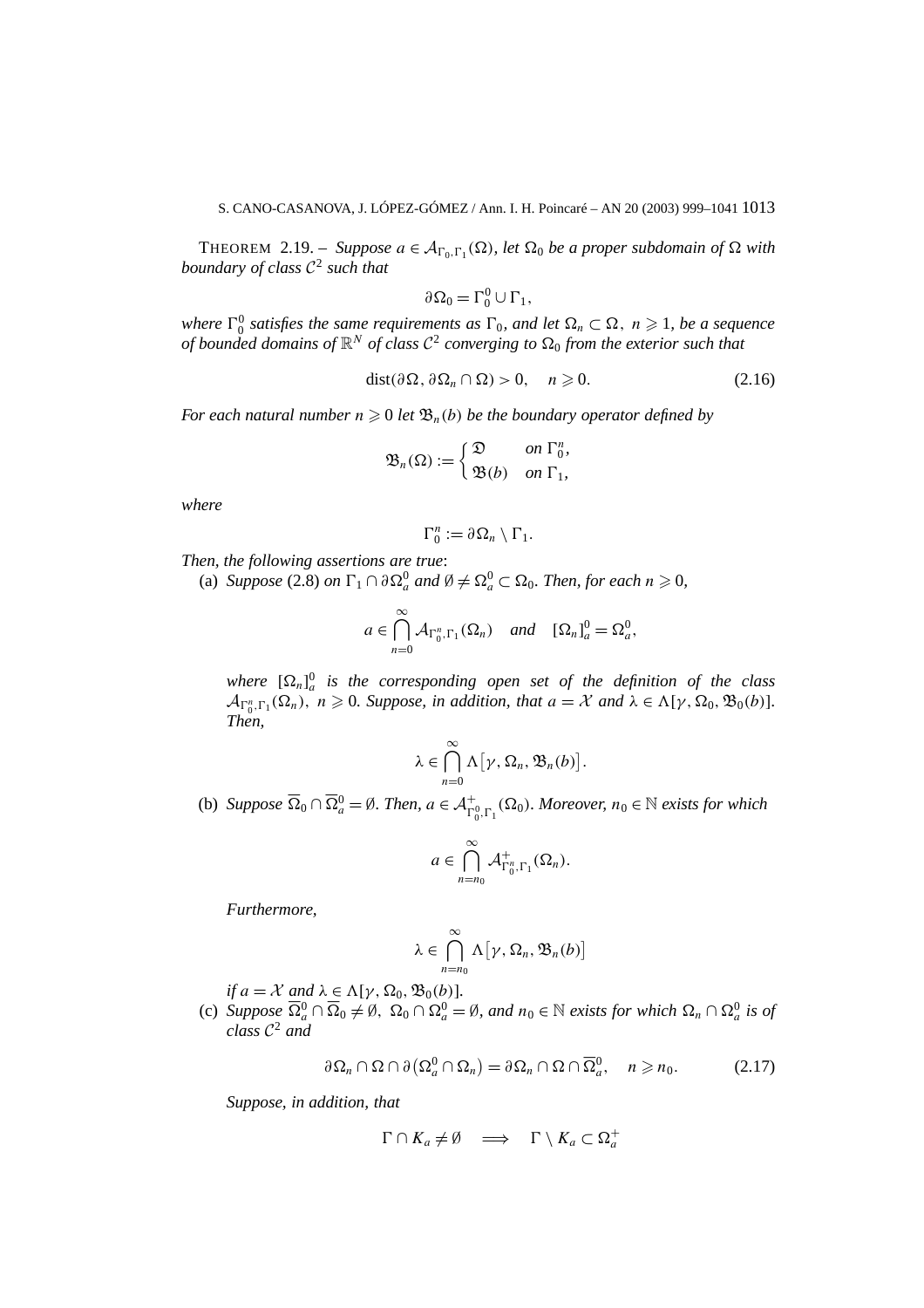THEOREM 2.19. – *Suppose $a \in \mathcal{A}_{\Gamma_0,\Gamma_1}(\Omega)$, let $\Omega_0$ be a proper subdomain of $\Omega$ with boundary of class $\mathcal{C}^2$ such that*

$$\partial\Omega_0 = \Gamma_0^0 \cup \Gamma_1,$$

*where $\Gamma_0^0$ satisfies the same requirements as $\Gamma_0$, and let $\Omega_n \subset \Omega$, $n \geqslant 1$, be a sequence of bounded domains of $\mathbb{R}^N$ of class $\mathcal{C}^2$ converging to $\Omega_0$ from the exterior such that*

$$\operatorname{dist}(\partial\Omega, \partial\Omega_n \cap \Omega) > 0, \quad n \geqslant 0. \tag{2.16}$$

*For each natural number $n \geqslant 0$ let $\mathfrak{B}_n(b)$ be the boundary operator defined by*

$$\mathfrak{B}_n(\Omega) := \begin{cases} \mathfrak{D} & \text{on } \Gamma_0^n, \\ \mathfrak{B}(b) & \text{on } \Gamma_1, \end{cases}$$

*where*

$$\Gamma_0^n := \partial\Omega_n \setminus \Gamma_1.$$

*Then, the following assertions are true*:

(a) *Suppose* (2.8) *on $\Gamma_1 \cap \partial\Omega_a^0$ and $\emptyset \neq \Omega_a^0 \subset \Omega_0$. Then, for each $n \geqslant 0$,*

$$a \in \bigcap_{n=0}^{\infty} \mathcal{A}_{\Gamma_0^n,\Gamma_1}(\Omega_n) \quad \text{and} \quad [\Omega_n]_a^0 = \Omega_a^0,$$

*where $[\Omega_n]_a^0$ is the corresponding open set of the definition of the class $\mathcal{A}_{\Gamma_0^n,\Gamma_1}(\Omega_n)$, $n \geqslant 0$. Suppose, in addition, that $a = \mathcal{X}$ and $\lambda \in \Lambda[\gamma, \Omega_0, \mathfrak{B}_0(b)]$. Then,*

$$\lambda \in \bigcap_{n=0}^{\infty} \Lambda\left[\gamma, \Omega_n, \mathfrak{B}_n(b)\right].$$

(b) *Suppose $\overline{\Omega}_0 \cap \overline{\Omega}_a^0 = \emptyset$. Then, $a \in \mathcal{A}^+_{\Gamma_0^0,\Gamma_1}(\Omega_0)$. Moreover, $n_0 \in \mathbb{N}$ exists for which*

$$a \in \bigcap_{n=n_0}^{\infty} \mathcal{A}^+_{\Gamma_0^n,\Gamma_1}(\Omega_n).$$

*Furthermore,*

$$\lambda \in \bigcap_{n=n_0}^{\infty} \Lambda\left[\gamma, \Omega_n, \mathfrak{B}_n(b)\right]$$

*if $a = \mathcal{X}$ and $\lambda \in \Lambda[\gamma, \Omega_0, \mathfrak{B}_0(b)]$.*

(c) *Suppose $\overline{\Omega}_a^0 \cap \overline{\Omega}_0 \neq \emptyset$, $\Omega_0 \cap \Omega_a^0 = \emptyset$, and $n_0 \in \mathbb{N}$ exists for which $\Omega_n \cap \Omega_a^0$ is of class $\mathcal{C}^2$ and*

$$\partial\Omega_n \cap \Omega \cap \partial\left(\Omega_a^0 \cap \Omega_n\right) = \partial\Omega_n \cap \Omega \cap \overline{\Omega}_a^0, \quad n \geqslant n_0. \tag{2.17}$$

*Suppose, in addition, that*

$$\Gamma \cap K_a \neq \emptyset \quad \Longrightarrow \quad \Gamma \setminus K_a \subset \Omega_a^+$$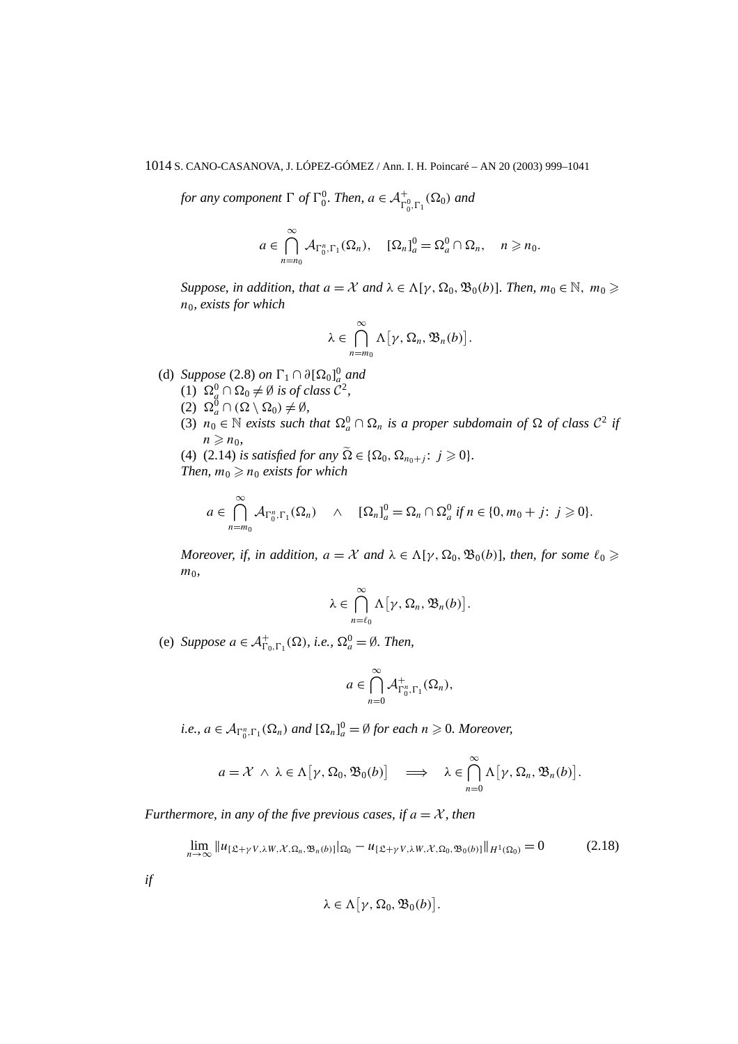*for any component* $\Gamma$ *of* $\Gamma_0^0$. *Then,* $a \in \mathcal{A}^+_{\Gamma_0^0,\Gamma_1}(\Omega_0)$ *and*

$$a \in \bigcap_{n=n_0}^{\infty} \mathcal{A}_{\Gamma_0^n,\Gamma_1}(\Omega_n), \quad [\Omega_n]_a^0 = \Omega_a^0 \cap \Omega_n, \quad n \geqslant n_0.$$

*Suppose, in addition, that* $a = \mathcal{X}$ *and* $\lambda \in \Lambda[\gamma, \Omega_0, \mathfrak{B}_0(b)]$. *Then,* $m_0 \in \mathbb{N}$, $m_0 \geqslant n_0$, *exists for which*

$$\lambda \in \bigcap_{n=m_0}^{\infty} \Lambda\big[\gamma, \Omega_n, \mathfrak{B}_n(b)\big].$$

(d) *Suppose* (2.8) *on* $\Gamma_1 \cap \partial[\Omega_0]_a^0$ *and*
  (1) $\Omega_a^0 \cap \Omega_0 \neq \emptyset$ *is of class* $\mathcal{C}^2$,
  (2) $\Omega_a^0 \cap (\Omega \setminus \Omega_0) \neq \emptyset$,
  (3) $n_0 \in \mathbb{N}$ *exists such that* $\Omega_a^0 \cap \Omega_n$ *is a proper subdomain of* $\Omega$ *of class* $\mathcal{C}^2$ *if* $n \geqslant n_0$,
  (4) (2.14) *is satisfied for any* $\widetilde{\Omega} \in \{\Omega_0, \Omega_{n_0+j}\colon\ j \geqslant 0\}$.
  *Then,* $m_0 \geqslant n_0$ *exists for which*

$$a \in \bigcap_{n=m_0}^{\infty} \mathcal{A}_{\Gamma_0^n,\Gamma_1}(\Omega_n) \quad \wedge \quad [\Omega_n]_a^0 = \Omega_n \cap \Omega_a^0 \text{ if } n \in \{0, m_0 + j\colon\ j \geqslant 0\}.$$

*Moreover, if, in addition,* $a = \mathcal{X}$ *and* $\lambda \in \Lambda[\gamma, \Omega_0, \mathfrak{B}_0(b)]$, *then, for some* $\ell_0 \geqslant m_0$,

$$\lambda \in \bigcap_{n=\ell_0}^{\infty} \Lambda\big[\gamma, \Omega_n, \mathfrak{B}_n(b)\big].$$

(e) *Suppose* $a \in \mathcal{A}^+_{\Gamma_0,\Gamma_1}(\Omega)$, *i.e.,* $\Omega_a^0 = \emptyset$. *Then,*

$$a \in \bigcap_{n=0}^{\infty} \mathcal{A}^+_{\Gamma_0^n,\Gamma_1}(\Omega_n),$$

*i.e.,* $a \in \mathcal{A}_{\Gamma_0^n,\Gamma_1}(\Omega_n)$ *and* $[\Omega_n]_a^0 = \emptyset$ *for each* $n \geqslant 0$. *Moreover,*

$$a = \mathcal{X} \ \wedge\ \lambda \in \Lambda\big[\gamma, \Omega_0, \mathfrak{B}_0(b)\big] \quad \Longrightarrow \quad \lambda \in \bigcap_{n=0}^{\infty} \Lambda\big[\gamma, \Omega_n, \mathfrak{B}_n(b)\big].$$

*Furthermore, in any of the five previous cases, if* $a = \mathcal{X}$, *then*

$$\lim_{n\to\infty} \|u_{[\mathfrak{L}+\gamma V,\lambda W,\mathcal{X},\Omega_n,\mathfrak{B}_n(b)]}|_{\Omega_0} - u_{[\mathfrak{L}+\gamma V,\lambda W,\mathcal{X},\Omega_0,\mathfrak{B}_0(b)]}\|_{H^1(\Omega_0)} = 0 \tag{2.18}$$

*if*

$$\lambda \in \Lambda\big[\gamma, \Omega_0, \mathfrak{B}_0(b)\big].$$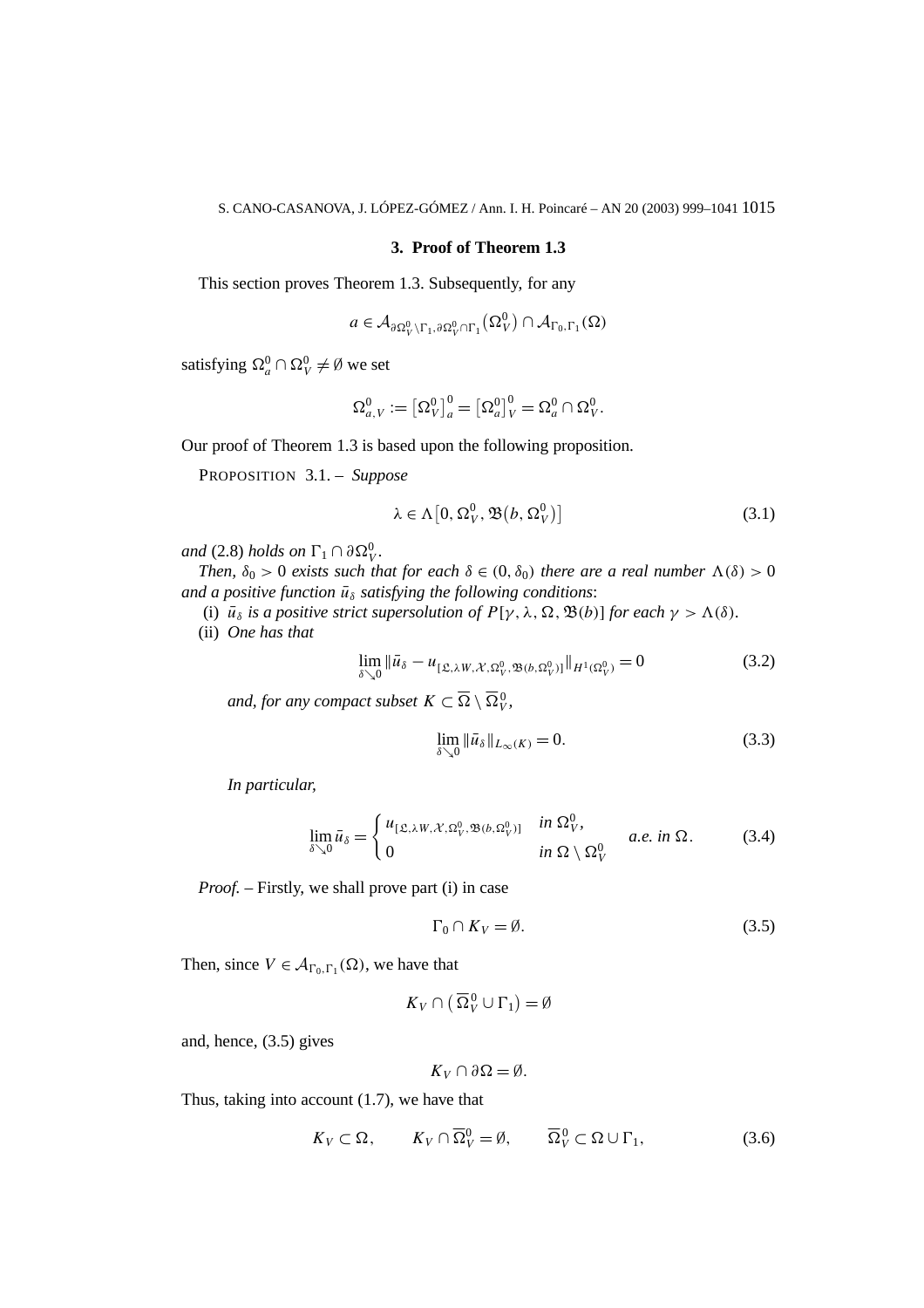## 3. Proof of Theorem 1.3

This section proves Theorem 1.3. Subsequently, for any

$$a \in \mathcal{A}_{\partial\Omega_V^0 \setminus \Gamma_1, \partial\Omega_V^0 \cap \Gamma_1}(\Omega_V^0) \cap \mathcal{A}_{\Gamma_0,\Gamma_1}(\Omega)$$

satisfying $\Omega_a^0 \cap \Omega_V^0 \neq \emptyset$ we set

$$\Omega_{a,V}^0 := \left[\Omega_V^0\right]_a^0 = \left[\Omega_a^0\right]_V^0 = \Omega_a^0 \cap \Omega_V^0.$$

Our proof of Theorem 1.3 is based upon the following proposition.

PROPOSITION 3.1. – *Suppose*

$$\lambda \in \Lambda\left[0, \Omega_V^0, \mathfrak{B}\left(b, \Omega_V^0\right)\right] \tag{3.1}$$

*and* (2.8) *holds on* $\Gamma_1 \cap \partial\Omega_V^0$.

*Then,* $\delta_0 > 0$ *exists such that for each* $\delta \in (0, \delta_0)$ *there are a real number* $\Lambda(\delta) > 0$ *and a positive function* $\bar{u}_\delta$ *satisfying the following conditions*:

(i) $\bar{u}_\delta$ *is a positive strict supersolution of* $P[\gamma, \lambda, \Omega, \mathfrak{B}(b)]$ *for each* $\gamma > \Lambda(\delta)$.

(ii) *One has that*

$$\lim_{\delta \searrow 0} \|\bar{u}_\delta - u_{[\mathfrak{L}, \lambda W, \mathcal{X}, \Omega_V^0, \mathfrak{B}(b, \Omega_V^0)]}\|_{H^1(\Omega_V^0)} = 0 \tag{3.2}$$

*and, for any compact subset* $K \subset \overline{\Omega} \setminus \overline{\Omega}_V^0$,

$$\lim_{\delta \searrow 0} \|\bar{u}_\delta\|_{L_\infty(K)} = 0. \tag{3.3}$$

*In particular,*

$$\lim_{\delta \searrow 0} \bar{u}_\delta = \begin{cases} u_{[\mathfrak{L}, \lambda W, \mathcal{X}, \Omega_V^0, \mathfrak{B}(b, \Omega_V^0)]} & \text{in } \Omega_V^0, \\ 0 & \text{in } \Omega \setminus \Omega_V^0 \end{cases} \quad \text{a.e. in } \Omega. \tag{3.4}$$

*Proof.* – Firstly, we shall prove part (i) in case

$$\Gamma_0 \cap K_V = \emptyset. \tag{3.5}$$

Then, since $V \in \mathcal{A}_{\Gamma_0,\Gamma_1}(\Omega)$, we have that

$$K_V \cap \left(\overline{\Omega}_V^0 \cup \Gamma_1\right) = \emptyset$$

and, hence, (3.5) gives

$$K_V \cap \partial\Omega = \emptyset.$$

Thus, taking into account (1.7), we have that

$$K_V \subset \Omega, \qquad K_V \cap \overline{\Omega}_V^0 = \emptyset, \qquad \overline{\Omega}_V^0 \subset \Omega \cup \Gamma_1, \tag{3.6}$$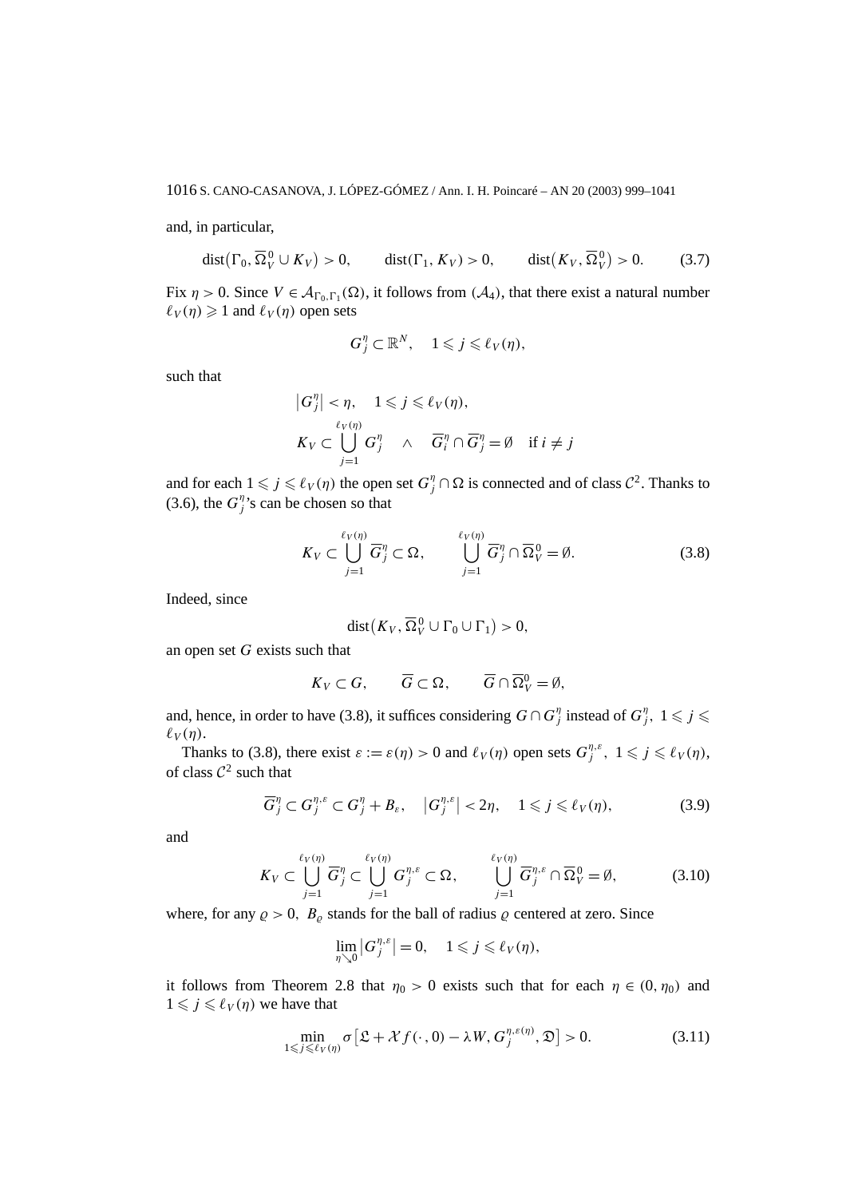and, in particular,

$$\operatorname{dist}\bigl(\Gamma_0, \overline{\Omega}_V^0 \cup K_V\bigr) > 0, \qquad \operatorname{dist}(\Gamma_1, K_V) > 0, \qquad \operatorname{dist}\bigl(K_V, \overline{\Omega}_V^0\bigr) > 0. \tag{3.7}$$

Fix $\eta > 0$. Since $V \in \mathcal{A}_{\Gamma_0,\Gamma_1}(\Omega)$, it follows from $(\mathcal{A}_4)$, that there exist a natural number $\ell_V(\eta) \geqslant 1$ and $\ell_V(\eta)$ open sets

$$G_j^\eta \subset \mathbb{R}^N, \quad 1 \leqslant j \leqslant \ell_V(\eta),$$

such that

$$\bigl|G_j^\eta\bigr| < \eta, \quad 1 \leqslant j \leqslant \ell_V(\eta),$$
$$K_V \subset \bigcup_{j=1}^{\ell_V(\eta)} G_j^\eta \quad \wedge \quad \overline{G}_i^\eta \cap \overline{G}_j^\eta = \emptyset \quad \text{if } i \neq j$$

and for each $1 \leqslant j \leqslant \ell_V(\eta)$ the open set $G_j^\eta \cap \Omega$ is connected and of class $\mathcal{C}^2$. Thanks to (3.6), the $G_j^\eta$'s can be chosen so that

$$K_V \subset \bigcup_{j=1}^{\ell_V(\eta)} \overline{G}_j^\eta \subset \Omega, \qquad \bigcup_{j=1}^{\ell_V(\eta)} \overline{G}_j^\eta \cap \overline{\Omega}_V^0 = \emptyset. \tag{3.8}$$

Indeed, since

$$\operatorname{dist}\bigl(K_V, \overline{\Omega}_V^0 \cup \Gamma_0 \cup \Gamma_1\bigr) > 0,$$

an open set $G$ exists such that

$$K_V \subset G, \qquad \overline{G} \subset \Omega, \qquad \overline{G} \cap \overline{\Omega}_V^0 = \emptyset,$$

and, hence, in order to have (3.8), it suffices considering $G \cap G_j^\eta$ instead of $G_j^\eta$, $1 \leqslant j \leqslant \ell_V(\eta)$.

Thanks to (3.8), there exist $\varepsilon := \varepsilon(\eta) > 0$ and $\ell_V(\eta)$ open sets $G_j^{\eta,\varepsilon}$, $1 \leqslant j \leqslant \ell_V(\eta)$, of class $\mathcal{C}^2$ such that

$$\overline{G}_j^\eta \subset G_j^{\eta,\varepsilon} \subset G_j^\eta + B_\varepsilon, \quad \bigl|G_j^{\eta,\varepsilon}\bigr| < 2\eta, \quad 1 \leqslant j \leqslant \ell_V(\eta), \tag{3.9}$$

and

$$K_V \subset \bigcup_{j=1}^{\ell_V(\eta)} \overline{G}_j^\eta \subset \bigcup_{j=1}^{\ell_V(\eta)} G_j^{\eta,\varepsilon} \subset \Omega, \qquad \bigcup_{j=1}^{\ell_V(\eta)} \overline{G}_j^{\eta,\varepsilon} \cap \overline{\Omega}_V^0 = \emptyset, \tag{3.10}$$

where, for any $\varrho > 0$, $B_\varrho$ stands for the ball of radius $\varrho$ centered at zero. Since

$$\lim_{\eta \searrow 0} \bigl|G_j^{\eta,\varepsilon}\bigr| = 0, \quad 1 \leqslant j \leqslant \ell_V(\eta),$$

it follows from Theorem 2.8 that $\eta_0 > 0$ exists such that for each $\eta \in (0, \eta_0)$ and $1 \leqslant j \leqslant \ell_V(\eta)$ we have that

$$\min_{1 \leqslant j \leqslant \ell_V(\eta)} \sigma\bigl[\mathfrak{L} + \mathcal{X} f(\cdot, 0) - \lambda W, G_j^{\eta,\varepsilon(\eta)}, \mathfrak{D}\bigr] > 0. \tag{3.11}$$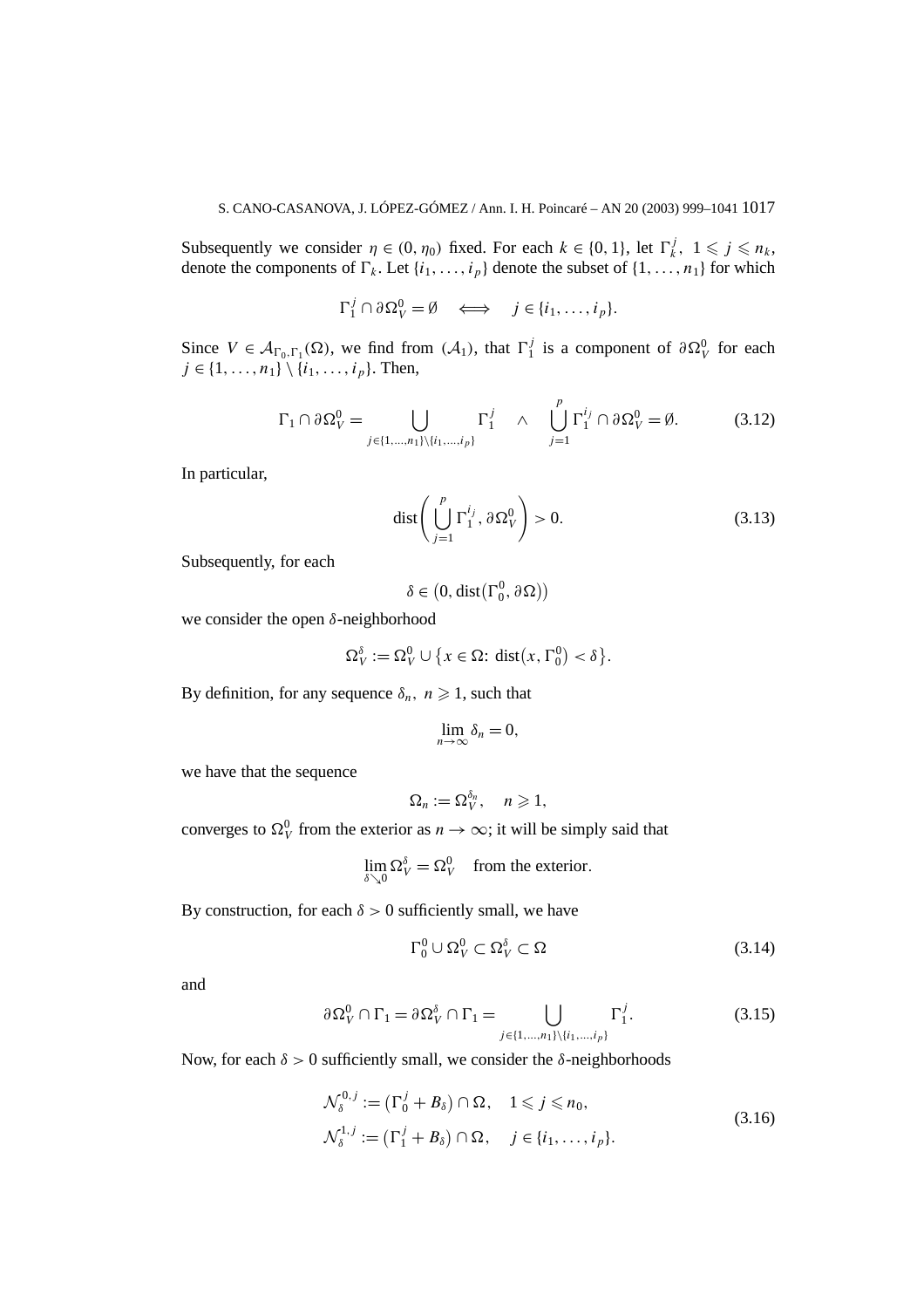Subsequently we consider $\eta \in (0, \eta_0)$ fixed. For each $k \in \{0, 1\}$, let $\Gamma_k^j$, $1 \leqslant j \leqslant n_k$, denote the components of $\Gamma_k$. Let $\{i_1, \ldots, i_p\}$ denote the subset of $\{1, \ldots, n_1\}$ for which

$$\Gamma_1^j \cap \partial\Omega_V^0 = \emptyset \quad \Longleftrightarrow \quad j \in \{i_1, \ldots, i_p\}.$$

Since $V \in \mathcal{A}_{\Gamma_0, \Gamma_1}(\Omega)$, we find from $(\mathcal{A}_1)$, that $\Gamma_1^j$ is a component of $\partial\Omega_V^0$ for each $j \in \{1, \ldots, n_1\} \setminus \{i_1, \ldots, i_p\}$. Then,

$$\Gamma_1 \cap \partial\Omega_V^0 = \bigcup_{j \in \{1, \ldots, n_1\} \setminus \{i_1, \ldots, i_p\}} \Gamma_1^j \quad \wedge \quad \bigcup_{j=1}^{p} \Gamma_1^{i_j} \cap \partial\Omega_V^0 = \emptyset. \tag{3.12}$$

In particular,

$$\operatorname{dist}\left( \bigcup_{j=1}^{p} \Gamma_1^{i_j}, \partial\Omega_V^0 \right) > 0. \tag{3.13}$$

Subsequently, for each

$$\delta \in \left(0, \operatorname{dist}\left(\Gamma_0^0, \partial\Omega\right)\right)$$

we consider the open $\delta$-neighborhood

$$\Omega_V^\delta := \Omega_V^0 \cup \left\{ x \in \Omega \colon \operatorname{dist}\left(x, \Gamma_0^0\right) < \delta \right\}.$$

By definition, for any sequence $\delta_n$, $n \geqslant 1$, such that

$$\lim_{n \to \infty} \delta_n = 0,$$

we have that the sequence

$$\Omega_n := \Omega_V^{\delta_n}, \quad n \geqslant 1,$$

converges to $\Omega_V^0$ from the exterior as $n \to \infty$; it will be simply said that

$$\lim_{\delta \searrow 0} \Omega_V^\delta = \Omega_V^0 \quad \text{from the exterior}.$$

By construction, for each $\delta > 0$ sufficiently small, we have

$$\Gamma_0^0 \cup \Omega_V^0 \subset \Omega_V^\delta \subset \Omega \tag{3.14}$$

and

$$\partial\Omega_V^0 \cap \Gamma_1 = \partial\Omega_V^\delta \cap \Gamma_1 = \bigcup_{j \in \{1, \ldots, n_1\} \setminus \{i_1, \ldots, i_p\}} \Gamma_1^j. \tag{3.15}$$

Now, for each $\delta > 0$ sufficiently small, we consider the $\delta$-neighborhoods

$$\begin{aligned} \mathcal{N}_\delta^{0,j} &:= \left(\Gamma_0^j + B_\delta\right) \cap \Omega, \quad 1 \leqslant j \leqslant n_0, \\ \mathcal{N}_\delta^{1,j} &:= \left(\Gamma_1^j + B_\delta\right) \cap \Omega, \quad j \in \{i_1, \ldots, i_p\}. \end{aligned} \tag{3.16}$$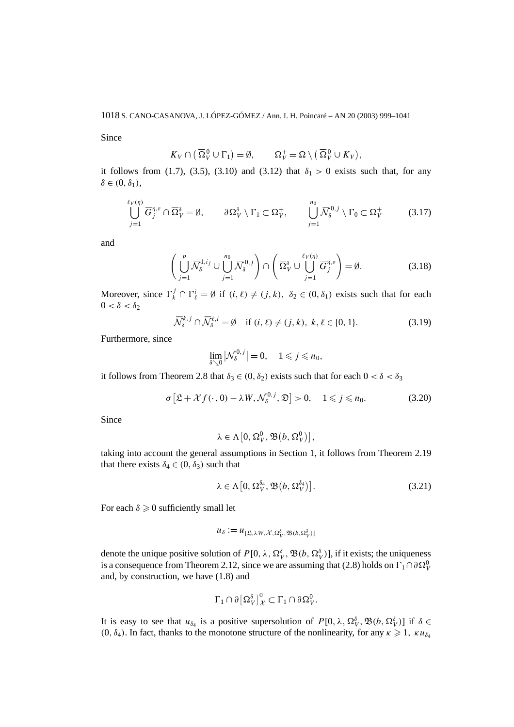Since

$$K_V \cap \left(\overline{\Omega}_V^0 \cup \Gamma_1\right) = \emptyset, \qquad \Omega_V^+ = \Omega \setminus \left(\overline{\Omega}_V^0 \cup K_V\right),$$

it follows from (1.7), (3.5), (3.10) and (3.12) that $\delta_1 > 0$ exists such that, for any $\delta \in (0, \delta_1)$,

$$\bigcup_{j=1}^{\ell_V(\eta)} \overline{G}_j^{\eta,\varepsilon} \cap \overline{\Omega}_V^\delta = \emptyset, \qquad \partial\Omega_V^\delta \setminus \Gamma_1 \subset \Omega_V^+, \qquad \bigcup_{j=1}^{n_0} \overline{\mathcal{N}}_\delta^{0,j} \setminus \Gamma_0 \subset \Omega_V^+ \tag{3.17}$$

and

$$\left(\bigcup_{j=1}^{p} \overline{\mathcal{N}}_\delta^{1,i_j} \cup \bigcup_{j=1}^{n_0} \overline{\mathcal{N}}_\delta^{0,j}\right) \cap \left(\overline{\Omega}_V^\delta \cup \bigcup_{j=1}^{\ell_V(\eta)} \overline{G}_j^{\eta,\varepsilon}\right) = \emptyset. \tag{3.18}$$

Moreover, since $\Gamma_k^j \cap \Gamma_\ell^i = \emptyset$ if $(i,\ell) \neq (j,k)$, $\delta_2 \in (0, \delta_1)$ exists such that for each $0 < \delta < \delta_2$

$$\overline{\mathcal{N}}_\delta^{k,j} \cap \overline{\mathcal{N}}_\delta^{\ell,i} = \emptyset \quad \text{if } (i,\ell) \neq (j,k),\ k,\ell \in \{0,1\}. \tag{3.19}$$

Furthermore, since

$$\lim_{\delta \searrow 0} \left|\mathcal{N}_\delta^{0,j}\right| = 0, \quad 1 \leqslant j \leqslant n_0,$$

it follows from Theorem 2.8 that $\delta_3 \in (0, \delta_2)$ exists such that for each $0 < \delta < \delta_3$

$$\sigma\left[\mathfrak{L} + \mathcal{X} f(\cdot, 0) - \lambda W, \mathcal{N}_\delta^{0,j}, \mathfrak{D}\right] > 0, \quad 1 \leqslant j \leqslant n_0. \tag{3.20}$$

Since

$$\lambda \in \Lambda\left[0, \Omega_V^0, \mathfrak{B}\left(b, \Omega_V^0\right)\right],$$

taking into account the general assumptions in Section 1, it follows from Theorem 2.19 that there exists $\delta_4 \in (0, \delta_3)$ such that

$$\lambda \in \Lambda\left[0, \Omega_V^{\delta_4}, \mathfrak{B}\left(b, \Omega_V^{\delta_4}\right)\right]. \tag{3.21}$$

For each $\delta \geqslant 0$ sufficiently small let

$$u_\delta := u_{[\mathfrak{L}, \lambda W, \mathcal{X}, \Omega_V^\delta, \mathfrak{B}(b, \Omega_V^\delta)]}$$

denote the unique positive solution of $P[0, \lambda, \Omega_V^\delta, \mathfrak{B}(b, \Omega_V^\delta)]$, if it exists; the uniqueness is a consequence from Theorem 2.12, since we are assuming that (2.8) holds on $\Gamma_1 \cap \partial\Omega_V^0$ and, by construction, we have (1.8) and

$$\Gamma_1 \cap \partial\left[\Omega_V^\delta\right]_{\mathcal{X}}^0 \subset \Gamma_1 \cap \partial\Omega_V^0.$$

It is easy to see that $u_{\delta_4}$ is a positive supersolution of $P[0, \lambda, \Omega_V^\delta, \mathfrak{B}(b, \Omega_V^\delta)]$ if $\delta \in (0, \delta_4)$. In fact, thanks to the monotone structure of the nonlinearity, for any $\kappa \geqslant 1$, $\kappa u_{\delta_4}$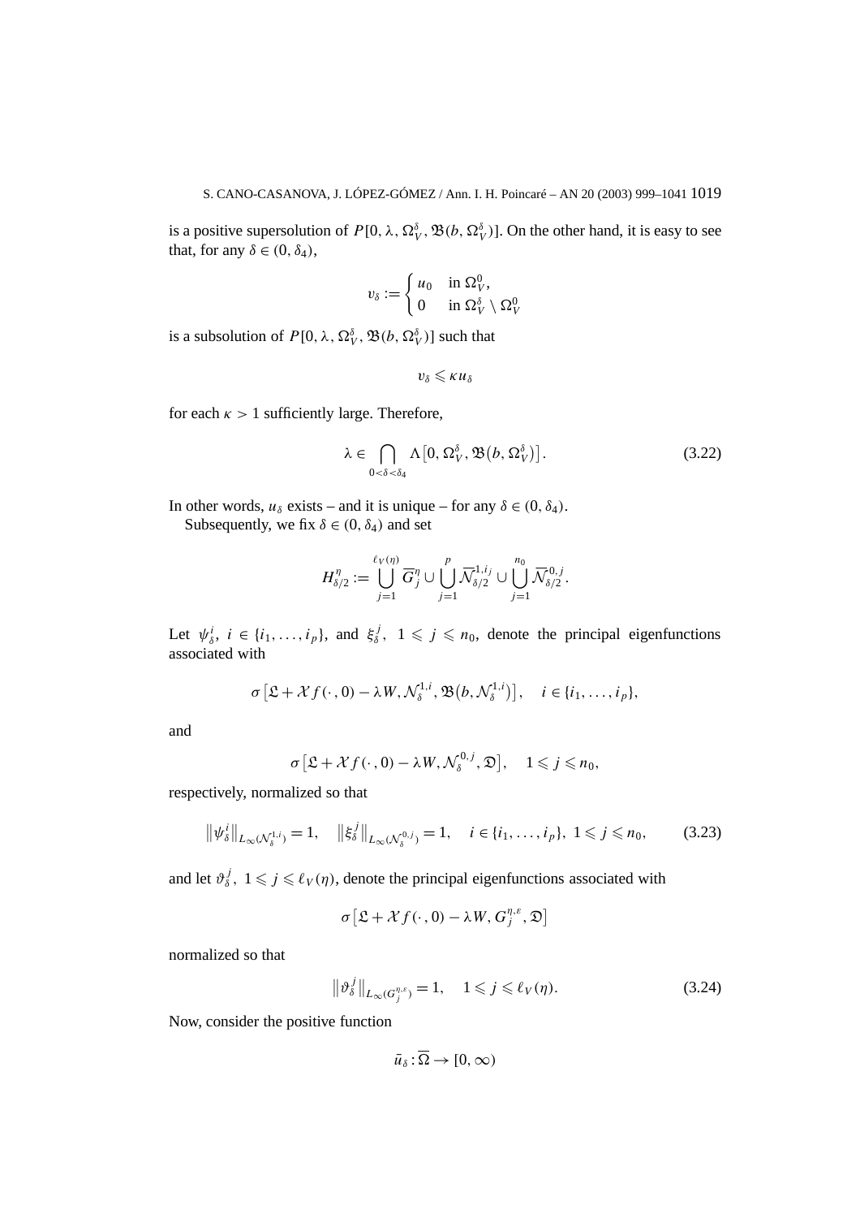is a positive supersolution of $P[0, \lambda, \Omega_V^\delta, \mathfrak{B}(b, \Omega_V^\delta)]$. On the other hand, it is easy to see that, for any $\delta \in (0, \delta_4)$,

$$v_\delta := \begin{cases} u_0 & \text{in } \Omega_V^0, \\ 0 & \text{in } \Omega_V^\delta \setminus \Omega_V^0 \end{cases}$$

is a subsolution of $P[0, \lambda, \Omega_V^\delta, \mathfrak{B}(b, \Omega_V^\delta)]$ such that

$$v_\delta \leqslant \kappa u_\delta$$

for each $\kappa > 1$ sufficiently large. Therefore,

$$\lambda \in \bigcap_{0<\delta<\delta_4} \Lambda\left[0, \Omega_V^\delta, \mathfrak{B}\left(b, \Omega_V^\delta\right)\right]. \tag{3.22}$$

In other words, $u_\delta$ exists – and it is unique – for any $\delta \in (0, \delta_4)$.

Subsequently, we fix $\delta \in (0, \delta_4)$ and set

$$H_{\delta/2}^\eta := \bigcup_{j=1}^{\ell_V(\eta)} \overline{G}_j^\eta \cup \bigcup_{j=1}^{p} \overline{\mathcal{N}}_{\delta/2}^{1,i_j} \cup \bigcup_{j=1}^{n_0} \overline{\mathcal{N}}_{\delta/2}^{0,j}.$$

Let $\psi_\delta^i$, $i \in \{i_1, \ldots, i_p\}$, and $\xi_\delta^j$, $1 \leqslant j \leqslant n_0$, denote the principal eigenfunctions associated with

$$\sigma\left[\mathfrak{L} + \mathcal{X} f(\cdot, 0) - \lambda W, \mathcal{N}_\delta^{1,i}, \mathfrak{B}\left(b, \mathcal{N}_\delta^{1,i}\right)\right], \quad i \in \{i_1, \ldots, i_p\},$$

and

$$\sigma\left[\mathfrak{L} + \mathcal{X} f(\cdot, 0) - \lambda W, \mathcal{N}_\delta^{0,j}, \mathfrak{D}\right], \quad 1 \leqslant j \leqslant n_0,$$

respectively, normalized so that

$$\left\|\psi_\delta^i\right\|_{L_\infty(\mathcal{N}_\delta^{1,i})} = 1, \quad \left\|\xi_\delta^j\right\|_{L_\infty(\mathcal{N}_\delta^{0,j})} = 1, \quad i \in \{i_1, \ldots, i_p\},\ 1 \leqslant j \leqslant n_0, \tag{3.23}$$

and let $\vartheta_\delta^j$, $1 \leqslant j \leqslant \ell_V(\eta)$, denote the principal eigenfunctions associated with

$$\sigma\left[\mathfrak{L} + \mathcal{X} f(\cdot, 0) - \lambda W, G_j^{\eta,\varepsilon}, \mathfrak{D}\right]$$

normalized so that

$$\left\|\vartheta_\delta^j\right\|_{L_\infty(G_j^{\eta,\varepsilon})} = 1, \quad 1 \leqslant j \leqslant \ell_V(\eta). \tag{3.24}$$

Now, consider the positive function

$$\bar{u}_\delta : \overline{\Omega} \to [0, \infty)$$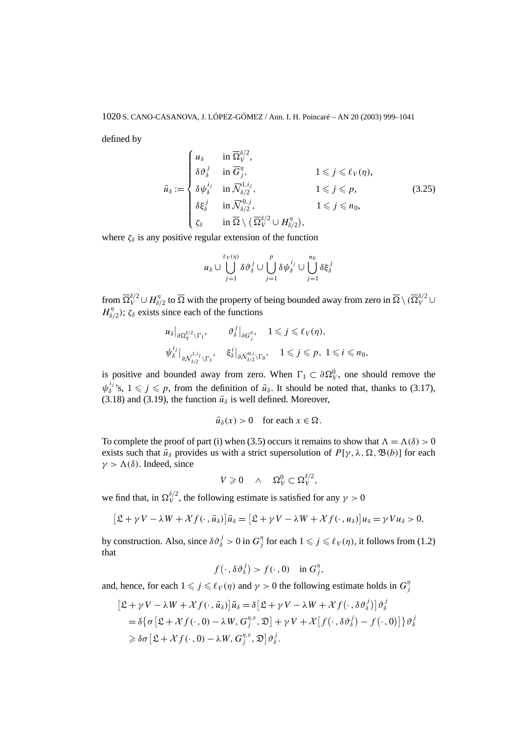defined by

$$
\bar{u}_\delta := \begin{cases} u_\delta & \text{in } \overline{\Omega}_V^{\delta/2}, \\ \delta\vartheta_\delta^j & \text{in } \overline{G}_j^\eta, \qquad\qquad 1 \leqslant j \leqslant \ell_V(\eta), \\ \delta\psi_\delta^{i_j} & \text{in } \overline{\mathcal{N}}_{\delta/2}^{1,i_j}, \qquad\quad 1 \leqslant j \leqslant p, \\ \delta\xi_\delta^j & \text{in } \overline{\mathcal{N}}_{\delta/2}^{0,j}, \qquad\quad 1 \leqslant j \leqslant n_0, \\ \zeta_\delta & \text{in } \overline{\Omega} \setminus \left(\overline{\Omega}_V^{\delta/2} \cup H_{\delta/2}^\eta\right), \end{cases} \tag{3.25}
$$

where $\zeta_\delta$ is any positive regular extension of the function

$$
u_\delta \cup \bigcup_{j=1}^{\ell_V(\eta)} \delta\vartheta_\delta^j \cup \bigcup_{j=1}^{p} \delta\psi_\delta^{i_j} \cup \bigcup_{j=1}^{n_0} \delta\xi_\delta^j
$$

from $\overline{\Omega}_V^{\delta/2} \cup H_{\delta/2}^\eta$ to $\overline{\Omega}$ with the property of being bounded away from zero in $\overline{\Omega} \setminus (\overline{\Omega}_V^{\delta/2} \cup H_{\delta/2}^\eta)$; $\zeta_\delta$ exists since each of the functions

$$
u_\delta\big|_{\partial\Omega_V^{\delta/2}\setminus\Gamma_1}, \qquad \vartheta_\delta^j\big|_{\partial G_j^\eta}, \quad 1 \leqslant j \leqslant \ell_V(\eta),
$$

$$
\psi_\delta^{i_j}\big|_{\partial\mathcal{N}_{\delta/2}^{1,i_j}\setminus\Gamma_1}, \quad \xi_\delta^i\big|_{\partial\mathcal{N}_{\delta/2}^{0,i}\setminus\Gamma_0}, \quad 1 \leqslant j \leqslant p,\ 1 \leqslant i \leqslant n_0,
$$

is positive and bounded away from zero. When $\Gamma_1 \subset \partial\Omega_V^0$, one should remove the $\psi_\delta^{i_j}$'s, $1 \leqslant j \leqslant p$, from the definition of $\bar{u}_\delta$. It should be noted that, thanks to (3.17), (3.18) and (3.19), the function $\bar{u}_\delta$ is well defined. Moreover,

$$
\bar{u}_\delta(x) > 0 \quad \text{for each } x \in \Omega.
$$

To complete the proof of part (i) when (3.5) occurs it remains to show that $\Lambda = \Lambda(\delta) > 0$ exists such that $\bar{u}_\delta$ provides us with a strict supersolution of $P[\gamma, \lambda, \Omega, \mathfrak{B}(b)]$ for each $\gamma > \Lambda(\delta)$. Indeed, since

$$
V \geqslant 0 \quad \wedge \quad \Omega_V^0 \subset \Omega_V^{\delta/2},
$$

we find that, in $\Omega_V^{\delta/2}$, the following estimate is satisfied for any $\gamma > 0$

$$
\left[\mathfrak{L} + \gamma V - \lambda W + \mathcal{X} f(\cdot, \bar{u}_\delta)\right]\bar{u}_\delta = \left[\mathfrak{L} + \gamma V - \lambda W + \mathcal{X} f(\cdot, u_\delta)\right]u_\delta = \gamma V u_\delta > 0,
$$

by construction. Also, since $\delta\vartheta_\delta^j > 0$ in $G_j^\eta$ for each $1 \leqslant j \leqslant \ell_V(\eta)$, it follows from (1.2) that

$$
f\left(\cdot, \delta\vartheta_\delta^j\right) > f(\cdot, 0) \quad \text{in } G_j^\eta,
$$

and, hence, for each $1 \leqslant j \leqslant \ell_V(\eta)$ and $\gamma > 0$ the following estimate holds in $G_j^\eta$

$$
\begin{aligned}
\left[\mathfrak{L} + \gamma V - \lambda W + \mathcal{X} f(\cdot, \bar{u}_\delta)\right]\bar{u}_\delta &= \delta\left[\mathfrak{L} + \gamma V - \lambda W + \mathcal{X} f\left(\cdot, \delta\vartheta_\delta^j\right)\right]\vartheta_\delta^j \\
&= \delta\left\{\sigma\left[\mathfrak{L} + \mathcal{X} f(\cdot, 0) - \lambda W, G_j^{\eta,\varepsilon}, \mathfrak{D}\right] + \gamma V + \mathcal{X}\left[f\left(\cdot, \delta\vartheta_\delta^j\right) - f(\cdot, 0)\right]\right\}\vartheta_\delta^j \\
&\geqslant \delta\sigma\left[\mathfrak{L} + \mathcal{X} f(\cdot, 0) - \lambda W, G_j^{\eta,\varepsilon}, \mathfrak{D}\right]\vartheta_\delta^j.
\end{aligned}
$$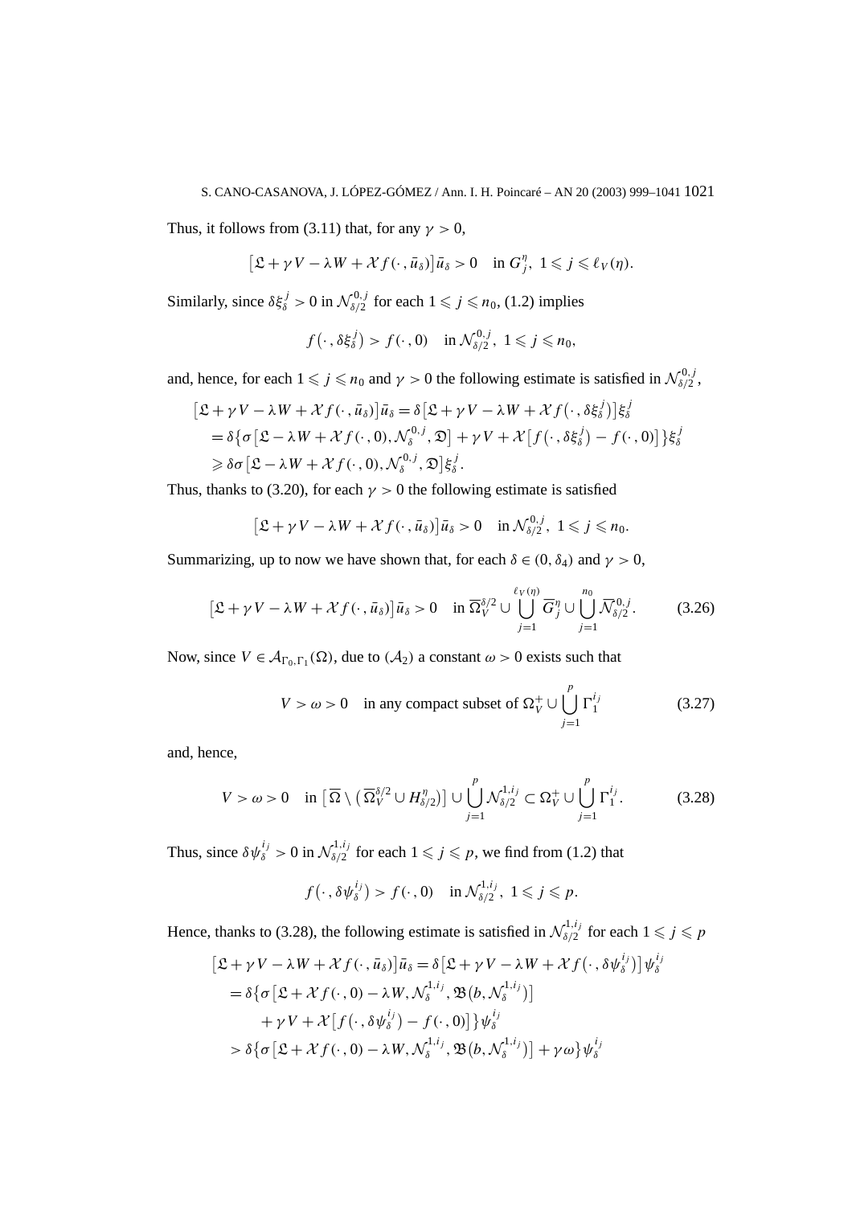Thus, it follows from (3.11) that, for any $\gamma > 0$,

$$\big[\mathfrak{L} + \gamma V - \lambda W + \mathcal{X} f(\cdot, \bar{u}_\delta)\big]\bar{u}_\delta > 0 \quad \text{in } G_j^\eta,\ 1 \leqslant j \leqslant \ell_V(\eta).$$

Similarly, since $\delta\xi_\delta^j > 0$ in $\mathcal{N}_{\delta/2}^{0,j}$ for each $1 \leqslant j \leqslant n_0$, (1.2) implies

$$f\big(\cdot, \delta\xi_\delta^j\big) > f(\cdot, 0) \quad \text{in } \mathcal{N}_{\delta/2}^{0,j},\ 1 \leqslant j \leqslant n_0,$$

and, hence, for each $1 \leqslant j \leqslant n_0$ and $\gamma > 0$ the following estimate is satisfied in $\mathcal{N}_{\delta/2}^{0,j}$,

$$\begin{aligned}
\big[\mathfrak{L} + \gamma V - \lambda W + \mathcal{X} f(\cdot, \bar{u}_\delta)\big]\bar{u}_\delta &= \delta\big[\mathfrak{L} + \gamma V - \lambda W + \mathcal{X} f\big(\cdot, \delta\xi_\delta^j\big)\big]\xi_\delta^j \\
&= \delta\big\{\sigma\big[\mathfrak{L} - \lambda W + \mathcal{X} f(\cdot, 0), \mathcal{N}_\delta^{0,j}, \mathfrak{D}\big] + \gamma V + \mathcal{X}\big[f\big(\cdot, \delta\xi_\delta^j\big) - f(\cdot, 0)\big]\big\}\xi_\delta^j \\
&\geqslant \delta\sigma\big[\mathfrak{L} - \lambda W + \mathcal{X} f(\cdot, 0), \mathcal{N}_\delta^{0,j}, \mathfrak{D}\big]\xi_\delta^j.
\end{aligned}$$

Thus, thanks to (3.20), for each $\gamma > 0$ the following estimate is satisfied

$$\big[\mathfrak{L} + \gamma V - \lambda W + \mathcal{X} f(\cdot, \bar{u}_\delta)\big]\bar{u}_\delta > 0 \quad \text{in } \mathcal{N}_{\delta/2}^{0,j},\ 1 \leqslant j \leqslant n_0.$$

Summarizing, up to now we have shown that, for each $\delta \in (0, \delta_4)$ and $\gamma > 0$,

$$\big[\mathfrak{L} + \gamma V - \lambda W + \mathcal{X} f(\cdot, \bar{u}_\delta)\big]\bar{u}_\delta > 0 \quad \text{in } \overline{\Omega}_V^{\delta/2} \cup \bigcup_{j=1}^{\ell_V(\eta)} \overline{G}_j^\eta \cup \bigcup_{j=1}^{n_0} \overline{\mathcal{N}}_{\delta/2}^{0,j}. \tag{3.26}$$

Now, since $V \in \mathcal{A}_{\Gamma_0,\Gamma_1}(\Omega)$, due to $(\mathcal{A}_2)$ a constant $\omega > 0$ exists such that

$$V > \omega > 0 \quad \text{in any compact subset of } \Omega_V^+ \cup \bigcup_{j=1}^{p} \Gamma_1^{i_j} \tag{3.27}$$

and, hence,

$$V > \omega > 0 \quad \text{in } \big[\overline{\Omega} \setminus \big(\overline{\Omega}_V^{\delta/2} \cup H_{\delta/2}^\eta\big)\big] \cup \bigcup_{j=1}^{p} \mathcal{N}_{\delta/2}^{1,i_j} \subset \Omega_V^+ \cup \bigcup_{j=1}^{p} \Gamma_1^{i_j}. \tag{3.28}$$

Thus, since $\delta\psi_\delta^{i_j} > 0$ in $\mathcal{N}_{\delta/2}^{1,i_j}$ for each $1 \leqslant j \leqslant p$, we find from (1.2) that

$$f\big(\cdot, \delta\psi_\delta^{i_j}\big) > f(\cdot, 0) \quad \text{in } \mathcal{N}_{\delta/2}^{1,i_j},\ 1 \leqslant j \leqslant p.$$

Hence, thanks to (3.28), the following estimate is satisfied in $\mathcal{N}_{\delta/2}^{1,i_j}$ for each $1 \leqslant j \leqslant p$

$$\begin{aligned}
\big[\mathfrak{L} + \gamma V - \lambda W + \mathcal{X} f(\cdot, \bar{u}_\delta)\big]\bar{u}_\delta &= \delta\big[\mathfrak{L} + \gamma V - \lambda W + \mathcal{X} f\big(\cdot, \delta\psi_\delta^{i_j}\big)\big]\psi_\delta^{i_j} \\
&= \delta\big\{\sigma\big[\mathfrak{L} + \mathcal{X} f(\cdot, 0) - \lambda W, \mathcal{N}_\delta^{1,i_j}, \mathfrak{B}\big(b, \mathcal{N}_\delta^{1,i_j}\big)\big] \\
&\qquad + \gamma V + \mathcal{X}\big[f\big(\cdot, \delta\psi_\delta^{i_j}\big) - f(\cdot, 0)\big]\big\}\psi_\delta^{i_j} \\
&> \delta\big\{\sigma\big[\mathfrak{L} + \mathcal{X} f(\cdot, 0) - \lambda W, \mathcal{N}_\delta^{1,i_j}, \mathfrak{B}\big(b, \mathcal{N}_\delta^{1,i_j}\big)\big] + \gamma\omega\big\}\psi_\delta^{i_j}
\end{aligned}$$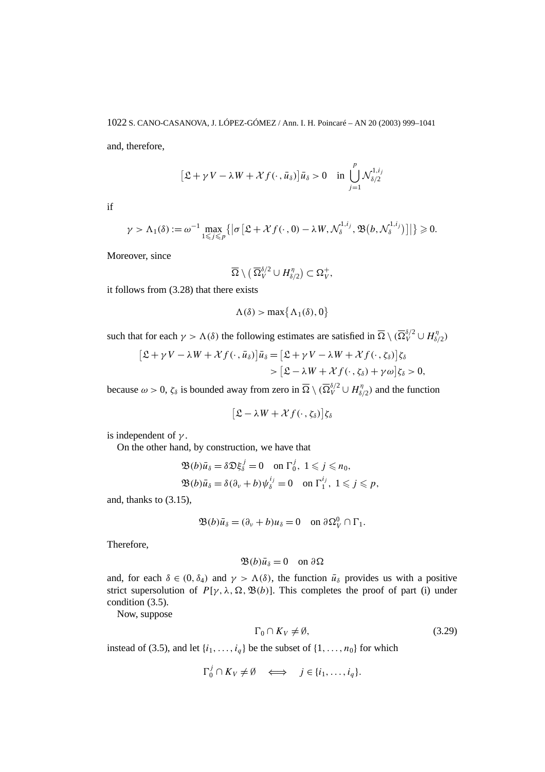and, therefore,

$$
\left[\mathfrak{L}+\gamma V-\lambda W+\mathcal{X} f\left(\cdot, \bar{u}_{\delta}\right)\right] \bar{u}_{\delta}>0 \quad \text { in } \bigcup_{j=1}^{p} \mathcal{N}_{\delta / 2}^{1, i_{j}}
$$

if

$$
\gamma>\Lambda_{1}(\delta):=\omega^{-1} \max _{1 \leqslant j \leqslant p}\left\{\left|\sigma\left[\mathfrak{L}+\mathcal{X} f(\cdot, 0)-\lambda W, \mathcal{N}_{\delta}^{1, i_{j}}, \mathfrak{B}\left(b, \mathcal{N}_{\delta}^{1, i_{j}}\right)\right]\right|\right\} \geqslant 0 .
$$

Moreover, since

$$
\bar{\Omega} \setminus\left(\bar{\Omega}_{V}^{\delta / 2} \cup H_{\delta / 2}^{\eta}\right) \subset \Omega_{V}^{+},
$$

it follows from (3.28) that there exists

$$
\Lambda(\delta)>\max \left\{\Lambda_{1}(\delta), 0\right\}
$$

such that for each $\gamma>\Lambda(\delta)$ the following estimates are satisfied in $\bar{\Omega} \setminus (\bar{\Omega}_{V}^{\delta / 2} \cup H_{\delta / 2}^{\eta})$

$$
\begin{aligned}
\left[\mathfrak{L}+\gamma V-\lambda W+\mathcal{X} f\left(\cdot, \bar{u}_{\delta}\right)\right] \bar{u}_{\delta} &=\left[\mathfrak{L}+\gamma V-\lambda W+\mathcal{X} f\left(\cdot, \zeta_{\delta}\right)\right] \zeta_{\delta} \\
&>\left[\mathfrak{L}-\lambda W+\mathcal{X} f\left(\cdot, \zeta_{\delta}\right)+\gamma \omega\right] \zeta_{\delta}>0,
\end{aligned}
$$

because $\omega>0$, $\zeta_{\delta}$ is bounded away from zero in $\bar{\Omega} \setminus (\bar{\Omega}_{V}^{\delta / 2} \cup H_{\delta / 2}^{\eta})$ and the function

$$
\left[\mathfrak{L}-\lambda W+\mathcal{X} f\left(\cdot, \zeta_{\delta}\right)\right] \zeta_{\delta}
$$

is independent of $\gamma$.

On the other hand, by construction, we have that

$$
\begin{aligned}
&\mathfrak{B}(b) \bar{u}_{\delta}=\delta \mathfrak{D} \xi_{\delta}^{j}=0 \quad \text { on } \Gamma_{0}^{j},\ 1 \leqslant j \leqslant n_{0}, \\
&\mathfrak{B}(b) \bar{u}_{\delta}=\delta\left(\partial_{\nu}+b\right) \psi_{\delta}^{i_{j}}=0 \quad \text { on } \Gamma_{1}^{i_{j}},\ 1 \leqslant j \leqslant p,
\end{aligned}
$$

and, thanks to (3.15),

$$
\mathfrak{B}(b) \bar{u}_{\delta}=\left(\partial_{\nu}+b\right) u_{\delta}=0 \quad \text { on } \partial \Omega_{V}^{0} \cap \Gamma_{1} .
$$

Therefore,

$$
\mathfrak{B}(b) \bar{u}_{\delta}=0 \quad \text { on } \partial \Omega
$$

and, for each $\delta \in (0, \delta_{4})$ and $\gamma>\Lambda(\delta)$, the function $\bar{u}_{\delta}$ provides us with a positive strict supersolution of $P[\gamma, \lambda, \Omega, \mathfrak{B}(b)]$. This completes the proof of part (i) under condition (3.5).

Now, suppose

$$
\Gamma_{0} \cap K_{V} \neq \emptyset, \tag{3.29}
$$

instead of (3.5), and let $\{i_{1}, \ldots, i_{q}\}$ be the subset of $\{1, \ldots, n_{0}\}$ for which

$$
\Gamma_{0}^{j} \cap K_{V} \neq \emptyset \quad \Longleftrightarrow \quad j \in\{i_{1}, \ldots, i_{q}\} .
$$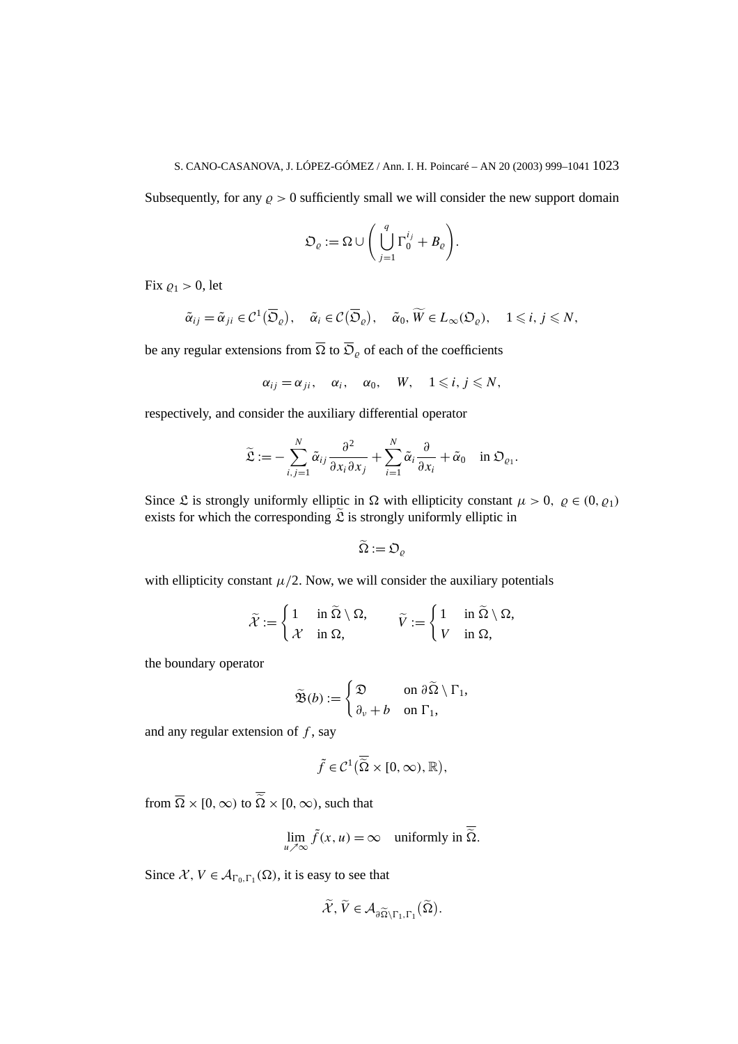Subsequently, for any $\varrho > 0$ sufficiently small we will consider the new support domain

$$\mathfrak{O}_\varrho := \Omega \cup \left( \bigcup_{j=1}^{q} \Gamma_0^{i_j} + B_\varrho \right).$$

Fix $\varrho_1 > 0$, let

$$\tilde{\alpha}_{ij} = \tilde{\alpha}_{ji} \in \mathcal{C}^1(\overline{\mathfrak{O}}_\varrho), \quad \tilde{\alpha}_i \in \mathcal{C}(\overline{\mathfrak{O}}_\varrho), \quad \tilde{\alpha}_0, \widetilde{W} \in L_\infty(\mathfrak{O}_\varrho), \quad 1 \leqslant i, j \leqslant N,$$

be any regular extensions from $\overline{\Omega}$ to $\overline{\mathfrak{O}}_\varrho$ of each of the coefficients

$$\alpha_{ij} = \alpha_{ji}, \quad \alpha_i, \quad \alpha_0, \quad W, \quad 1 \leqslant i, j \leqslant N,$$

respectively, and consider the auxiliary differential operator

$$\widetilde{\mathfrak{L}} := -\sum_{i,j=1}^{N} \tilde{\alpha}_{ij} \frac{\partial^2}{\partial x_i \partial x_j} + \sum_{i=1}^{N} \tilde{\alpha}_i \frac{\partial}{\partial x_i} + \tilde{\alpha}_0 \quad \text{in } \mathfrak{O}_{\varrho_1}.$$

Since $\mathfrak{L}$ is strongly uniformly elliptic in $\Omega$ with ellipticity constant $\mu > 0$, $\varrho \in (0, \varrho_1)$ exists for which the corresponding $\widetilde{\mathfrak{L}}$ is strongly uniformly elliptic in

$$\widetilde{\Omega} := \mathfrak{O}_\varrho$$

with ellipticity constant $\mu/2$. Now, we will consider the auxiliary potentials

$$\widetilde{\mathcal{X}} := \begin{cases} 1 & \text{in } \widetilde{\Omega} \setminus \Omega, \\ \mathcal{X} & \text{in } \Omega, \end{cases} \qquad \widetilde{V} := \begin{cases} 1 & \text{in } \widetilde{\Omega} \setminus \Omega, \\ V & \text{in } \Omega, \end{cases}$$

the boundary operator

$$\widetilde{\mathfrak{B}}(b) := \begin{cases} \mathfrak{D} & \text{on } \partial\widetilde{\Omega} \setminus \Gamma_1, \\ \partial_\nu + b & \text{on } \Gamma_1, \end{cases}$$

and any regular extension of $f$, say

$$\tilde{f} \in \mathcal{C}^1\big(\overline{\widetilde{\Omega}} \times [0, \infty), \mathbb{R}\big),$$

from $\overline{\Omega} \times [0, \infty)$ to $\overline{\widetilde{\Omega}} \times [0, \infty)$, such that

$$\lim_{u \nearrow \infty} \tilde{f}(x, u) = \infty \quad \text{uniformly in } \overline{\widetilde{\Omega}}.$$

Since $\mathcal{X}, V \in \mathcal{A}_{\Gamma_0, \Gamma_1}(\Omega)$, it is easy to see that

$$\widetilde{\mathcal{X}}, \widetilde{V} \in \mathcal{A}_{\partial\widetilde{\Omega} \setminus \Gamma_1, \Gamma_1}(\widetilde{\Omega}).$$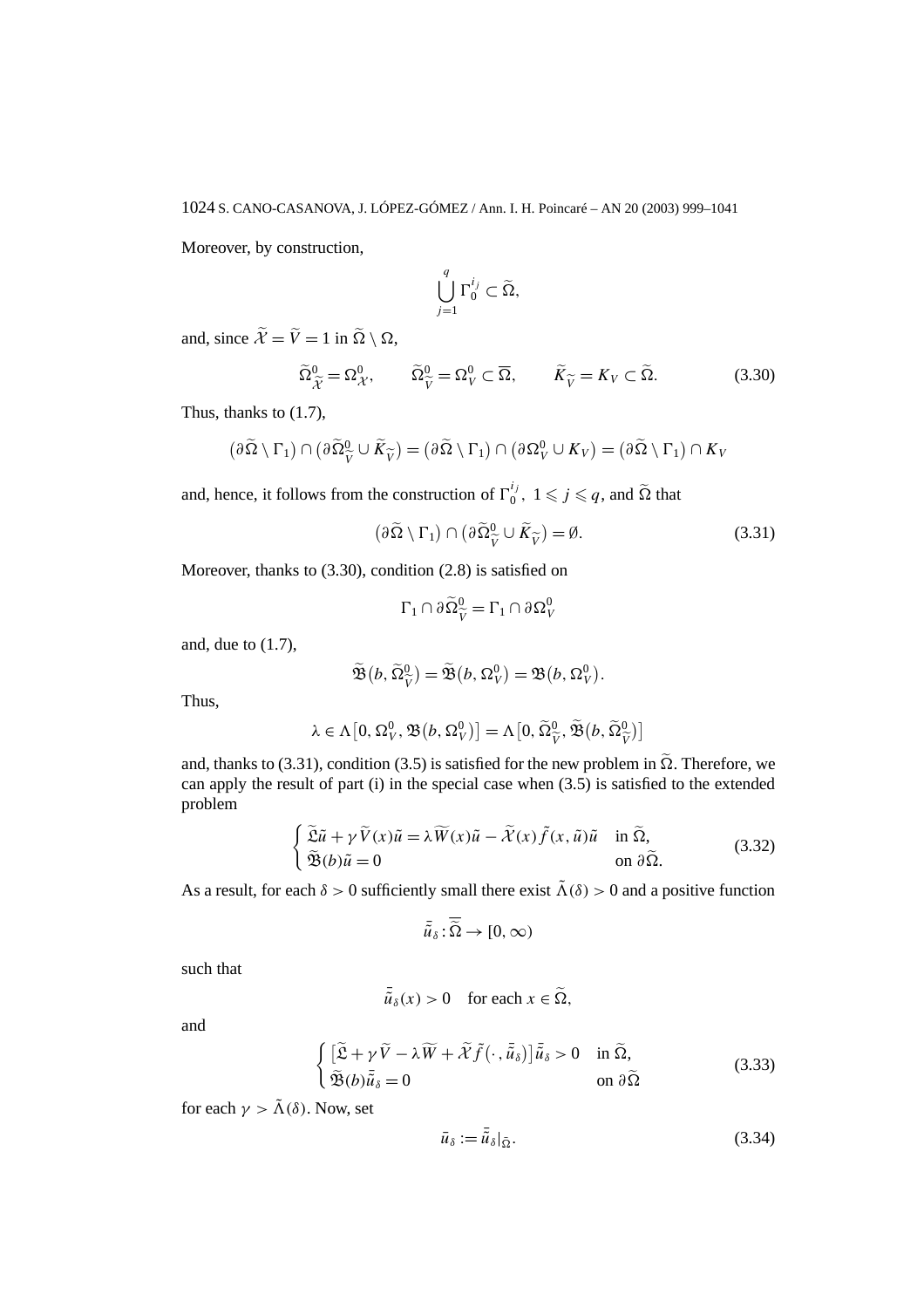Moreover, by construction,

$$\bigcup_{j=1}^{q} \Gamma_0^{i_j} \subset \widetilde{\Omega},$$

and, since $\widetilde{\mathcal{X}} = \widetilde{V} = 1$ in $\widetilde{\Omega} \setminus \Omega$,

$$\widetilde{\Omega}^0_{\widetilde{\mathcal{X}}} = \Omega^0_{\mathcal{X}}, \qquad \widetilde{\Omega}^0_{\widetilde{V}} = \Omega^0_V \subset \overline{\Omega}, \qquad \widetilde{K}_{\widetilde{V}} = K_V \subset \widetilde{\Omega}. \tag{3.30}$$

Thus, thanks to (1.7),

$$\left(\partial\widetilde{\Omega} \setminus \Gamma_1\right) \cap \left(\partial\widetilde{\Omega}^0_{\widetilde{V}} \cup \widetilde{K}_{\widetilde{V}}\right) = \left(\partial\widetilde{\Omega} \setminus \Gamma_1\right) \cap \left(\partial\Omega^0_V \cup K_V\right) = \left(\partial\widetilde{\Omega} \setminus \Gamma_1\right) \cap K_V$$

and, hence, it follows from the construction of $\Gamma_0^{i_j}$, $1 \leqslant j \leqslant q$, and $\widetilde{\Omega}$ that

$$\left(\partial\widetilde{\Omega} \setminus \Gamma_1\right) \cap \left(\partial\widetilde{\Omega}^0_{\widetilde{V}} \cup \widetilde{K}_{\widetilde{V}}\right) = \emptyset. \tag{3.31}$$

Moreover, thanks to (3.30), condition (2.8) is satisfied on

$$\Gamma_1 \cap \partial\widetilde{\Omega}^0_{\widetilde{V}} = \Gamma_1 \cap \partial\Omega^0_V$$

and, due to (1.7),

$$\widetilde{\mathfrak{B}}\left(b, \widetilde{\Omega}^0_{\widetilde{V}}\right) = \widetilde{\mathfrak{B}}\left(b, \Omega^0_V\right) = \mathfrak{B}\left(b, \Omega^0_V\right).$$

Thus,

$$\lambda \in \Lambda\left[0, \Omega^0_V, \mathfrak{B}\left(b, \Omega^0_V\right)\right] = \Lambda\left[0, \widetilde{\Omega}^0_{\widetilde{V}}, \widetilde{\mathfrak{B}}\left(b, \widetilde{\Omega}^0_{\widetilde{V}}\right)\right]$$

and, thanks to (3.31), condition (3.5) is satisfied for the new problem in $\widetilde{\Omega}$. Therefore, we can apply the result of part (i) in the special case when (3.5) is satisfied to the extended problem

$$\begin{cases} \widetilde{\mathfrak{L}}\tilde{u} + \gamma\widetilde{V}(x)\tilde{u} = \lambda\widetilde{W}(x)\tilde{u} - \widetilde{\mathcal{X}}(x)\tilde{f}(x, \tilde{u})\tilde{u} & \text{in } \widetilde{\Omega}, \\ \widetilde{\mathfrak{B}}(b)\tilde{u} = 0 & \text{on } \partial\widetilde{\Omega}. \end{cases} \tag{3.32}$$

As a result, for each $\delta > 0$ sufficiently small there exist $\tilde{\Lambda}(\delta) > 0$ and a positive function

$$\bar{\tilde{u}}_\delta : \overline{\widetilde{\Omega}} \to [0, \infty)$$

such that

$$\bar{\tilde{u}}_\delta(x) > 0 \quad \text{for each } x \in \widetilde{\Omega},$$

and

$$\begin{cases} \left[\widetilde{\mathfrak{L}} + \gamma\widetilde{V} - \lambda\widetilde{W} + \widetilde{\mathcal{X}}\tilde{f}\left(\cdot, \bar{\tilde{u}}_\delta\right)\right]\bar{\tilde{u}}_\delta > 0 & \text{in } \widetilde{\Omega}, \\ \widetilde{\mathfrak{B}}(b)\bar{\tilde{u}}_\delta = 0 & \text{on } \partial\widetilde{\Omega} \end{cases} \tag{3.33}$$

for each $\gamma > \tilde{\Lambda}(\delta)$. Now, set

$$\bar{u}_\delta := \bar{\tilde{u}}_\delta|_{\bar{\Omega}}. \tag{3.34}$$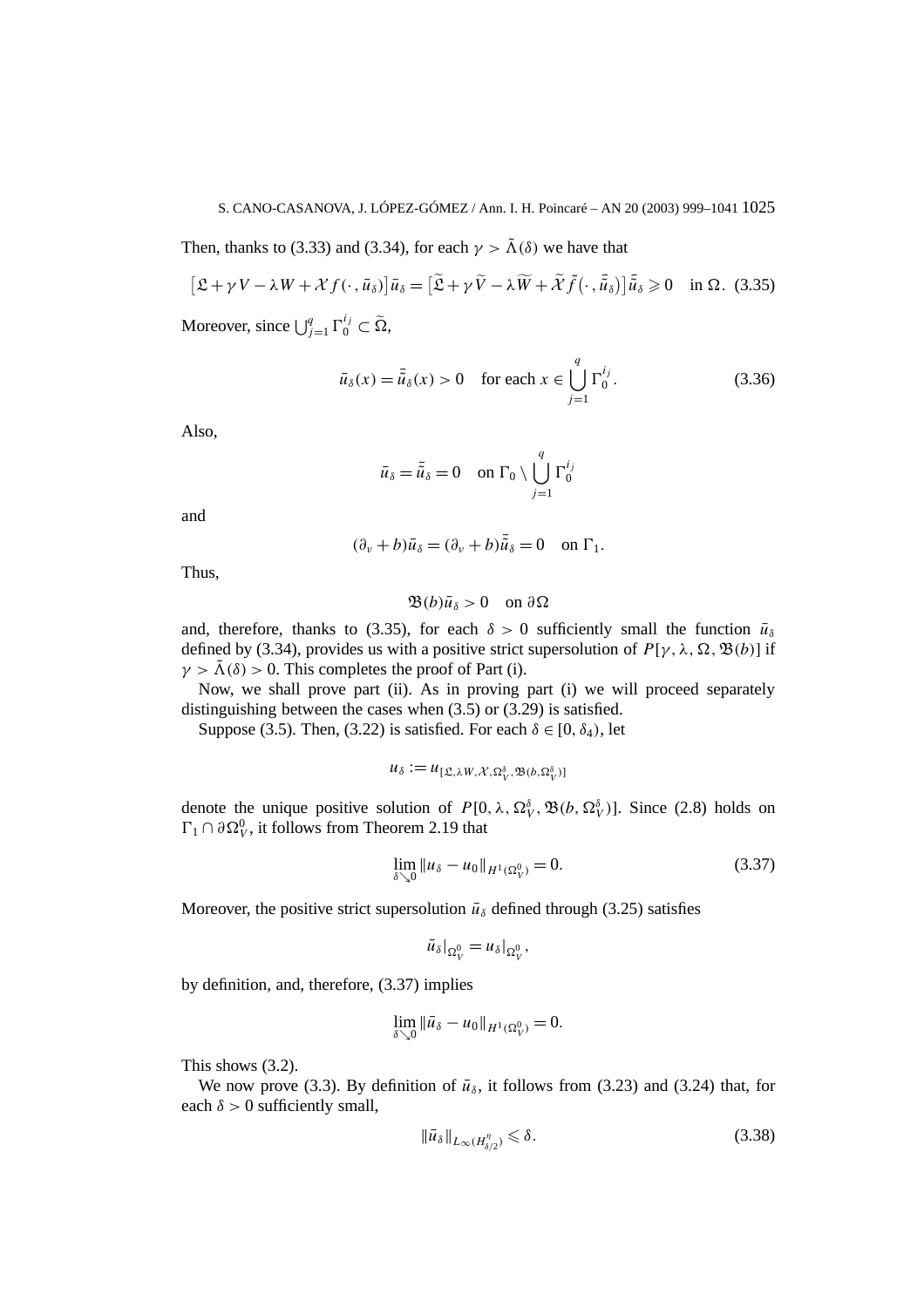Then, thanks to (3.33) and (3.34), for each $\gamma > \tilde{\Lambda}(\delta)$ we have that

$$\left[\mathfrak{L} + \gamma V - \lambda W + \mathcal{X} f(\cdot, \bar{u}_\delta)\right]\bar{u}_\delta = \left[\widetilde{\mathfrak{L}} + \gamma \widetilde{V} - \lambda \widetilde{W} + \widetilde{\mathcal{X}} \tilde{f}(\cdot, \bar{\tilde{u}}_\delta)\right]\bar{\tilde{u}}_\delta \geqslant 0 \quad \text{in } \Omega. \quad (3.35)$$

Moreover, since $\bigcup_{j=1}^{q} \Gamma_0^{i_j} \subset \widetilde{\Omega}$,

$$\bar{u}_\delta(x) = \bar{\tilde{u}}_\delta(x) > 0 \quad \text{for each } x \in \bigcup_{j=1}^{q} \Gamma_0^{i_j}. \quad (3.36)$$

Also,

$$\bar{u}_\delta = \bar{\tilde{u}}_\delta = 0 \quad \text{on } \Gamma_0 \setminus \bigcup_{j=1}^{q} \Gamma_0^{i_j}$$

and

$$(\partial_\nu + b)\bar{u}_\delta = (\partial_\nu + b)\bar{\tilde{u}}_\delta = 0 \quad \text{on } \Gamma_1.$$

Thus,

$$\mathfrak{B}(b)\bar{u}_\delta > 0 \quad \text{on } \partial\Omega$$

and, therefore, thanks to (3.35), for each $\delta > 0$ sufficiently small the function $\bar{u}_\delta$ defined by (3.34), provides us with a positive strict supersolution of $P[\gamma, \lambda, \Omega, \mathfrak{B}(b)]$ if $\gamma > \tilde{\Lambda}(\delta) > 0$. This completes the proof of Part (i).

Now, we shall prove part (ii). As in proving part (i) we will proceed separately distinguishing between the cases when (3.5) or (3.29) is satisfied.

Suppose (3.5). Then, (3.22) is satisfied. For each $\delta \in [0, \delta_4)$, let

$$u_\delta := u_{[\mathfrak{L}, \lambda W, \mathcal{X}, \Omega_V^\delta, \mathfrak{B}(b, \Omega_V^\delta)]}$$

denote the unique positive solution of $P[0, \lambda, \Omega_V^\delta, \mathfrak{B}(b, \Omega_V^\delta)]$. Since (2.8) holds on $\Gamma_1 \cap \partial\Omega_V^0$, it follows from Theorem 2.19 that

$$\lim_{\delta \searrow 0} \|u_\delta - u_0\|_{H^1(\Omega_V^0)} = 0. \quad (3.37)$$

Moreover, the positive strict supersolution $\bar{u}_\delta$ defined through (3.25) satisfies

$$\bar{u}_\delta|_{\Omega_V^0} = u_\delta|_{\Omega_V^0},$$

by definition, and, therefore, (3.37) implies

$$\lim_{\delta \searrow 0} \|\bar{u}_\delta - u_0\|_{H^1(\Omega_V^0)} = 0.$$

This shows (3.2).

We now prove (3.3). By definition of $\bar{u}_\delta$, it follows from (3.23) and (3.24) that, for each $\delta > 0$ sufficiently small,

$$\|\bar{u}_\delta\|_{L_\infty(H_{\delta/2}^\eta)} \leqslant \delta. \quad (3.38)$$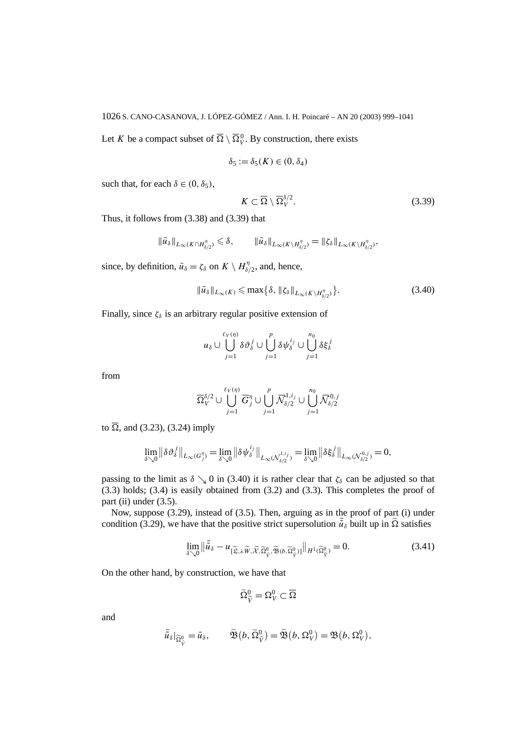Let $K$ be a compact subset of $\overline{\Omega} \setminus \overline{\Omega}^0_V$. By construction, there exists

$$\delta_5 := \delta_5(K) \in (0, \delta_4)$$

such that, for each $\delta \in (0, \delta_5)$,

$$K \subset \overline{\Omega} \setminus \overline{\Omega}^{\delta/2}_V. \tag{3.39}$$

Thus, it follows from (3.38) and (3.39) that

$$\|\bar{u}_\delta\|_{L_\infty(K \cap H^\eta_{\delta/2})} \leqslant \delta, \qquad \|\bar{u}_\delta\|_{L_\infty(K \setminus H^\eta_{\delta/2})} = \|\zeta_\delta\|_{L_\infty(K \setminus H^\eta_{\delta/2})},$$

since, by definition, $\bar{u}_\delta = \zeta_\delta$ on $K \setminus H^\eta_{\delta/2}$, and, hence,

$$\|\bar{u}_\delta\|_{L_\infty(K)} \leqslant \max\{\delta, \|\zeta_\delta\|_{L_\infty(K \setminus H^\eta_{\delta/2})}\}. \tag{3.40}$$

Finally, since $\zeta_\delta$ is an arbitrary regular positive extension of

$$u_\delta \cup \bigcup_{j=1}^{\ell_V(\eta)} \delta \vartheta^j_\delta \cup \bigcup_{j=1}^{p} \delta \psi^{i_j}_\delta \cup \bigcup_{j=1}^{n_0} \delta \xi^j_\delta$$

from

$$\overline{\Omega}^{\delta/2}_V \cup \bigcup_{j=1}^{\ell_V(\eta)} \overline{G}^\eta_j \cup \bigcup_{j=1}^{p} \overline{\mathcal{N}}^{1,i_j}_{\delta/2} \cup \bigcup_{j=1}^{n_0} \overline{\mathcal{N}}^{0,j}_{\delta/2}$$

to $\overline{\Omega}$, and (3.23), (3.24) imply

$$\lim_{\delta \searrow 0} \|\delta \vartheta^j_\delta\|_{L_\infty(G^\eta_j)} = \lim_{\delta \searrow 0} \|\delta \psi^{i_j}_\delta\|_{L_\infty(\mathcal{N}^{1,i_j}_{\delta/2})} = \lim_{\delta \searrow 0} \|\delta \xi^j_\delta\|_{L_\infty(\mathcal{N}^{0,j}_{\delta/2})} = 0,$$

passing to the limit as $\delta \searrow 0$ in (3.40) it is rather clear that $\zeta_\delta$ can be adjusted so that (3.3) holds; (3.4) is easily obtained from (3.2) and (3.3). This completes the proof of part (ii) under (3.5).

Now, suppose (3.29), instead of (3.5). Then, arguing as in the proof of part (i) under condition (3.29), we have that the positive strict supersolution $\bar{\tilde{u}}_\delta$ built up in $\widetilde{\Omega}$ satisfies

$$\lim_{\delta \searrow 0} \|\bar{\tilde{u}}_\delta - u_{[\widetilde{\mathfrak{L}}, \lambda \widetilde{W}, \widetilde{\mathcal{X}}, \widetilde{\Omega}^0_{\widetilde{V}}, \widetilde{\mathfrak{B}}(b, \widetilde{\Omega}^0_{\widetilde{V}})]}\|_{H^1(\widetilde{\Omega}^0_{\widetilde{V}})} = 0. \tag{3.41}$$

On the other hand, by construction, we have that

$$\widetilde{\Omega}^0_{\widetilde{V}} = \Omega^0_V \subset \overline{\Omega}$$

and

$$\bar{\tilde{u}}_\delta|_{\widetilde{\Omega}^0_{\widetilde{V}}} = \bar{u}_\delta, \qquad \widetilde{\mathfrak{B}}(b, \widetilde{\Omega}^0_{\widetilde{V}}) = \widetilde{\mathfrak{B}}(b, \Omega^0_V) = \mathfrak{B}(b, \Omega^0_V),$$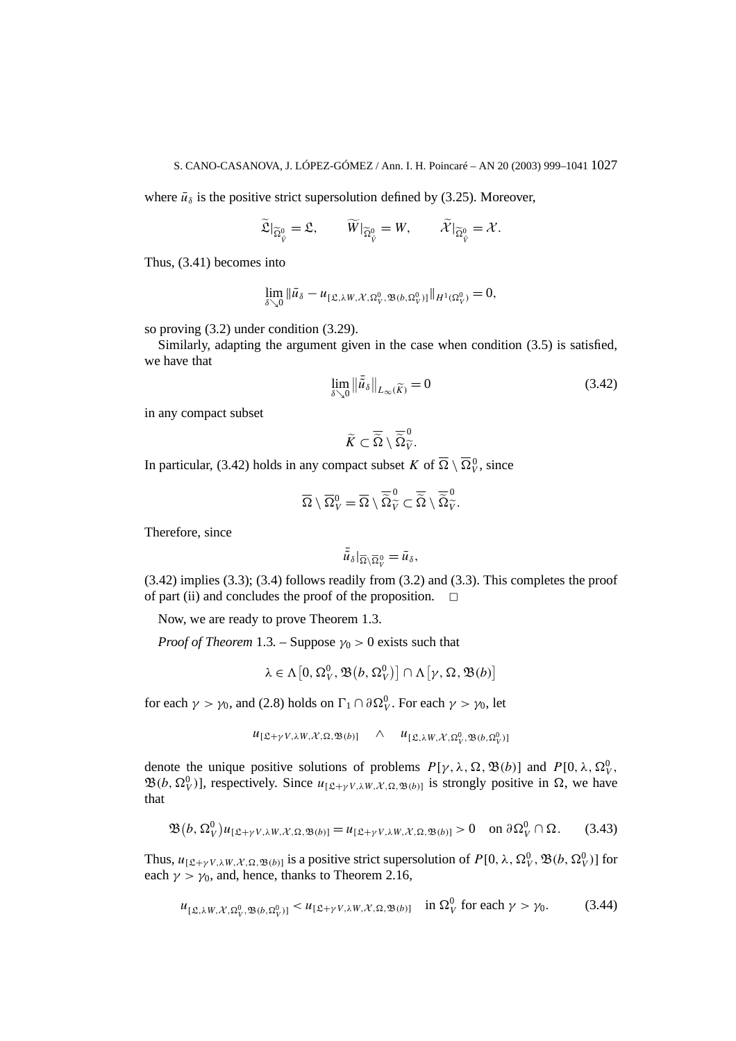where $\bar{u}_\delta$ is the positive strict supersolution defined by (3.25). Moreover,

$$\widetilde{\mathfrak{L}}|_{\widetilde{\Omega}^0_{\widetilde{V}}} = \mathfrak{L}, \qquad \widetilde{W}|_{\widetilde{\Omega}^0_{\widetilde{V}}} = W, \qquad \widetilde{\mathcal{X}}|_{\widetilde{\Omega}^0_{\widetilde{V}}} = \mathcal{X}.$$

Thus, (3.41) becomes into

$$\lim_{\delta \searrow 0} \|\bar{u}_\delta - u_{[\mathfrak{L},\lambda W,\mathcal{X},\Omega^0_V,\mathfrak{B}(b,\Omega^0_V)]}\|_{H^1(\Omega^0_V)} = 0,$$

so proving (3.2) under condition (3.29).

Similarly, adapting the argument given in the case when condition (3.5) is satisfied, we have that

$$\lim_{\delta \searrow 0} \|\bar{\tilde{u}}_\delta\|_{L_\infty(\widetilde{K})} = 0 \tag{3.42}$$

in any compact subset

$$\widetilde{K} \subset \overline{\widetilde{\Omega}} \setminus \overline{\widetilde{\Omega}}{}^0_{\widetilde{V}}.$$

In particular, (3.42) holds in any compact subset $K$ of $\overline{\Omega} \setminus \overline{\Omega}{}^0_V$, since

$$\overline{\Omega} \setminus \overline{\Omega}{}^0_V = \overline{\Omega} \setminus \overline{\widetilde{\Omega}}{}^0_{\widetilde{V}} \subset \overline{\widetilde{\Omega}} \setminus \overline{\widetilde{\Omega}}{}^0_{\widetilde{V}}.$$

Therefore, since

$$\bar{\tilde{u}}_\delta|_{\overline{\Omega} \setminus \overline{\Omega}{}^0_V} = \bar{u}_\delta,$$

(3.42) implies (3.3); (3.4) follows readily from (3.2) and (3.3). This completes the proof of part (ii) and concludes the proof of the proposition. □

Now, we are ready to prove Theorem 1.3.

*Proof of Theorem* 1.3. – Suppose $\gamma_0 > 0$ exists such that

$$\lambda \in \Lambda\big[0, \Omega^0_V, \mathfrak{B}\big(b, \Omega^0_V\big)\big] \cap \Lambda\big[\gamma, \Omega, \mathfrak{B}(b)\big]$$

for each $\gamma > \gamma_0$, and (2.8) holds on $\Gamma_1 \cap \partial\Omega^0_V$. For each $\gamma > \gamma_0$, let

$$u_{[\mathfrak{L}+\gamma V,\lambda W,\mathcal{X},\Omega,\mathfrak{B}(b)]} \quad \wedge \quad u_{[\mathfrak{L},\lambda W,\mathcal{X},\Omega^0_V,\mathfrak{B}(b,\Omega^0_V)]}$$

denote the unique positive solutions of problems $P[\gamma, \lambda, \Omega, \mathfrak{B}(b)]$ and $P[0, \lambda, \Omega^0_V, \mathfrak{B}(b, \Omega^0_V)]$, respectively. Since $u_{[\mathfrak{L}+\gamma V,\lambda W,\mathcal{X},\Omega,\mathfrak{B}(b)]}$ is strongly positive in $\Omega$, we have that

$$\mathfrak{B}\big(b, \Omega^0_V\big) u_{[\mathfrak{L}+\gamma V,\lambda W,\mathcal{X},\Omega,\mathfrak{B}(b)]} = u_{[\mathfrak{L}+\gamma V,\lambda W,\mathcal{X},\Omega,\mathfrak{B}(b)]} > 0 \quad \text{on } \partial\Omega^0_V \cap \Omega. \tag{3.43}$$

Thus, $u_{[\mathfrak{L}+\gamma V,\lambda W,\mathcal{X},\Omega,\mathfrak{B}(b)]}$ is a positive strict supersolution of $P[0, \lambda, \Omega^0_V, \mathfrak{B}(b, \Omega^0_V)]$ for each $\gamma > \gamma_0$, and, hence, thanks to Theorem 2.16,

$$u_{[\mathfrak{L},\lambda W,\mathcal{X},\Omega^0_V,\mathfrak{B}(b,\Omega^0_V)]} < u_{[\mathfrak{L}+\gamma V,\lambda W,\mathcal{X},\Omega,\mathfrak{B}(b)]} \quad \text{in } \Omega^0_V \text{ for each } \gamma > \gamma_0. \tag{3.44}$$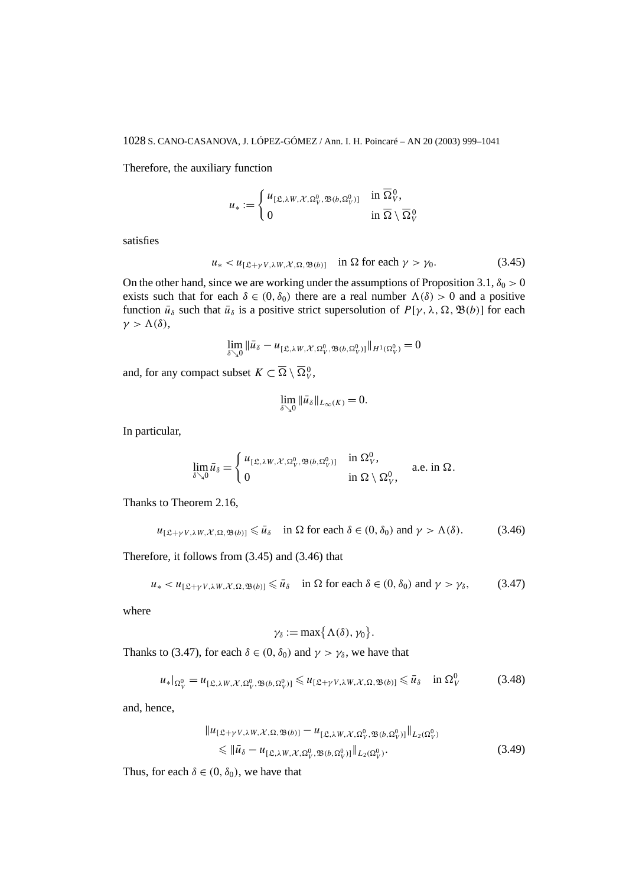Therefore, the auxiliary function

$$u_* := \begin{cases} u_{[\mathfrak{L},\lambda W,\mathcal{X},\Omega_V^0,\mathfrak{B}(b,\Omega_V^0)]} & \text{in } \overline{\Omega}_V^0, \\ 0 & \text{in } \overline{\Omega} \setminus \overline{\Omega}_V^0 \end{cases}$$

satisfies

$$u_* < u_{[\mathfrak{L}+\gamma V,\lambda W,\mathcal{X},\Omega,\mathfrak{B}(b)]} \quad \text{in } \Omega \text{ for each } \gamma > \gamma_0. \tag{3.45}$$

On the other hand, since we are working under the assumptions of Proposition 3.1, $\delta_0 > 0$ exists such that for each $\delta \in (0, \delta_0)$ there are a real number $\Lambda(\delta) > 0$ and a positive function $\bar{u}_\delta$ such that $\bar{u}_\delta$ is a positive strict supersolution of $P[\gamma, \lambda, \Omega, \mathfrak{B}(b)]$ for each $\gamma > \Lambda(\delta)$,

$$\lim_{\delta \searrow 0} \|\bar{u}_\delta - u_{[\mathfrak{L},\lambda W,\mathcal{X},\Omega_V^0,\mathfrak{B}(b,\Omega_V^0)]}\|_{H^1(\Omega_V^0)} = 0$$

and, for any compact subset $K \subset \overline{\Omega} \setminus \overline{\Omega}_V^0$,

$$\lim_{\delta \searrow 0} \|\bar{u}_\delta\|_{L_\infty(K)} = 0.$$

In particular,

$$\lim_{\delta \searrow 0} \bar{u}_\delta = \begin{cases} u_{[\mathfrak{L},\lambda W,\mathcal{X},\Omega_V^0,\mathfrak{B}(b,\Omega_V^0)]} & \text{in } \Omega_V^0, \\ 0 & \text{in } \Omega \setminus \Omega_V^0, \end{cases} \quad \text{a.e. in } \Omega.$$

Thanks to Theorem 2.16,

$$u_{[\mathfrak{L}+\gamma V,\lambda W,\mathcal{X},\Omega,\mathfrak{B}(b)]} \leqslant \bar{u}_\delta \quad \text{in } \Omega \text{ for each } \delta \in (0, \delta_0) \text{ and } \gamma > \Lambda(\delta). \tag{3.46}$$

Therefore, it follows from (3.45) and (3.46) that

$$u_* < u_{[\mathfrak{L}+\gamma V,\lambda W,\mathcal{X},\Omega,\mathfrak{B}(b)]} \leqslant \bar{u}_\delta \quad \text{in } \Omega \text{ for each } \delta \in (0, \delta_0) \text{ and } \gamma > \gamma_\delta, \tag{3.47}$$

where

$$\gamma_\delta := \max\{\Lambda(\delta), \gamma_0\}.$$

Thanks to (3.47), for each $\delta \in (0, \delta_0)$ and $\gamma > \gamma_\delta$, we have that

$$u_*|_{\Omega_V^0} = u_{[\mathfrak{L},\lambda W,\mathcal{X},\Omega_V^0,\mathfrak{B}(b,\Omega_V^0)]} \leqslant u_{[\mathfrak{L}+\gamma V,\lambda W,\mathcal{X},\Omega,\mathfrak{B}(b)]} \leqslant \bar{u}_\delta \quad \text{in } \Omega_V^0 \tag{3.48}$$

and, hence,

$$\begin{aligned} &\|u_{[\mathfrak{L}+\gamma V,\lambda W,\mathcal{X},\Omega,\mathfrak{B}(b)]} - u_{[\mathfrak{L},\lambda W,\mathcal{X},\Omega_V^0,\mathfrak{B}(b,\Omega_V^0)]}\|_{L_2(\Omega_V^0)} \\ &\quad \leqslant \|\bar{u}_\delta - u_{[\mathfrak{L},\lambda W,\mathcal{X},\Omega_V^0,\mathfrak{B}(b,\Omega_V^0)]}\|_{L_2(\Omega_V^0)}. \end{aligned} \tag{3.49}$$

Thus, for each $\delta \in (0, \delta_0)$, we have that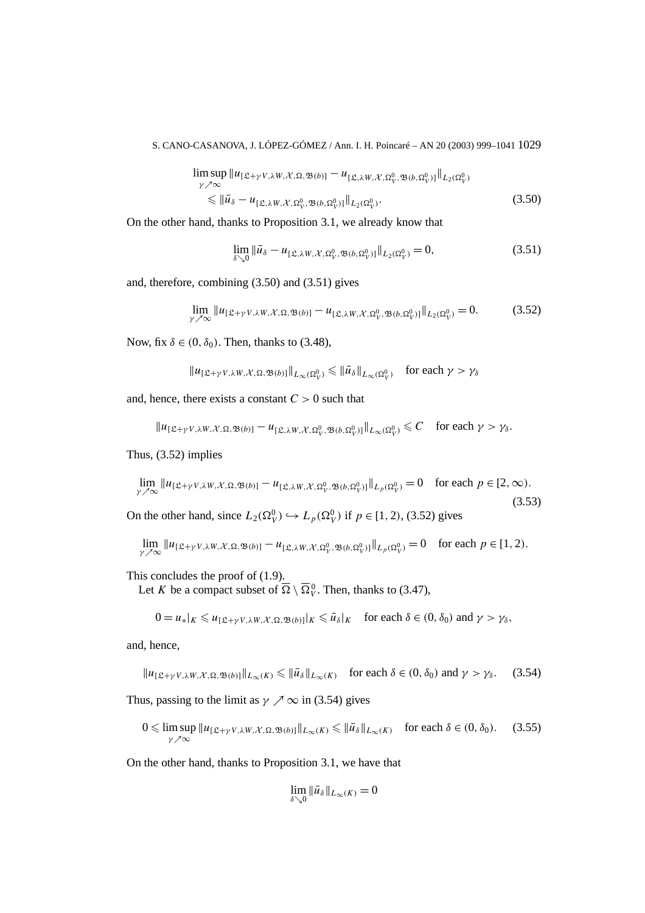$$
\begin{aligned}
&\limsup_{\gamma\nearrow\infty} \|u_{[\mathfrak{L}+\gamma V,\lambda W,\mathcal{X},\Omega,\mathfrak{B}(b)]} - u_{[\mathfrak{L},\lambda W,\mathcal{X},\Omega_V^0,\mathfrak{B}(b,\Omega_V^0)]}\|_{L_2(\Omega_V^0)} \\
&\quad \leqslant \|\bar{u}_\delta - u_{[\mathfrak{L},\lambda W,\mathcal{X},\Omega_V^0,\mathfrak{B}(b,\Omega_V^0)]}\|_{L_2(\Omega_V^0)}.
\end{aligned}
\tag{3.50}
$$

On the other hand, thanks to Proposition 3.1, we already know that

$$
\lim_{\delta\searrow 0} \|\bar{u}_\delta - u_{[\mathfrak{L},\lambda W,\mathcal{X},\Omega_V^0,\mathfrak{B}(b,\Omega_V^0)]}\|_{L_2(\Omega_V^0)} = 0,
\tag{3.51}
$$

and, therefore, combining (3.50) and (3.51) gives

$$
\lim_{\gamma\nearrow\infty} \|u_{[\mathfrak{L}+\gamma V,\lambda W,\mathcal{X},\Omega,\mathfrak{B}(b)]} - u_{[\mathfrak{L},\lambda W,\mathcal{X},\Omega_V^0,\mathfrak{B}(b,\Omega_V^0)]}\|_{L_2(\Omega_V^0)} = 0.
\tag{3.52}
$$

Now, fix $\delta \in (0,\delta_0)$. Then, thanks to (3.48),

$$
\|u_{[\mathfrak{L}+\gamma V,\lambda W,\mathcal{X},\Omega,\mathfrak{B}(b)]}\|_{L_\infty(\Omega_V^0)} \leqslant \|\bar{u}_\delta\|_{L_\infty(\Omega_V^0)} \quad \text{for each } \gamma > \gamma_\delta
$$

and, hence, there exists a constant $C > 0$ such that

$$
\|u_{[\mathfrak{L}+\gamma V,\lambda W,\mathcal{X},\Omega,\mathfrak{B}(b)]} - u_{[\mathfrak{L},\lambda W,\mathcal{X},\Omega_V^0,\mathfrak{B}(b,\Omega_V^0)]}\|_{L_\infty(\Omega_V^0)} \leqslant C \quad \text{for each } \gamma > \gamma_\delta.
$$

Thus, (3.52) implies

$$
\lim_{\gamma\nearrow\infty} \|u_{[\mathfrak{L}+\gamma V,\lambda W,\mathcal{X},\Omega,\mathfrak{B}(b)]} - u_{[\mathfrak{L},\lambda W,\mathcal{X},\Omega_V^0,\mathfrak{B}(b,\Omega_V^0)]}\|_{L_p(\Omega_V^0)} = 0 \quad \text{for each } p \in [2,\infty).
\tag{3.53}
$$

On the other hand, since $L_2(\Omega_V^0) \hookrightarrow L_p(\Omega_V^0)$ if $p \in [1,2)$, (3.52) gives

$$
\lim_{\gamma\nearrow\infty} \|u_{[\mathfrak{L}+\gamma V,\lambda W,\mathcal{X},\Omega,\mathfrak{B}(b)]} - u_{[\mathfrak{L},\lambda W,\mathcal{X},\Omega_V^0,\mathfrak{B}(b,\Omega_V^0)]}\|_{L_p(\Omega_V^0)} = 0 \quad \text{for each } p \in [1,2).
$$

This concludes the proof of (1.9).

Let $K$ be a compact subset of $\overline{\Omega} \setminus \overline{\Omega}_V^0$. Then, thanks to (3.47),

$$
0 = u_*|_K \leqslant u_{[\mathfrak{L}+\gamma V,\lambda W,\mathcal{X},\Omega,\mathfrak{B}(b)]}|_K \leqslant \bar{u}_\delta|_K \quad \text{for each } \delta \in (0,\delta_0) \text{ and } \gamma > \gamma_\delta,
$$

and, hence,

$$
\|u_{[\mathfrak{L}+\gamma V,\lambda W,\mathcal{X},\Omega,\mathfrak{B}(b)]}\|_{L_\infty(K)} \leqslant \|\bar{u}_\delta\|_{L_\infty(K)} \quad \text{for each } \delta \in (0,\delta_0) \text{ and } \gamma > \gamma_\delta.
\tag{3.54}
$$

Thus, passing to the limit as $\gamma \nearrow \infty$ in (3.54) gives

$$
0 \leqslant \limsup_{\gamma\nearrow\infty} \|u_{[\mathfrak{L}+\gamma V,\lambda W,\mathcal{X},\Omega,\mathfrak{B}(b)]}\|_{L_\infty(K)} \leqslant \|\bar{u}_\delta\|_{L_\infty(K)} \quad \text{for each } \delta \in (0,\delta_0).
\tag{3.55}
$$

On the other hand, thanks to Proposition 3.1, we have that

$$
\lim_{\delta\searrow 0} \|\bar{u}_\delta\|_{L_\infty(K)} = 0
$$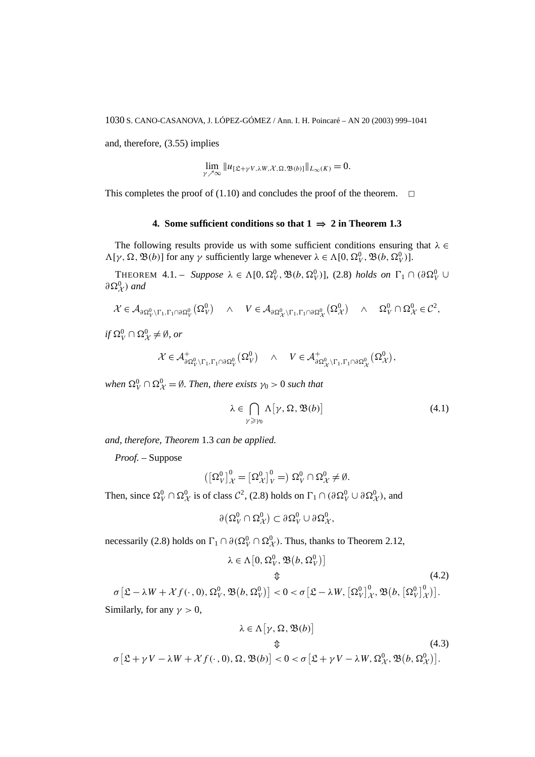and, therefore, (3.55) implies

$$\lim_{\gamma\nearrow\infty} \|u_{[\mathfrak{L}+\gamma V,\lambda W,\mathcal{X},\Omega,\mathfrak{B}(b)]}\|_{L_\infty(K)} = 0.$$

This completes the proof of (1.10) and concludes the proof of the theorem. □

## 4. Some sufficient conditions so that $1 \Rightarrow 2$ in Theorem 1.3

The following results provide us with some sufficient conditions ensuring that $\lambda \in \Lambda[\gamma, \Omega, \mathfrak{B}(b)]$ for any $\gamma$ sufficiently large whenever $\lambda \in \Lambda[0, \Omega_V^0, \mathfrak{B}(b, \Omega_V^0)]$.

THEOREM 4.1. – *Suppose* $\lambda \in \Lambda[0, \Omega_V^0, \mathfrak{B}(b, \Omega_V^0)]$, (2.8) *holds on* $\Gamma_1 \cap (\partial\Omega_V^0 \cup \partial\Omega_{\mathcal{X}}^0)$ *and*

$$\mathcal{X} \in \mathcal{A}_{\partial\Omega_V^0\setminus\Gamma_1,\Gamma_1\cap\partial\Omega_V^0}(\Omega_V^0) \quad \wedge \quad V \in \mathcal{A}_{\partial\Omega_{\mathcal{X}}^0\setminus\Gamma_1,\Gamma_1\cap\partial\Omega_{\mathcal{X}}^0}(\Omega_{\mathcal{X}}^0) \quad \wedge \quad \Omega_V^0 \cap \Omega_{\mathcal{X}}^0 \in \mathcal{C}^2,$$

*if* $\Omega_V^0 \cap \Omega_{\mathcal{X}}^0 \neq \emptyset$, *or*

$$\mathcal{X} \in \mathcal{A}^+_{\partial\Omega_V^0\setminus\Gamma_1,\Gamma_1\cap\partial\Omega_V^0}(\Omega_V^0) \quad \wedge \quad V \in \mathcal{A}^+_{\partial\Omega_{\mathcal{X}}^0\setminus\Gamma_1,\Gamma_1\cap\partial\Omega_{\mathcal{X}}^0}(\Omega_{\mathcal{X}}^0),$$

*when* $\Omega_V^0 \cap \Omega_{\mathcal{X}}^0 = \emptyset$. *Then, there exists* $\gamma_0 > 0$ *such that*

$$\lambda \in \bigcap_{\gamma\geqslant\gamma_0} \Lambda[\gamma, \Omega, \mathfrak{B}(b)] \tag{4.1}$$

*and, therefore, Theorem* 1.3 *can be applied.*

*Proof.* – Suppose

$$\left([\Omega_V^0]_{\mathcal{X}}^0 = [\Omega_{\mathcal{X}}^0]_V^0 =\right) \Omega_V^0 \cap \Omega_{\mathcal{X}}^0 \neq \emptyset.$$

Then, since $\Omega_V^0 \cap \Omega_{\mathcal{X}}^0$ is of class $\mathcal{C}^2$, (2.8) holds on $\Gamma_1 \cap (\partial\Omega_V^0 \cup \partial\Omega_{\mathcal{X}}^0)$, and

$$\partial(\Omega_V^0 \cap \Omega_{\mathcal{X}}^0) \subset \partial\Omega_V^0 \cup \partial\Omega_{\mathcal{X}}^0,$$

necessarily (2.8) holds on $\Gamma_1 \cap \partial(\Omega_V^0 \cap \Omega_{\mathcal{X}}^0)$. Thus, thanks to Theorem 2.12,

$$\begin{gathered}\lambda \in \Lambda[0, \Omega_V^0, \mathfrak{B}(b, \Omega_V^0)] \\ \Updownarrow \\ \sigma[\mathfrak{L} - \lambda W + \mathcal{X} f(\cdot, 0), \Omega_V^0, \mathfrak{B}(b, \Omega_V^0)] < 0 < \sigma[\mathfrak{L} - \lambda W, [\Omega_V^0]_{\mathcal{X}}^0, \mathfrak{B}(b, [\Omega_V^0]_{\mathcal{X}}^0)].\end{gathered} \tag{4.2}$$

Similarly, for any $\gamma > 0$,

$$\begin{gathered}\lambda \in \Lambda[\gamma, \Omega, \mathfrak{B}(b)] \\ \Updownarrow \\ \sigma[\mathfrak{L} + \gamma V - \lambda W + \mathcal{X} f(\cdot, 0), \Omega, \mathfrak{B}(b)] < 0 < \sigma[\mathfrak{L} + \gamma V - \lambda W, \Omega_{\mathcal{X}}^0, \mathfrak{B}(b, \Omega_{\mathcal{X}}^0)].\end{gathered} \tag{4.3}$$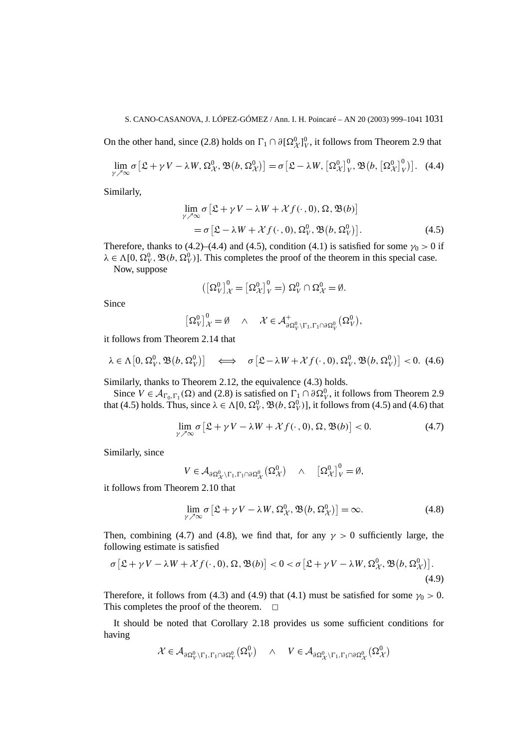On the other hand, since (2.8) holds on $\Gamma_1 \cap \partial[\Omega^0_{\mathcal{X}}]^0_V$, it follows from Theorem 2.9 that

$$\lim_{\gamma \nearrow \infty} \sigma\left[\mathfrak{L} + \gamma V - \lambda W, \Omega^0_{\mathcal{X}}, \mathfrak{B}\left(b, \Omega^0_{\mathcal{X}}\right)\right] = \sigma\left[\mathfrak{L} - \lambda W, \left[\Omega^0_{\mathcal{X}}\right]^0_V, \mathfrak{B}\left(b, \left[\Omega^0_{\mathcal{X}}\right]^0_V\right)\right]. \quad (4.4)$$

Similarly,

$$\begin{aligned} &\lim_{\gamma \nearrow \infty} \sigma\left[\mathfrak{L} + \gamma V - \lambda W + \mathcal{X} f(\cdot, 0), \Omega, \mathfrak{B}(b)\right] \\ &\quad = \sigma\left[\mathfrak{L} - \lambda W + \mathcal{X} f(\cdot, 0), \Omega^0_V, \mathfrak{B}\left(b, \Omega^0_V\right)\right]. \end{aligned} \quad (4.5)$$

Therefore, thanks to (4.2)–(4.4) and (4.5), condition (4.1) is satisfied for some $\gamma_0 > 0$ if $\lambda \in \Lambda[0, \Omega^0_V, \mathfrak{B}(b, \Omega^0_V)]$. This completes the proof of the theorem in this special case.

Now, suppose

$$\left(\left[\Omega^0_V\right]^0_{\mathcal{X}} = \left[\Omega^0_{\mathcal{X}}\right]^0_V =\right) \Omega^0_V \cap \Omega^0_{\mathcal{X}} = \emptyset.$$

Since

$$\left[\Omega^0_V\right]^0_{\mathcal{X}} = \emptyset \quad \wedge \quad \mathcal{X} \in \mathcal{A}^+_{\partial\Omega^0_V \setminus \Gamma_1, \Gamma_1 \cap \partial\Omega^0_V}\left(\Omega^0_V\right),$$

it follows from Theorem 2.14 that

$$\lambda \in \Lambda\left[0, \Omega^0_V, \mathfrak{B}\left(b, \Omega^0_V\right)\right] \quad \Longleftrightarrow \quad \sigma\left[\mathfrak{L} - \lambda W + \mathcal{X} f(\cdot, 0), \Omega^0_V, \mathfrak{B}\left(b, \Omega^0_V\right)\right] < 0. \quad (4.6)$$

Similarly, thanks to Theorem 2.12, the equivalence (4.3) holds.

Since $V \in \mathcal{A}_{\Gamma_0, \Gamma_1}(\Omega)$ and (2.8) is satisfied on $\Gamma_1 \cap \partial\Omega^0_V$, it follows from Theorem 2.9 that (4.5) holds. Thus, since $\lambda \in \Lambda[0, \Omega^0_V, \mathfrak{B}(b, \Omega^0_V)]$, it follows from (4.5) and (4.6) that

$$\lim_{\gamma \nearrow \infty} \sigma\left[\mathfrak{L} + \gamma V - \lambda W + \mathcal{X} f(\cdot, 0), \Omega, \mathfrak{B}(b)\right] < 0. \quad (4.7)$$

Similarly, since

$$V \in \mathcal{A}_{\partial\Omega^0_{\mathcal{X}} \setminus \Gamma_1, \Gamma_1 \cap \partial\Omega^0_{\mathcal{X}}}\left(\Omega^0_{\mathcal{X}}\right) \quad \wedge \quad \left[\Omega^0_{\mathcal{X}}\right]^0_V = \emptyset,$$

it follows from Theorem 2.10 that

$$\lim_{\gamma \nearrow \infty} \sigma\left[\mathfrak{L} + \gamma V - \lambda W, \Omega^0_{\mathcal{X}}, \mathfrak{B}\left(b, \Omega^0_{\mathcal{X}}\right)\right] = \infty. \quad (4.8)$$

Then, combining (4.7) and (4.8), we find that, for any $\gamma > 0$ sufficiently large, the following estimate is satisfied

$$\sigma\left[\mathfrak{L} + \gamma V - \lambda W + \mathcal{X} f(\cdot, 0), \Omega, \mathfrak{B}(b)\right] < 0 < \sigma\left[\mathfrak{L} + \gamma V - \lambda W, \Omega^0_{\mathcal{X}}, \mathfrak{B}\left(b, \Omega^0_{\mathcal{X}}\right)\right]. \quad (4.9)$$

Therefore, it follows from (4.3) and (4.9) that (4.1) must be satisfied for some $\gamma_0 > 0$. This completes the proof of the theorem. $\square$

It should be noted that Corollary 2.18 provides us some sufficient conditions for having

$$\mathcal{X} \in \mathcal{A}_{\partial\Omega^0_V \setminus \Gamma_1, \Gamma_1 \cap \partial\Omega^0_V}\left(\Omega^0_V\right) \quad \wedge \quad V \in \mathcal{A}_{\partial\Omega^0_{\mathcal{X}} \setminus \Gamma_1, \Gamma_1 \cap \partial\Omega^0_{\mathcal{X}}}\left(\Omega^0_{\mathcal{X}}\right)$$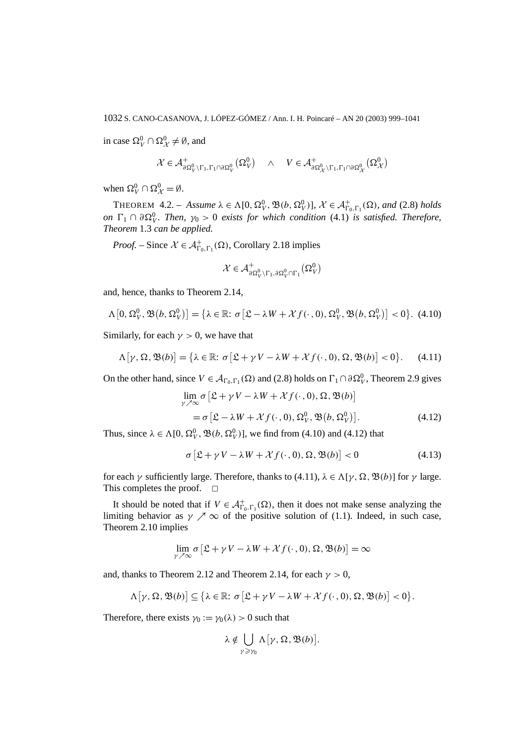in case $\Omega_V^0 \cap \Omega_{\mathcal{X}}^0 \neq \emptyset$, and

$$\mathcal{X} \in \mathcal{A}^+_{\partial\Omega_V^0 \setminus \Gamma_1, \Gamma_1 \cap \partial\Omega_V^0}(\Omega_V^0) \quad \wedge \quad V \in \mathcal{A}^+_{\partial\Omega_{\mathcal{X}}^0 \setminus \Gamma_1, \Gamma_1 \cap \partial\Omega_{\mathcal{X}}^0}(\Omega_{\mathcal{X}}^0)$$

when $\Omega_V^0 \cap \Omega_{\mathcal{X}}^0 = \emptyset$.

THEOREM 4.2. – *Assume* $\lambda \in \Lambda[0, \Omega_V^0, \mathfrak{B}(b, \Omega_V^0)]$, $\mathcal{X} \in \mathcal{A}^+_{\Gamma_0,\Gamma_1}(\Omega)$, *and* (2.8) *holds on* $\Gamma_1 \cap \partial\Omega_V^0$. *Then,* $\gamma_0 > 0$ *exists for which condition* (4.1) *is satisfied. Therefore, Theorem* 1.3 *can be applied.*

*Proof.* – Since $\mathcal{X} \in \mathcal{A}^+_{\Gamma_0,\Gamma_1}(\Omega)$, Corollary 2.18 implies

$$\mathcal{X} \in \mathcal{A}^+_{\partial\Omega_V^0 \setminus \Gamma_1, \partial\Omega_V^0 \cap \Gamma_1}(\Omega_V^0)$$

and, hence, thanks to Theorem 2.14,

$$\Lambda\left[0, \Omega_V^0, \mathfrak{B}(b, \Omega_V^0)\right] = \left\{\lambda \in \mathbb{R}\colon \sigma\left[\mathfrak{L} - \lambda W + \mathcal{X} f(\cdot, 0), \Omega_V^0, \mathfrak{B}(b, \Omega_V^0)\right] < 0\right\}. \quad (4.10)$$

Similarly, for each $\gamma > 0$, we have that

$$\Lambda\left[\gamma, \Omega, \mathfrak{B}(b)\right] = \left\{\lambda \in \mathbb{R}\colon \sigma\left[\mathfrak{L} + \gamma V - \lambda W + \mathcal{X} f(\cdot, 0), \Omega, \mathfrak{B}(b)\right] < 0\right\}. \quad (4.11)$$

On the other hand, since $V \in \mathcal{A}_{\Gamma_0,\Gamma_1}(\Omega)$ and (2.8) holds on $\Gamma_1 \cap \partial\Omega_V^0$, Theorem 2.9 gives

$$\begin{aligned}&\lim_{\gamma \nearrow \infty} \sigma\left[\mathfrak{L} + \gamma V - \lambda W + \mathcal{X} f(\cdot, 0), \Omega, \mathfrak{B}(b)\right] \\ &\quad = \sigma\left[\mathfrak{L} - \lambda W + \mathcal{X} f(\cdot, 0), \Omega_V^0, \mathfrak{B}(b, \Omega_V^0)\right]. \end{aligned} \quad (4.12)$$

Thus, since $\lambda \in \Lambda[0, \Omega_V^0, \mathfrak{B}(b, \Omega_V^0)]$, we find from (4.10) and (4.12) that

$$\sigma\left[\mathfrak{L} + \gamma V - \lambda W + \mathcal{X} f(\cdot, 0), \Omega, \mathfrak{B}(b)\right] < 0 \quad (4.13)$$

for each $\gamma$ sufficiently large. Therefore, thanks to (4.11), $\lambda \in \Lambda[\gamma, \Omega, \mathfrak{B}(b)]$ for $\gamma$ large. This completes the proof. $\square$

It should be noted that if $V \in \mathcal{A}^+_{\Gamma_0,\Gamma_1}(\Omega)$, then it does not make sense analyzing the limiting behavior as $\gamma \nearrow \infty$ of the positive solution of (1.1). Indeed, in such case, Theorem 2.10 implies

$$\lim_{\gamma \nearrow \infty} \sigma\left[\mathfrak{L} + \gamma V - \lambda W + \mathcal{X} f(\cdot, 0), \Omega, \mathfrak{B}(b)\right] = \infty$$

and, thanks to Theorem 2.12 and Theorem 2.14, for each $\gamma > 0$,

$$\Lambda\left[\gamma, \Omega, \mathfrak{B}(b)\right] \subseteq \left\{\lambda \in \mathbb{R}\colon \sigma\left[\mathfrak{L} + \gamma V - \lambda W + \mathcal{X} f(\cdot, 0), \Omega, \mathfrak{B}(b)\right] < 0\right\}.$$

Therefore, there exists $\gamma_0 := \gamma_0(\lambda) > 0$ such that

$$\lambda \notin \bigcup_{\gamma \geqslant \gamma_0} \Lambda\left[\gamma, \Omega, \mathfrak{B}(b)\right].$$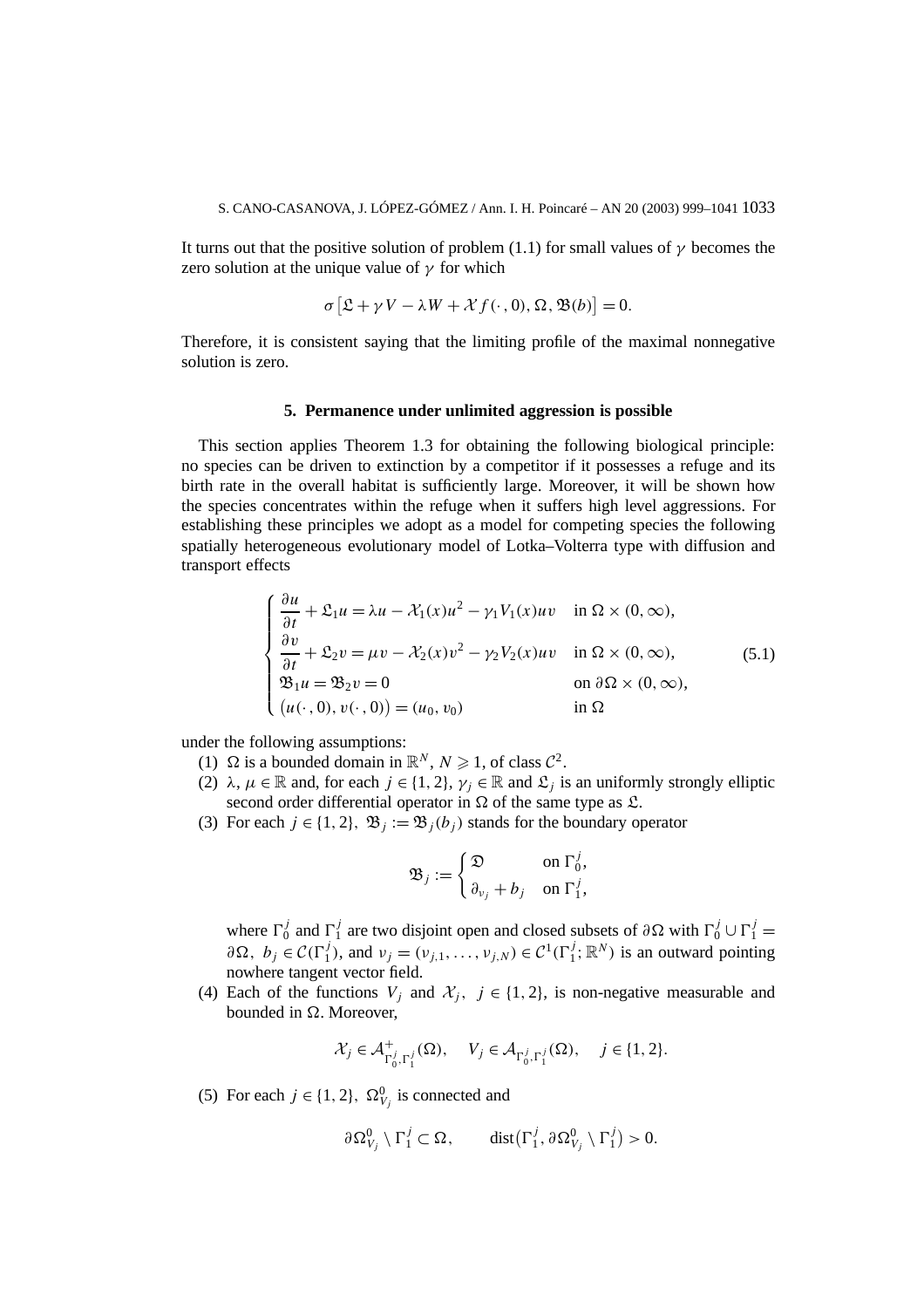It turns out that the positive solution of problem (1.1) for small values of $\gamma$ becomes the zero solution at the unique value of $\gamma$ for which

$$\sigma\left[\mathfrak{L} + \gamma V - \lambda W + \mathcal{X} f(\cdot, 0), \Omega, \mathfrak{B}(b)\right] = 0.$$

Therefore, it is consistent saying that the limiting profile of the maximal nonnegative solution is zero.

## 5. Permanence under unlimited aggression is possible

This section applies Theorem 1.3 for obtaining the following biological principle: no species can be driven to extinction by a competitor if it possesses a refuge and its birth rate in the overall habitat is sufficiently large. Moreover, it will be shown how the species concentrates within the refuge when it suffers high level aggressions. For establishing these principles we adopt as a model for competing species the following spatially heterogeneous evolutionary model of Lotka–Volterra type with diffusion and transport effects

$$\begin{cases} \dfrac{\partial u}{\partial t} + \mathfrak{L}_1 u = \lambda u - \mathcal{X}_1(x) u^2 - \gamma_1 V_1(x) u v & \text{in } \Omega \times (0, \infty), \\ \dfrac{\partial v}{\partial t} + \mathfrak{L}_2 v = \mu v - \mathcal{X}_2(x) v^2 - \gamma_2 V_2(x) u v & \text{in } \Omega \times (0, \infty), \\ \mathfrak{B}_1 u = \mathfrak{B}_2 v = 0 & \text{on } \partial\Omega \times (0, \infty), \\ \big(u(\cdot, 0), v(\cdot, 0)\big) = (u_0, v_0) & \text{in } \Omega \end{cases} \tag{5.1}$$

under the following assumptions:

(1) $\Omega$ is a bounded domain in $\mathbb{R}^N$, $N \geqslant 1$, of class $\mathcal{C}^2$.

(2) $\lambda, \mu \in \mathbb{R}$ and, for each $j \in \{1, 2\}$, $\gamma_j \in \mathbb{R}$ and $\mathfrak{L}_j$ is an uniformly strongly elliptic second order differential operator in $\Omega$ of the same type as $\mathfrak{L}$.

(3) For each $j \in \{1, 2\}$, $\mathfrak{B}_j := \mathfrak{B}_j(b_j)$ stands for the boundary operator

$$\mathfrak{B}_j := \begin{cases} \mathfrak{D} & \text{on } \Gamma_0^j, \\ \partial_{\nu_j} + b_j & \text{on } \Gamma_1^j, \end{cases}$$

where $\Gamma_0^j$ and $\Gamma_1^j$ are two disjoint open and closed subsets of $\partial\Omega$ with $\Gamma_0^j \cup \Gamma_1^j = \partial\Omega$, $b_j \in \mathcal{C}(\Gamma_1^j)$, and $\nu_j = (\nu_{j,1}, \ldots, \nu_{j,N}) \in \mathcal{C}^1(\Gamma_1^j; \mathbb{R}^N)$ is an outward pointing nowhere tangent vector field.

(4) Each of the functions $V_j$ and $\mathcal{X}_j$, $j \in \{1, 2\}$, is non-negative measurable and bounded in $\Omega$. Moreover,

$$\mathcal{X}_j \in \mathcal{A}^+_{\Gamma_0^j, \Gamma_1^j}(\Omega), \quad V_j \in \mathcal{A}_{\Gamma_0^j, \Gamma_1^j}(\Omega), \quad j \in \{1, 2\}.$$

(5) For each $j \in \{1, 2\}$, $\Omega^0_{V_j}$ is connected and

$$\partial\Omega^0_{V_j} \setminus \Gamma_1^j \subset \Omega, \qquad \operatorname{dist}\big(\Gamma_1^j, \partial\Omega^0_{V_j} \setminus \Gamma_1^j\big) > 0.$$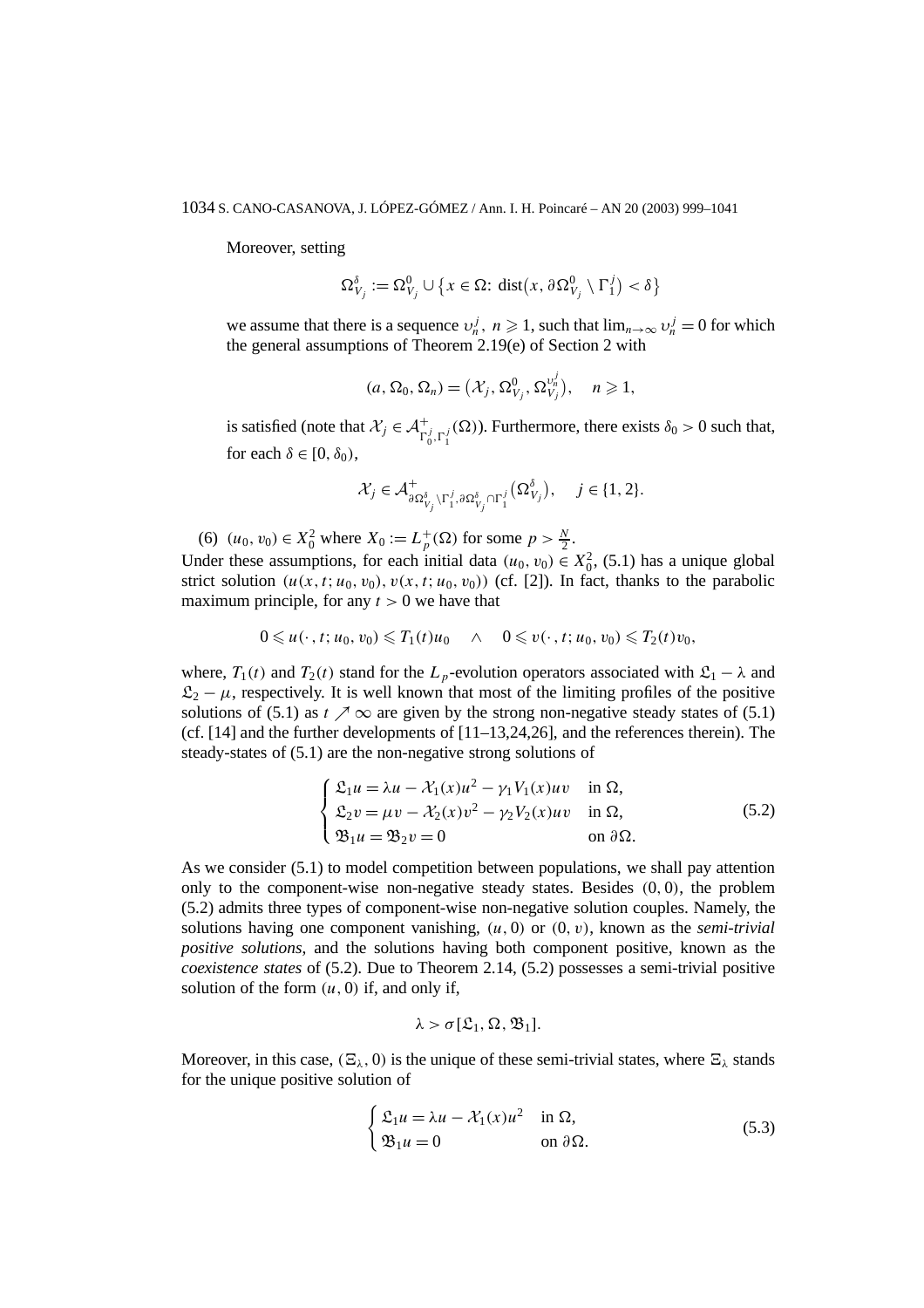Moreover, setting

$$\Omega_{V_j}^{\delta} := \Omega_{V_j}^{0} \cup \{ x \in \Omega \colon \operatorname{dist}(x, \partial\Omega_{V_j}^{0} \setminus \Gamma_1^j) < \delta \}$$

we assume that there is a sequence $\upsilon_n^j$, $n \geqslant 1$, such that $\lim_{n\to\infty} \upsilon_n^j = 0$ for which the general assumptions of Theorem 2.19(e) of Section 2 with

$$(a, \Omega_0, \Omega_n) = (\mathcal{X}_j, \Omega_{V_j}^0, \Omega_{V_j}^{\upsilon_n^j}), \quad n \geqslant 1,$$

is satisfied (note that $\mathcal{X}_j \in \mathcal{A}^+_{\Gamma_0^j, \Gamma_1^j}(\Omega)$). Furthermore, there exists $\delta_0 > 0$ such that, for each $\delta \in [0, \delta_0)$,

$$\mathcal{X}_j \in \mathcal{A}^+_{\partial\Omega_{V_j}^{\delta} \setminus \Gamma_1^j, \partial\Omega_{V_j}^{\delta} \cap \Gamma_1^j}(\Omega_{V_j}^{\delta}), \quad j \in \{1, 2\}.$$

(6) $(u_0, v_0) \in X_0^2$ where $X_0 := L_p^+(\Omega)$ for some $p > \frac{N}{2}$.

Under these assumptions, for each initial data $(u_0, v_0) \in X_0^2$, (5.1) has a unique global strict solution $(u(x, t; u_0, v_0), v(x, t; u_0, v_0))$ (cf. [2]). In fact, thanks to the parabolic maximum principle, for any $t > 0$ we have that

$$0 \leqslant u(\cdot, t; u_0, v_0) \leqslant T_1(t)u_0 \quad \wedge \quad 0 \leqslant v(\cdot, t; u_0, v_0) \leqslant T_2(t)v_0,$$

where, $T_1(t)$ and $T_2(t)$ stand for the $L_p$-evolution operators associated with $\mathfrak{L}_1 - \lambda$ and $\mathfrak{L}_2 - \mu$, respectively. It is well known that most of the limiting profiles of the positive solutions of (5.1) as $t \nearrow \infty$ are given by the strong non-negative steady states of (5.1) (cf. [14] and the further developments of [11–13,24,26], and the references therein). The steady-states of (5.1) are the non-negative strong solutions of

$$\begin{cases} \mathfrak{L}_1 u = \lambda u - \mathcal{X}_1(x)u^2 - \gamma_1 V_1(x)uv & \text{in } \Omega, \\ \mathfrak{L}_2 v = \mu v - \mathcal{X}_2(x)v^2 - \gamma_2 V_2(x)uv & \text{in } \Omega, \\ \mathfrak{B}_1 u = \mathfrak{B}_2 v = 0 & \text{on } \partial\Omega. \end{cases} \tag{5.2}$$

As we consider (5.1) to model competition between populations, we shall pay attention only to the component-wise non-negative steady states. Besides $(0, 0)$, the problem (5.2) admits three types of component-wise non-negative solution couples. Namely, the solutions having one component vanishing, $(u, 0)$ or $(0, v)$, known as the *semi-trivial positive solutions*, and the solutions having both component positive, known as the *coexistence states* of (5.2). Due to Theorem 2.14, (5.2) possesses a semi-trivial positive solution of the form $(u, 0)$ if, and only if,

$$\lambda > \sigma[\mathfrak{L}_1, \Omega, \mathfrak{B}_1].$$

Moreover, in this case, $(\Xi_\lambda, 0)$ is the unique of these semi-trivial states, where $\Xi_\lambda$ stands for the unique positive solution of

$$\begin{cases} \mathfrak{L}_1 u = \lambda u - \mathcal{X}_1(x)u^2 & \text{in } \Omega, \\ \mathfrak{B}_1 u = 0 & \text{on } \partial\Omega. \end{cases} \tag{5.3}$$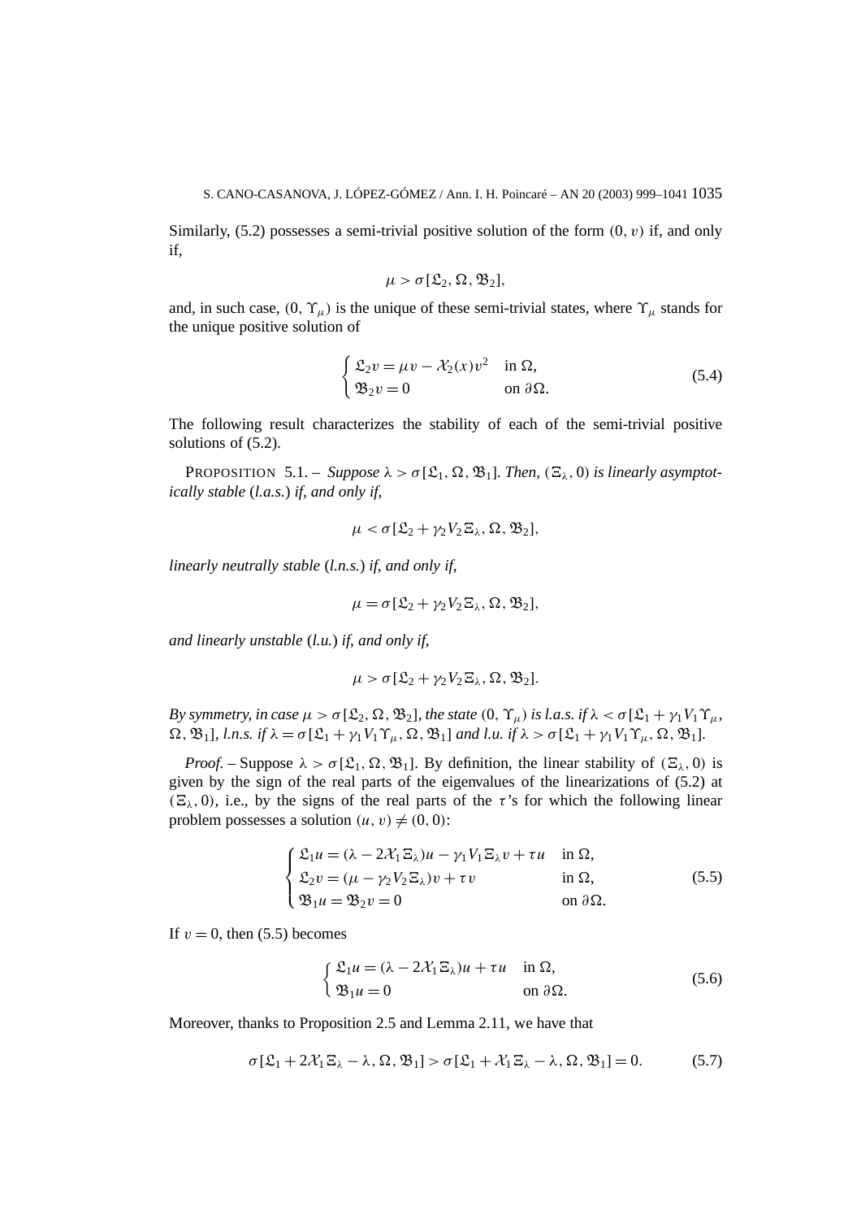Similarly, (5.2) possesses a semi-trivial positive solution of the form $(0, v)$ if, and only if,

$$\mu > \sigma[\mathfrak{L}_2, \Omega, \mathfrak{B}_2],$$

and, in such case, $(0, \Upsilon_\mu)$ is the unique of these semi-trivial states, where $\Upsilon_\mu$ stands for the unique positive solution of

$$\begin{cases} \mathfrak{L}_2 v = \mu v - \mathcal{X}_2(x) v^2 & \text{in } \Omega, \\ \mathfrak{B}_2 v = 0 & \text{on } \partial\Omega. \end{cases} \tag{5.4}$$

The following result characterizes the stability of each of the semi-trivial positive solutions of (5.2).

PROPOSITION 5.1. – *Suppose $\lambda > \sigma[\mathfrak{L}_1, \Omega, \mathfrak{B}_1]$. Then, $(\Xi_\lambda, 0)$ is linearly asymptotically stable (l.a.s.) if, and only if,*

$$\mu < \sigma[\mathfrak{L}_2 + \gamma_2 V_2 \Xi_\lambda, \Omega, \mathfrak{B}_2],$$

*linearly neutrally stable (l.n.s.) if, and only if,*

$$\mu = \sigma[\mathfrak{L}_2 + \gamma_2 V_2 \Xi_\lambda, \Omega, \mathfrak{B}_2],$$

*and linearly unstable (l.u.) if, and only if,*

$$\mu > \sigma[\mathfrak{L}_2 + \gamma_2 V_2 \Xi_\lambda, \Omega, \mathfrak{B}_2].$$

*By symmetry, in case $\mu > \sigma[\mathfrak{L}_2, \Omega, \mathfrak{B}_2]$, the state $(0, \Upsilon_\mu)$ is l.a.s. if $\lambda < \sigma[\mathfrak{L}_1 + \gamma_1 V_1 \Upsilon_\mu, \Omega, \mathfrak{B}_1]$, l.n.s. if $\lambda = \sigma[\mathfrak{L}_1 + \gamma_1 V_1 \Upsilon_\mu, \Omega, \mathfrak{B}_1]$ and l.u. if $\lambda > \sigma[\mathfrak{L}_1 + \gamma_1 V_1 \Upsilon_\mu, \Omega, \mathfrak{B}_1]$.*

*Proof.* – Suppose $\lambda > \sigma[\mathfrak{L}_1, \Omega, \mathfrak{B}_1]$. By definition, the linear stability of $(\Xi_\lambda, 0)$ is given by the sign of the real parts of the eigenvalues of the linearizations of (5.2) at $(\Xi_\lambda, 0)$, i.e., by the signs of the real parts of the $\tau$'s for which the following linear problem possesses a solution $(u, v) \neq (0, 0)$:

$$\begin{cases} \mathfrak{L}_1 u = (\lambda - 2\mathcal{X}_1 \Xi_\lambda) u - \gamma_1 V_1 \Xi_\lambda v + \tau u & \text{in } \Omega, \\ \mathfrak{L}_2 v = (\mu - \gamma_2 V_2 \Xi_\lambda) v + \tau v & \text{in } \Omega, \\ \mathfrak{B}_1 u = \mathfrak{B}_2 v = 0 & \text{on } \partial\Omega. \end{cases} \tag{5.5}$$

If $v = 0$, then (5.5) becomes

$$\begin{cases} \mathfrak{L}_1 u = (\lambda - 2\mathcal{X}_1 \Xi_\lambda) u + \tau u & \text{in } \Omega, \\ \mathfrak{B}_1 u = 0 & \text{on } \partial\Omega. \end{cases} \tag{5.6}$$

Moreover, thanks to Proposition 2.5 and Lemma 2.11, we have that

$$\sigma[\mathfrak{L}_1 + 2\mathcal{X}_1 \Xi_\lambda - \lambda, \Omega, \mathfrak{B}_1] > \sigma[\mathfrak{L}_1 + \mathcal{X}_1 \Xi_\lambda - \lambda, \Omega, \mathfrak{B}_1] = 0. \tag{5.7}$$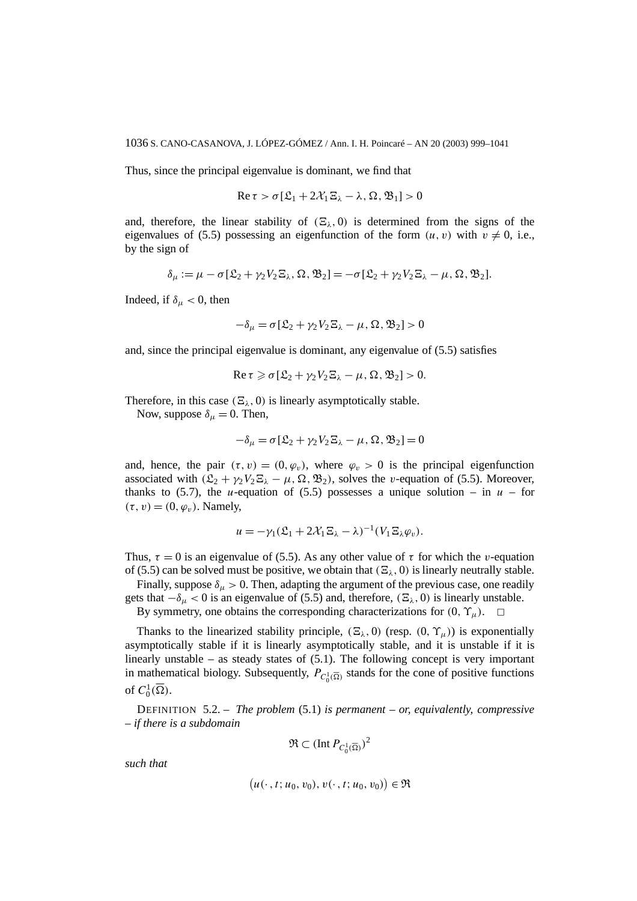Thus, since the principal eigenvalue is dominant, we find that

$$\operatorname{Re}\tau > \sigma[\mathfrak{L}_1 + 2\mathcal{X}_1\Xi_\lambda - \lambda, \Omega, \mathfrak{B}_1] > 0$$

and, therefore, the linear stability of $(\Xi_\lambda, 0)$ is determined from the signs of the eigenvalues of (5.5) possessing an eigenfunction of the form $(u, v)$ with $v \neq 0$, i.e., by the sign of

$$\delta_\mu := \mu - \sigma[\mathfrak{L}_2 + \gamma_2 V_2 \Xi_\lambda, \Omega, \mathfrak{B}_2] = -\sigma[\mathfrak{L}_2 + \gamma_2 V_2 \Xi_\lambda - \mu, \Omega, \mathfrak{B}_2].$$

Indeed, if $\delta_\mu < 0$, then

$$-\delta_\mu = \sigma[\mathfrak{L}_2 + \gamma_2 V_2 \Xi_\lambda - \mu, \Omega, \mathfrak{B}_2] > 0$$

and, since the principal eigenvalue is dominant, any eigenvalue of (5.5) satisfies

$$\operatorname{Re}\tau \geqslant \sigma[\mathfrak{L}_2 + \gamma_2 V_2 \Xi_\lambda - \mu, \Omega, \mathfrak{B}_2] > 0.$$

Therefore, in this case $(\Xi_\lambda, 0)$ is linearly asymptotically stable.

Now, suppose $\delta_\mu = 0$. Then,

$$-\delta_\mu = \sigma[\mathfrak{L}_2 + \gamma_2 V_2 \Xi_\lambda - \mu, \Omega, \mathfrak{B}_2] = 0$$

and, hence, the pair $(\tau, v) = (0, \varphi_v)$, where $\varphi_v > 0$ is the principal eigenfunction associated with $(\mathfrak{L}_2 + \gamma_2 V_2 \Xi_\lambda - \mu, \Omega, \mathfrak{B}_2)$, solves the $v$-equation of (5.5). Moreover, thanks to (5.7), the $u$-equation of (5.5) possesses a unique solution – in $u$ – for $(\tau, v) = (0, \varphi_v)$. Namely,

$$u = -\gamma_1(\mathfrak{L}_1 + 2\mathcal{X}_1\Xi_\lambda - \lambda)^{-1}(V_1 \Xi_\lambda \varphi_v).$$

Thus, $\tau = 0$ is an eigenvalue of (5.5). As any other value of $\tau$ for which the $v$-equation of (5.5) can be solved must be positive, we obtain that $(\Xi_\lambda, 0)$ is linearly neutrally stable.

Finally, suppose $\delta_\mu > 0$. Then, adapting the argument of the previous case, one readily gets that $-\delta_\mu < 0$ is an eigenvalue of (5.5) and, therefore, $(\Xi_\lambda, 0)$ is linearly unstable.

By symmetry, one obtains the corresponding characterizations for $(0, \Upsilon_\mu)$. $\square$

Thanks to the linearized stability principle, $(\Xi_\lambda, 0)$ (resp. $(0, \Upsilon_\mu)$) is exponentially asymptotically stable if it is linearly asymptotically stable, and it is unstable if it is linearly unstable – as steady states of (5.1). The following concept is very important in mathematical biology. Subsequently, $P_{C_0^1(\overline{\Omega})}$ stands for the cone of positive functions of $C_0^1(\overline{\Omega})$.

DEFINITION 5.2. – *The problem* (5.1) *is permanent – or, equivalently, compressive – if there is a subdomain*

$$\mathfrak{R} \subset (\operatorname{Int} P_{C_0^1(\overline{\Omega})})^2$$

*such that*

$$\big(u(\cdot, t; u_0, v_0), v(\cdot, t; u_0, v_0)\big) \in \mathfrak{R}$$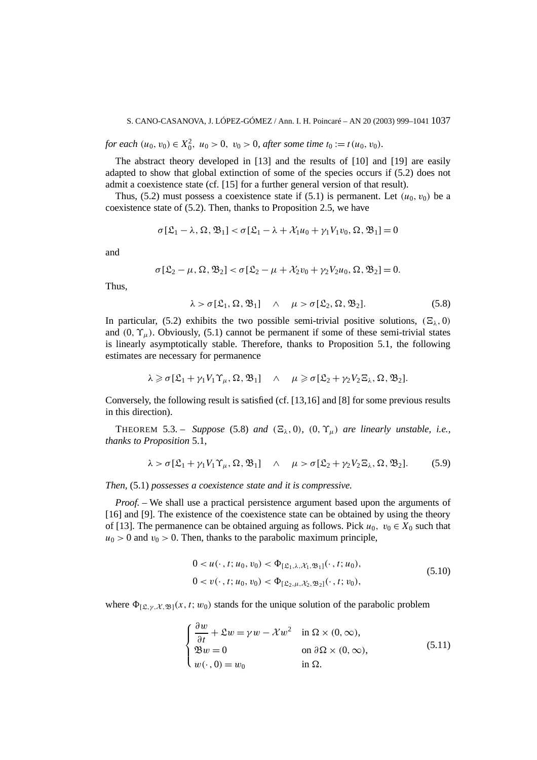*for each* $(u_0, v_0) \in X_0^2,\ u_0 > 0,\ v_0 > 0$, *after some time* $t_0 := t(u_0, v_0)$.

The abstract theory developed in [13] and the results of [10] and [19] are easily adapted to show that global extinction of some of the species occurs if (5.2) does not admit a coexistence state (cf. [15] for a further general version of that result).

Thus, (5.2) must possess a coexistence state if (5.1) is permanent. Let $(u_0, v_0)$ be a coexistence state of (5.2). Then, thanks to Proposition 2.5, we have

$$\sigma[\mathfrak{L}_1 - \lambda, \Omega, \mathfrak{B}_1] < \sigma[\mathfrak{L}_1 - \lambda + \mathcal{X}_1 u_0 + \gamma_1 V_1 v_0, \Omega, \mathfrak{B}_1] = 0$$

and

$$\sigma[\mathfrak{L}_2 - \mu, \Omega, \mathfrak{B}_2] < \sigma[\mathfrak{L}_2 - \mu + \mathcal{X}_2 v_0 + \gamma_2 V_2 u_0, \Omega, \mathfrak{B}_2] = 0.$$

Thus,

$$\lambda > \sigma[\mathfrak{L}_1, \Omega, \mathfrak{B}_1] \quad \wedge \quad \mu > \sigma[\mathfrak{L}_2, \Omega, \mathfrak{B}_2]. \tag{5.8}$$

In particular, (5.2) exhibits the two possible semi-trivial positive solutions, $(\Xi_\lambda, 0)$ and $(0, \Upsilon_\mu)$. Obviously, (5.1) cannot be permanent if some of these semi-trivial states is linearly asymptotically stable. Therefore, thanks to Proposition 5.1, the following estimates are necessary for permanence

$$\lambda \geqslant \sigma[\mathfrak{L}_1 + \gamma_1 V_1 \Upsilon_\mu, \Omega, \mathfrak{B}_1] \quad \wedge \quad \mu \geqslant \sigma[\mathfrak{L}_2 + \gamma_2 V_2 \Xi_\lambda, \Omega, \mathfrak{B}_2].$$

Conversely, the following result is satisfied (cf. [13,16] and [8] for some previous results in this direction).

THEOREM 5.3. – *Suppose* (5.8) *and* $(\Xi_\lambda, 0)$, $(0, \Upsilon_\mu)$ *are linearly unstable, i.e., thanks to Proposition* 5.1,

$$\lambda > \sigma[\mathfrak{L}_1 + \gamma_1 V_1 \Upsilon_\mu, \Omega, \mathfrak{B}_1] \quad \wedge \quad \mu > \sigma[\mathfrak{L}_2 + \gamma_2 V_2 \Xi_\lambda, \Omega, \mathfrak{B}_2]. \tag{5.9}$$

*Then,* (5.1) *possesses a coexistence state and it is compressive.*

*Proof.* – We shall use a practical persistence argument based upon the arguments of [16] and [9]. The existence of the coexistence state can be obtained by using the theory of [13]. The permanence can be obtained arguing as follows. Pick $u_0,\ v_0 \in X_0$ such that $u_0 > 0$ and $v_0 > 0$. Then, thanks to the parabolic maximum principle,

$$\begin{aligned} &0 < u(\cdot, t; u_0, v_0) < \Phi_{[\mathfrak{L}_1, \lambda, \mathcal{X}_1, \mathfrak{B}_1]}(\cdot, t; u_0), \\ &0 < v(\cdot, t; u_0, v_0) < \Phi_{[\mathfrak{L}_2, \mu, \mathcal{X}_2, \mathfrak{B}_2]}(\cdot, t; v_0), \end{aligned} \tag{5.10}$$

where $\Phi_{[\mathfrak{L}, \gamma, \mathcal{X}, \mathfrak{B}]}(x, t; w_0)$ stands for the unique solution of the parabolic problem

$$\begin{cases} \dfrac{\partial w}{\partial t} + \mathfrak{L} w = \gamma w - \mathcal{X} w^2 & \text{in } \Omega \times (0, \infty), \\ \mathfrak{B} w = 0 & \text{on } \partial\Omega \times (0, \infty), \\ w(\cdot, 0) = w_0 & \text{in } \Omega. \end{cases} \tag{5.11}$$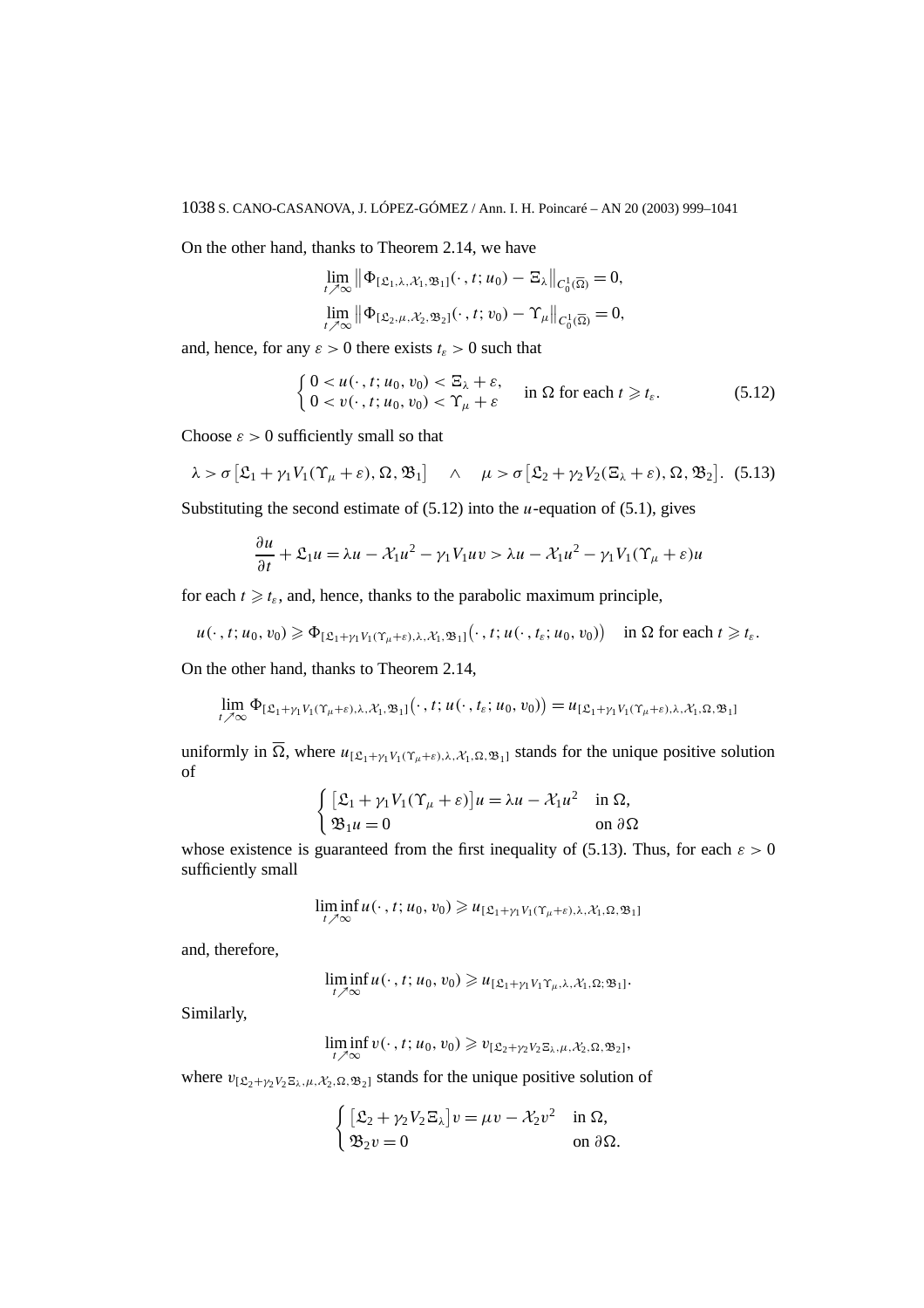On the other hand, thanks to Theorem 2.14, we have

$$\lim_{t\nearrow\infty} \left\| \Phi_{[\mathfrak{L}_1,\lambda,\mathcal{X}_1,\mathfrak{B}_1]}(\cdot\,,t;u_0) - \Xi_\lambda \right\|_{C_0^1(\overline{\Omega})} = 0,$$

$$\lim_{t\nearrow\infty} \left\| \Phi_{[\mathfrak{L}_2,\mu,\mathcal{X}_2,\mathfrak{B}_2]}(\cdot\,,t;v_0) - \Upsilon_\mu \right\|_{C_0^1(\overline{\Omega})} = 0,$$

and, hence, for any $\varepsilon > 0$ there exists $t_\varepsilon > 0$ such that

$$\begin{cases} 0 < u(\cdot\,,t;u_0,v_0) < \Xi_\lambda + \varepsilon, \\ 0 < v(\cdot\,,t;u_0,v_0) < \Upsilon_\mu + \varepsilon \end{cases} \quad \text{in } \Omega \text{ for each } t \geqslant t_\varepsilon. \tag{5.12}$$

Choose $\varepsilon > 0$ sufficiently small so that

$$\lambda > \sigma\left[\mathfrak{L}_1 + \gamma_1 V_1(\Upsilon_\mu + \varepsilon), \Omega, \mathfrak{B}_1\right] \quad \wedge \quad \mu > \sigma\left[\mathfrak{L}_2 + \gamma_2 V_2(\Xi_\lambda + \varepsilon), \Omega, \mathfrak{B}_2\right]. \tag{5.13}$$

Substituting the second estimate of (5.12) into the $u$-equation of (5.1), gives

$$\frac{\partial u}{\partial t} + \mathfrak{L}_1 u = \lambda u - \mathcal{X}_1 u^2 - \gamma_1 V_1 u v > \lambda u - \mathcal{X}_1 u^2 - \gamma_1 V_1(\Upsilon_\mu + \varepsilon) u$$

for each $t \geqslant t_\varepsilon$, and, hence, thanks to the parabolic maximum principle,

$$u(\cdot\,,t;u_0,v_0) \geqslant \Phi_{[\mathfrak{L}_1+\gamma_1 V_1(\Upsilon_\mu+\varepsilon),\lambda,\mathcal{X}_1,\mathfrak{B}_1]}\big(\cdot\,,t;u(\cdot\,,t_\varepsilon;u_0,v_0)\big) \quad \text{in } \Omega \text{ for each } t \geqslant t_\varepsilon.$$

On the other hand, thanks to Theorem 2.14,

$$\lim_{t\nearrow\infty} \Phi_{[\mathfrak{L}_1+\gamma_1 V_1(\Upsilon_\mu+\varepsilon),\lambda,\mathcal{X}_1,\mathfrak{B}_1]}\big(\cdot\,,t;u(\cdot\,,t_\varepsilon;u_0,v_0)\big) = u_{[\mathfrak{L}_1+\gamma_1 V_1(\Upsilon_\mu+\varepsilon),\lambda,\mathcal{X}_1,\Omega,\mathfrak{B}_1]}$$

uniformly in $\overline{\Omega}$, where $u_{[\mathfrak{L}_1+\gamma_1 V_1(\Upsilon_\mu+\varepsilon),\lambda,\mathcal{X}_1,\Omega,\mathfrak{B}_1]}$ stands for the unique positive solution of

$$\begin{cases} \left[\mathfrak{L}_1 + \gamma_1 V_1(\Upsilon_\mu + \varepsilon)\right] u = \lambda u - \mathcal{X}_1 u^2 & \text{in } \Omega, \\ \mathfrak{B}_1 u = 0 & \text{on } \partial\Omega \end{cases}$$

whose existence is guaranteed from the first inequality of (5.13). Thus, for each $\varepsilon > 0$ sufficiently small

$$\liminf_{t\nearrow\infty} u(\cdot\,,t;u_0,v_0) \geqslant u_{[\mathfrak{L}_1+\gamma_1 V_1(\Upsilon_\mu+\varepsilon),\lambda,\mathcal{X}_1,\Omega,\mathfrak{B}_1]}$$

and, therefore,

$$\liminf_{t\nearrow\infty} u(\cdot\,,t;u_0,v_0) \geqslant u_{[\mathfrak{L}_1+\gamma_1 V_1 \Upsilon_\mu,\lambda,\mathcal{X}_1,\Omega;\mathfrak{B}_1]}.$$

Similarly,

$$\liminf_{t\nearrow\infty} v(\cdot\,,t;u_0,v_0) \geqslant v_{[\mathfrak{L}_2+\gamma_2 V_2 \Xi_\lambda,\mu,\mathcal{X}_2,\Omega,\mathfrak{B}_2]},$$

where $v_{[\mathfrak{L}_2+\gamma_2 V_2 \Xi_\lambda,\mu,\mathcal{X}_2,\Omega,\mathfrak{B}_2]}$ stands for the unique positive solution of

$$\begin{cases} \left[\mathfrak{L}_2 + \gamma_2 V_2 \Xi_\lambda\right] v = \mu v - \mathcal{X}_2 v^2 & \text{in } \Omega, \\ \mathfrak{B}_2 v = 0 & \text{on } \partial\Omega. \end{cases}$$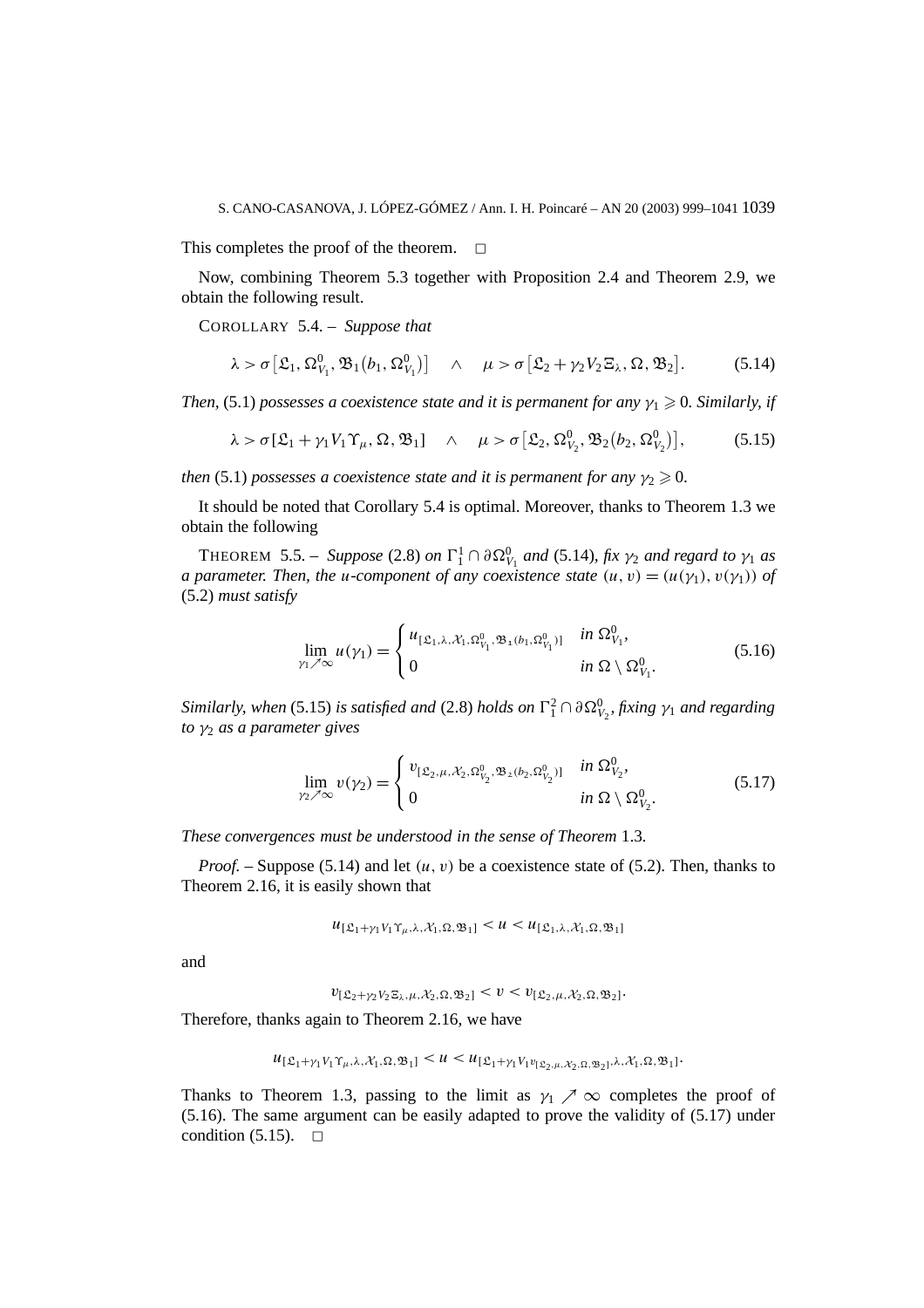This completes the proof of the theorem. $\square$

Now, combining Theorem 5.3 together with Proposition 2.4 and Theorem 2.9, we obtain the following result.

COROLLARY 5.4. – *Suppose that*

$$\lambda > \sigma\left[\mathfrak{L}_1, \Omega^0_{V_1}, \mathfrak{B}_1\left(b_1, \Omega^0_{V_1}\right)\right] \quad \wedge \quad \mu > \sigma\left[\mathfrak{L}_2 + \gamma_2 V_2 \Xi_\lambda, \Omega, \mathfrak{B}_2\right]. \tag{5.14}$$

*Then,* (5.1) *possesses a coexistence state and it is permanent for any* $\gamma_1 \geqslant 0$. *Similarly, if*

$$\lambda > \sigma\left[\mathfrak{L}_1 + \gamma_1 V_1 \Upsilon_\mu, \Omega, \mathfrak{B}_1\right] \quad \wedge \quad \mu > \sigma\left[\mathfrak{L}_2, \Omega^0_{V_2}, \mathfrak{B}_2\left(b_2, \Omega^0_{V_2}\right)\right], \tag{5.15}$$

*then* (5.1) *possesses a coexistence state and it is permanent for any* $\gamma_2 \geqslant 0$.

It should be noted that Corollary 5.4 is optimal. Moreover, thanks to Theorem 1.3 we obtain the following

THEOREM 5.5. – *Suppose* (2.8) *on* $\Gamma^1_1 \cap \partial\Omega^0_{V_1}$ *and* (5.14), *fix* $\gamma_2$ *and regard to* $\gamma_1$ *as a parameter. Then, the* $u$*-component of any coexistence state* $(u, v) = (u(\gamma_1), v(\gamma_1))$ *of* (5.2) *must satisfy*

$$\lim_{\gamma_1 \nearrow \infty} u(\gamma_1) = \begin{cases} u_{[\mathfrak{L}_1, \lambda, \mathcal{X}_1, \Omega^0_{V_1}, \mathfrak{B}_1(b_1, \Omega^0_{V_1})]} & \text{in } \Omega^0_{V_1}, \\ 0 & \text{in } \Omega \setminus \Omega^0_{V_1}. \end{cases} \tag{5.16}$$

*Similarly, when* (5.15) *is satisfied and* (2.8) *holds on* $\Gamma^2_1 \cap \partial\Omega^0_{V_2}$, *fixing* $\gamma_1$ *and regarding to* $\gamma_2$ *as a parameter gives*

$$\lim_{\gamma_2 \nearrow \infty} v(\gamma_2) = \begin{cases} v_{[\mathfrak{L}_2, \mu, \mathcal{X}_2, \Omega^0_{V_2}, \mathfrak{B}_2(b_2, \Omega^0_{V_2})]} & \text{in } \Omega^0_{V_2}, \\ 0 & \text{in } \Omega \setminus \Omega^0_{V_2}. \end{cases} \tag{5.17}$$

*These convergences must be understood in the sense of Theorem* 1.3.

*Proof.* – Suppose (5.14) and let $(u, v)$ be a coexistence state of (5.2). Then, thanks to Theorem 2.16, it is easily shown that

$$u_{[\mathfrak{L}_1 + \gamma_1 V_1 \Upsilon_\mu, \lambda, \mathcal{X}_1, \Omega, \mathfrak{B}_1]} < u < u_{[\mathfrak{L}_1, \lambda, \mathcal{X}_1, \Omega, \mathfrak{B}_1]}$$

and

$$v_{[\mathfrak{L}_2 + \gamma_2 V_2 \Xi_\lambda, \mu, \mathcal{X}_2, \Omega, \mathfrak{B}_2]} < v < v_{[\mathfrak{L}_2, \mu, \mathcal{X}_2, \Omega, \mathfrak{B}_2]}.$$

Therefore, thanks again to Theorem 2.16, we have

$$u_{[\mathfrak{L}_1 + \gamma_1 V_1 \Upsilon_\mu, \lambda, \mathcal{X}_1, \Omega, \mathfrak{B}_1]} < u < u_{[\mathfrak{L}_1 + \gamma_1 V_1 v_{[\mathfrak{L}_2, \mu, \mathcal{X}_2, \Omega, \mathfrak{B}_2]}, \lambda, \mathcal{X}_1, \Omega, \mathfrak{B}_1]}.$$

Thanks to Theorem 1.3, passing to the limit as $\gamma_1 \nearrow \infty$ completes the proof of (5.16). The same argument can be easily adapted to prove the validity of (5.17) under condition (5.15). $\square$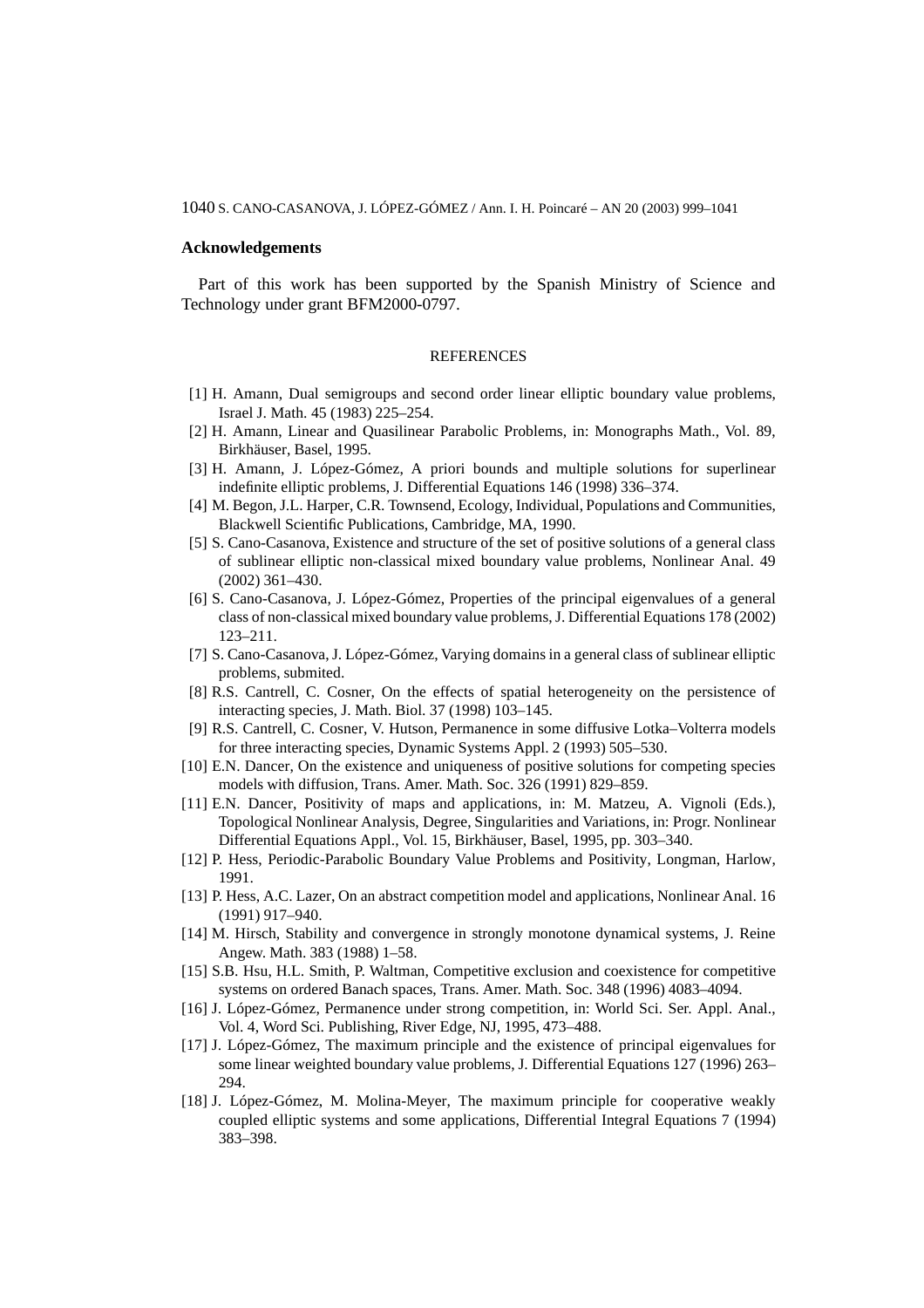## Acknowledgements

Part of this work has been supported by the Spanish Ministry of Science and Technology under grant BFM2000-0797.

## REFERENCES

[1] H. Amann, Dual semigroups and second order linear elliptic boundary value problems, Israel J. Math. 45 (1983) 225–254.

[2] H. Amann, Linear and Quasilinear Parabolic Problems, in: Monographs Math., Vol. 89, Birkhäuser, Basel, 1995.

[3] H. Amann, J. López-Gómez, A priori bounds and multiple solutions for superlinear indefinite elliptic problems, J. Differential Equations 146 (1998) 336–374.

[4] M. Begon, J.L. Harper, C.R. Townsend, Ecology, Individual, Populations and Communities, Blackwell Scientific Publications, Cambridge, MA, 1990.

[5] S. Cano-Casanova, Existence and structure of the set of positive solutions of a general class of sublinear elliptic non-classical mixed boundary value problems, Nonlinear Anal. 49 (2002) 361–430.

[6] S. Cano-Casanova, J. López-Gómez, Properties of the principal eigenvalues of a general class of non-classical mixed boundary value problems, J. Differential Equations 178 (2002) 123–211.

[7] S. Cano-Casanova, J. López-Gómez, Varying domains in a general class of sublinear elliptic problems, submited.

[8] R.S. Cantrell, C. Cosner, On the effects of spatial heterogeneity on the persistence of interacting species, J. Math. Biol. 37 (1998) 103–145.

[9] R.S. Cantrell, C. Cosner, V. Hutson, Permanence in some diffusive Lotka–Volterra models for three interacting species, Dynamic Systems Appl. 2 (1993) 505–530.

[10] E.N. Dancer, On the existence and uniqueness of positive solutions for competing species models with diffusion, Trans. Amer. Math. Soc. 326 (1991) 829–859.

[11] E.N. Dancer, Positivity of maps and applications, in: M. Matzeu, A. Vignoli (Eds.), Topological Nonlinear Analysis, Degree, Singularities and Variations, in: Progr. Nonlinear Differential Equations Appl., Vol. 15, Birkhäuser, Basel, 1995, pp. 303–340.

[12] P. Hess, Periodic-Parabolic Boundary Value Problems and Positivity, Longman, Harlow, 1991.

[13] P. Hess, A.C. Lazer, On an abstract competition model and applications, Nonlinear Anal. 16 (1991) 917–940.

[14] M. Hirsch, Stability and convergence in strongly monotone dynamical systems, J. Reine Angew. Math. 383 (1988) 1–58.

[15] S.B. Hsu, H.L. Smith, P. Waltman, Competitive exclusion and coexistence for competitive systems on ordered Banach spaces, Trans. Amer. Math. Soc. 348 (1996) 4083–4094.

[16] J. López-Gómez, Permanence under strong competition, in: World Sci. Ser. Appl. Anal., Vol. 4, Word Sci. Publishing, River Edge, NJ, 1995, 473–488.

[17] J. López-Gómez, The maximum principle and the existence of principal eigenvalues for some linear weighted boundary value problems, J. Differential Equations 127 (1996) 263–294.

[18] J. López-Gómez, M. Molina-Meyer, The maximum principle for cooperative weakly coupled elliptic systems and some applications, Differential Integral Equations 7 (1994) 383–398.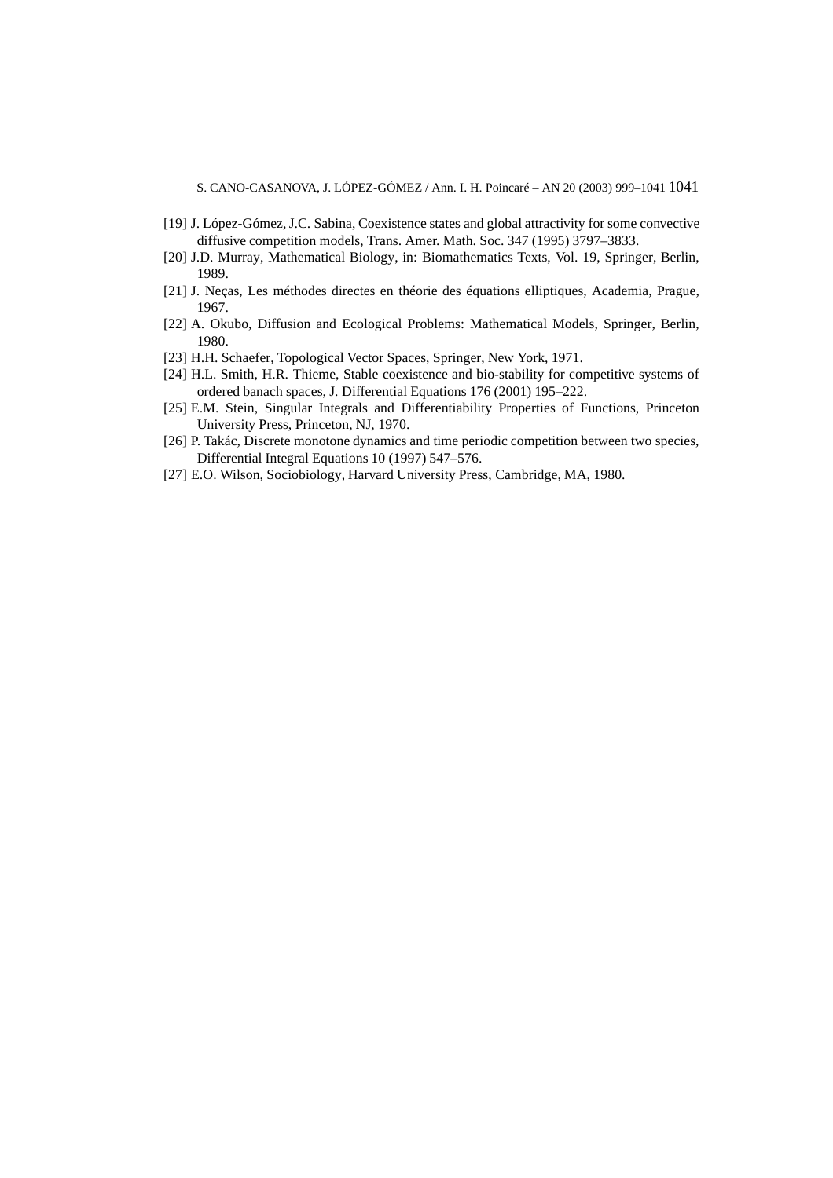[19] J. López-Gómez, J.C. Sabina, Coexistence states and global attractivity for some convective diffusive competition models, Trans. Amer. Math. Soc. 347 (1995) 3797–3833.

[20] J.D. Murray, Mathematical Biology, in: Biomathematics Texts, Vol. 19, Springer, Berlin, 1989.

[21] J. Neças, Les méthodes directes en théorie des équations elliptiques, Academia, Prague, 1967.

[22] A. Okubo, Diffusion and Ecological Problems: Mathematical Models, Springer, Berlin, 1980.

[23] H.H. Schaefer, Topological Vector Spaces, Springer, New York, 1971.

[24] H.L. Smith, H.R. Thieme, Stable coexistence and bio-stability for competitive systems of ordered banach spaces, J. Differential Equations 176 (2001) 195–222.

[25] E.M. Stein, Singular Integrals and Differentiability Properties of Functions, Princeton University Press, Princeton, NJ, 1970.

[26] P. Takác, Discrete monotone dynamics and time periodic competition between two species, Differential Integral Equations 10 (1997) 547–576.

[27] E.O. Wilson, Sociobiology, Harvard University Press, Cambridge, MA, 1980.